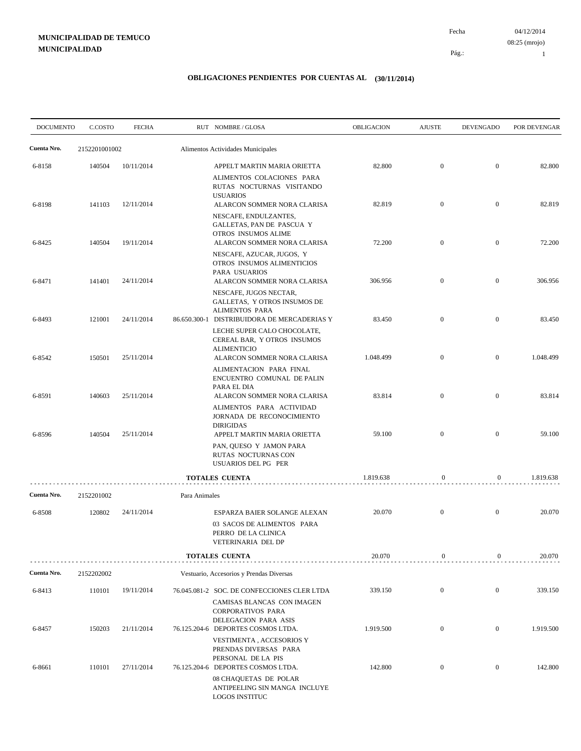**MUNICIPALIDAD DE TEMUCO**
**MUNICIPALIDAD**

Fecha 04/12/2014
08:25 (mrojo)

## OBLIGACIONES PENDIENTES POR CUENTAS AL (30/11/2014)

| DOCUMENTO | C.COSTO | FECHA | RUT | NOMBRE / GLOSA | OBLIGACION | AJUSTE | DEVENGADO | POR DEVENGAR |
|---|---|---|---|---|---|---|---|---|
| **Cuenta Nro.** | 2152201001002 | | | Alimentos Actividades Municipales | | | | |
| 6-8158 | 140504 | 10/11/2014 | | APPELT MARTIN MARIA ORIETTA<br>ALIMENTOS COLACIONES PARA RUTAS NOCTURNAS VISITANDO USUARIOS | 82.800 | 0 | 0 | 82.800 |
| 6-8198 | 141103 | 12/11/2014 | | ALARCON SOMMER NORA CLARISA<br>NESCAFE, ENDULZANTES, GALLETAS, PAN DE PASCUA Y OTROS INSUMOS ALIME | 82.819 | 0 | 0 | 82.819 |
| 6-8425 | 140504 | 19/11/2014 | | ALARCON SOMMER NORA CLARISA<br>NESCAFE, AZUCAR, JUGOS, Y OTROS INSUMOS ALIMENTICIOS PARA USUARIOS | 72.200 | 0 | 0 | 72.200 |
| 6-8471 | 141401 | 24/11/2014 | | ALARCON SOMMER NORA CLARISA<br>NESCAFE, JUGOS NECTAR, GALLETAS, Y OTROS INSUMOS DE ALIMENTOS PARA | 306.956 | 0 | 0 | 306.956 |
| 6-8493 | 121001 | 24/11/2014 | 86.650.300-1 | DISTRIBUIDORA DE MERCADERIAS Y<br>LECHE SUPER CALO CHOCOLATE, CEREAL BAR, Y OTROS INSUMOS ALIMENTICIO | 83.450 | 0 | 0 | 83.450 |
| 6-8542 | 150501 | 25/11/2014 | | ALARCON SOMMER NORA CLARISA<br>ALIMENTACION PARA FINAL ENCUENTRO COMUNAL DE PALIN PARA EL DIA | 1.048.499 | 0 | 0 | 1.048.499 |
| 6-8591 | 140603 | 25/11/2014 | | ALARCON SOMMER NORA CLARISA<br>ALIMENTOS PARA ACTIVIDAD JORNADA DE RECONOCIMIENTO DIRIGIDAS | 83.814 | 0 | 0 | 83.814 |
| 6-8596 | 140504 | 25/11/2014 | | APPELT MARTIN MARIA ORIETTA<br>PAN, QUESO Y JAMON PARA RUTAS NOCTURNAS CON USUARIOS DEL PG PER | 59.100 | 0 | 0 | 59.100 |
| | | | | **TOTALES CUENTA** | 1.819.638 | 0 | 0 | 1.819.638 |
| **Cuenta Nro.** | 2152201002 | | | Para Animales | | | | |
| 6-8508 | 120802 | 24/11/2014 | | ESPARZA BAIER SOLANGE ALEXAN<br>03 SACOS DE ALIMENTOS PARA PERRO DE LA CLINICA VETERINARIA DEL DP | 20.070 | 0 | 0 | 20.070 |
| | | | | **TOTALES CUENTA** | 20.070 | 0 | 0 | 20.070 |
| **Cuenta Nro.** | 2152202002 | | | Vestuario, Accesorios y Prendas Diversas | | | | |
| 6-8413 | 110101 | 19/11/2014 | 76.045.081-2 | SOC. DE CONFECCIONES CLER LTDA<br>CAMISAS BLANCAS CON IMAGEN CORPORATIVOS PARA DELEGACION PARA ASIS | 339.150 | 0 | 0 | 339.150 |
| 6-8457 | 150203 | 21/11/2014 | 76.125.204-6 | DEPORTES COSMOS LTDA.<br>VESTIMENTA , ACCESORIOS Y PRENDAS DIVERSAS PARA PERSONAL DE LA PIS | 1.919.500 | 0 | 0 | 1.919.500 |
| 6-8661 | 110101 | 27/11/2014 | 76.125.204-6 | DEPORTES COSMOS LTDA.<br>08 CHAQUETAS DE POLAR ANTIPEELING SIN MANGA INCLUYE LOGOS INSTITUC | 142.800 | 0 | 0 | 142.800 |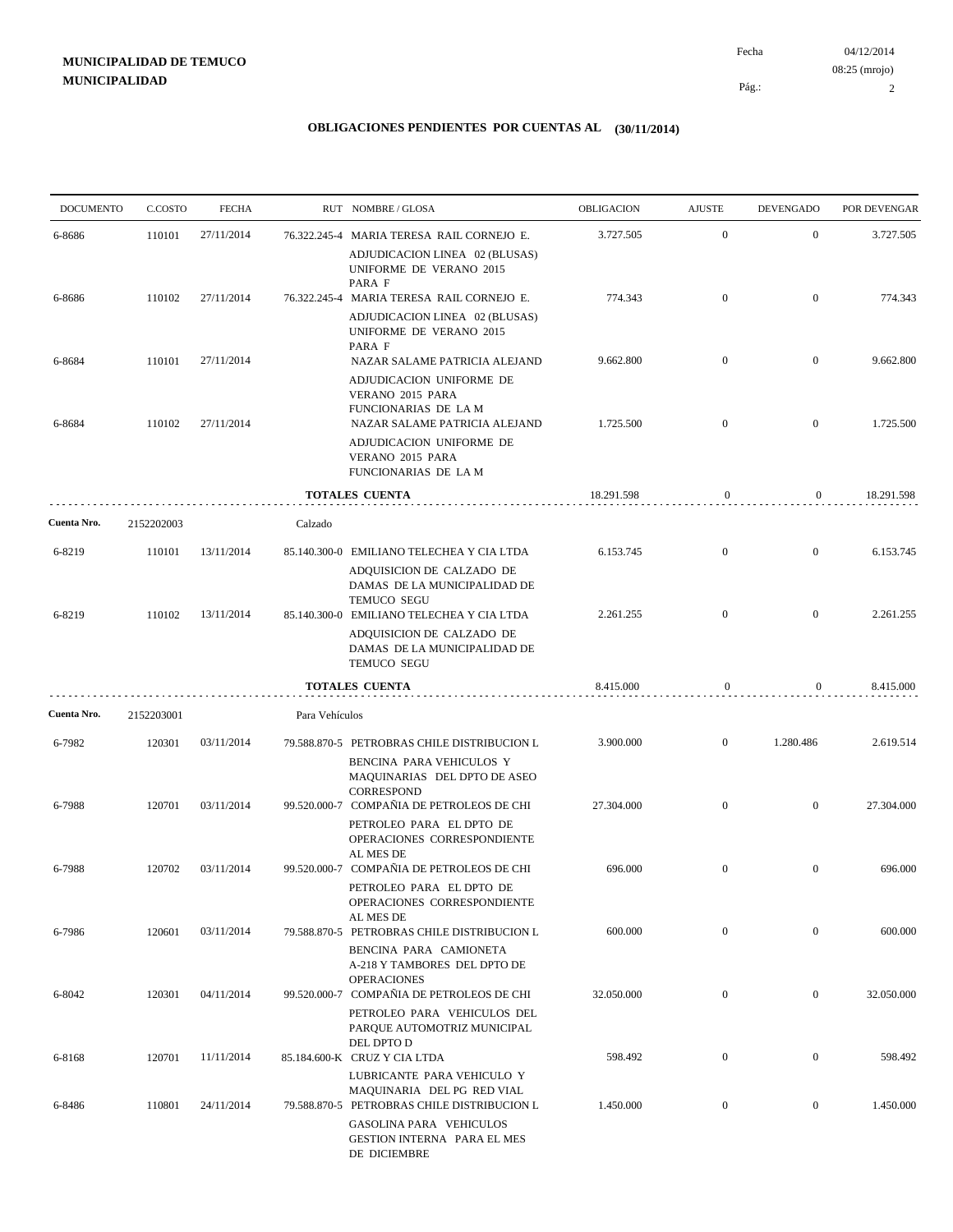**MUNICIPALIDAD DE TEMUCO**
**MUNICIPALIDAD**

Fecha 04/12/2014
08:25 (mrojo)

## OBLIGACIONES PENDIENTES POR CUENTAS AL (30/11/2014)

| DOCUMENTO | C.COSTO | FECHA | RUT | NOMBRE / GLOSA | OBLIGACION | AJUSTE | DEVENGADO | POR DEVENGAR |
|---|---|---|---|---|---|---|---|---|
| 6-8686 | 110101 | 27/11/2014 | 76.322.245-4 | MARIA TERESA RAIL CORNEJO E. ADJUDICACION LINEA 02 (BLUSAS) UNIFORME DE VERANO 2015 PARA F | 3.727.505 | 0 | 0 | 3.727.505 |
| 6-8686 | 110102 | 27/11/2014 | 76.322.245-4 | MARIA TERESA RAIL CORNEJO E. ADJUDICACION LINEA 02 (BLUSAS) UNIFORME DE VERANO 2015 PARA F | 774.343 | 0 | 0 | 774.343 |
| 6-8684 | 110101 | 27/11/2014 | | NAZAR SALAME PATRICIA ALEJAND ADJUDICACION UNIFORME DE VERANO 2015 PARA FUNCIONARIAS DE LA M | 9.662.800 | 0 | 0 | 9.662.800 |
| 6-8684 | 110102 | 27/11/2014 | | NAZAR SALAME PATRICIA ALEJAND ADJUDICACION UNIFORME DE VERANO 2015 PARA FUNCIONARIAS DE LA M | 1.725.500 | 0 | 0 | 1.725.500 |
| | | | | **TOTALES CUENTA** | 18.291.598 | 0 | 0 | 18.291.598 |
| **Cuenta Nro.** | 2152202003 | | Calzado | | | | | |
| 6-8219 | 110101 | 13/11/2014 | 85.140.300-0 | EMILIANO TELECHEA Y CIA LTDA ADQUISICION DE CALZADO DE DAMAS DE LA MUNICIPALIDAD DE TEMUCO SEGU | 6.153.745 | 0 | 0 | 6.153.745 |
| 6-8219 | 110102 | 13/11/2014 | 85.140.300-0 | EMILIANO TELECHEA Y CIA LTDA ADQUISICION DE CALZADO DE DAMAS DE LA MUNICIPALIDAD DE TEMUCO SEGU | 2.261.255 | 0 | 0 | 2.261.255 |
| | | | | **TOTALES CUENTA** | 8.415.000 | 0 | 0 | 8.415.000 |
| **Cuenta Nro.** | 2152203001 | | Para Vehículos | | | | | |
| 6-7982 | 120301 | 03/11/2014 | 79.588.870-5 | PETROBRAS CHILE DISTRIBUCION L BENCINA PARA VEHICULOS Y MAQUINARIAS DEL DPTO DE ASEO CORRESPOND | 3.900.000 | 0 | 1.280.486 | 2.619.514 |
| 6-7988 | 120701 | 03/11/2014 | 99.520.000-7 | COMPAÑIA DE PETROLEOS DE CHI PETROLEO PARA EL DPTO DE OPERACIONES CORRESPONDIENTE AL MES DE | 27.304.000 | 0 | 0 | 27.304.000 |
| 6-7988 | 120702 | 03/11/2014 | 99.520.000-7 | COMPAÑIA DE PETROLEOS DE CHI PETROLEO PARA EL DPTO DE OPERACIONES CORRESPONDIENTE AL MES DE | 696.000 | 0 | 0 | 696.000 |
| 6-7986 | 120601 | 03/11/2014 | 79.588.870-5 | PETROBRAS CHILE DISTRIBUCION L BENCINA PARA CAMIONETA A-218 Y TAMBORES DEL DPTO DE OPERACIONES | 600.000 | 0 | 0 | 600.000 |
| 6-8042 | 120301 | 04/11/2014 | 99.520.000-7 | COMPAÑIA DE PETROLEOS DE CHI PETROLEO PARA VEHICULOS DEL PARQUE AUTOMOTRIZ MUNICIPAL DEL DPTO D | 32.050.000 | 0 | 0 | 32.050.000 |
| 6-8168 | 120701 | 11/11/2014 | 85.184.600-K | CRUZ Y CIA LTDA LUBRICANTE PARA VEHICULO Y MAQUINARIA DEL PG RED VIAL | 598.492 | 0 | 0 | 598.492 |
| 6-8486 | 110801 | 24/11/2014 | 79.588.870-5 | PETROBRAS CHILE DISTRIBUCION L GASOLINA PARA VEHICULOS GESTION INTERNA PARA EL MES DE DICIEMBRE | 1.450.000 | 0 | 0 | 1.450.000 |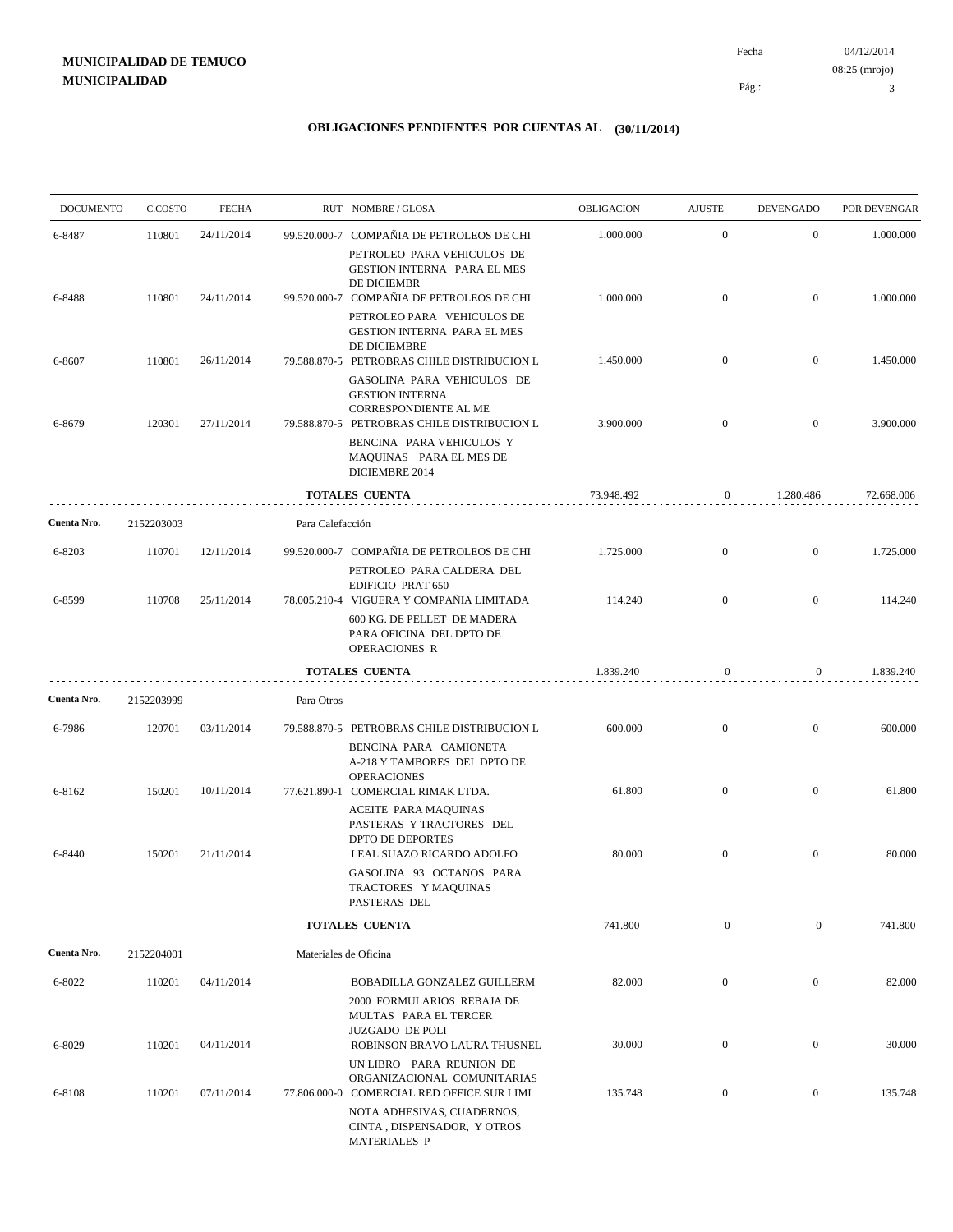**MUNICIPALIDAD DE TEMUCO**
**MUNICIPALIDAD**

Fecha 04/12/2014
08:25 (mrojo)

## OBLIGACIONES PENDIENTES POR CUENTAS AL (30/11/2014)

| DOCUMENTO | C.COSTO | FECHA | RUT NOMBRE / GLOSA | OBLIGACION | AJUSTE | DEVENGADO | POR DEVENGAR |
|---|---|---|---|---|---|---|---|
| 6-8487 | 110801 | 24/11/2014 | 99.520.000-7 COMPAÑIA DE PETROLEOS DE CHI<br>PETROLEO PARA VEHICULOS DE GESTION INTERNA PARA EL MES DE DICIEMBR | 1.000.000 | 0 | 0 | 1.000.000 |
| 6-8488 | 110801 | 24/11/2014 | 99.520.000-7 COMPAÑIA DE PETROLEOS DE CHI<br>PETROLEO PARA VEHICULOS DE GESTION INTERNA PARA EL MES DE DICIEMBRE | 1.000.000 | 0 | 0 | 1.000.000 |
| 6-8607 | 110801 | 26/11/2014 | 79.588.870-5 PETROBRAS CHILE DISTRIBUCION L<br>GASOLINA PARA VEHICULOS DE GESTION INTERNA CORRESPONDIENTE AL ME | 1.450.000 | 0 | 0 | 1.450.000 |
| 6-8679 | 120301 | 27/11/2014 | 79.588.870-5 PETROBRAS CHILE DISTRIBUCION L<br>BENCINA PARA VEHICULOS Y MAQUINAS PARA EL MES DE DICIEMBRE 2014 | 3.900.000 | 0 | 0 | 3.900.000 |
| | | | **TOTALES CUENTA** | 73.948.492 | 0 | 1.280.486 | 72.668.006 |
| **Cuenta Nro.** | 2152203003 | | Para Calefacción | | | | |
| 6-8203 | 110701 | 12/11/2014 | 99.520.000-7 COMPAÑIA DE PETROLEOS DE CHI<br>PETROLEO PARA CALDERA DEL EDIFICIO PRAT 650 | 1.725.000 | 0 | 0 | 1.725.000 |
| 6-8599 | 110708 | 25/11/2014 | 78.005.210-4 VIGUERA Y COMPAÑIA LIMITADA<br>600 KG. DE PELLET DE MADERA PARA OFICINA DEL DPTO DE OPERACIONES R | 114.240 | 0 | 0 | 114.240 |
| | | | **TOTALES CUENTA** | 1.839.240 | 0 | 0 | 1.839.240 |
| **Cuenta Nro.** | 2152203999 | | Para Otros | | | | |
| 6-7986 | 120701 | 03/11/2014 | 79.588.870-5 PETROBRAS CHILE DISTRIBUCION L<br>BENCINA PARA CAMIONETA A-218 Y TAMBORES DEL DPTO DE OPERACIONES | 600.000 | 0 | 0 | 600.000 |
| 6-8162 | 150201 | 10/11/2014 | 77.621.890-1 COMERCIAL RIMAK LTDA.<br>ACEITE PARA MAQUINAS PASTERAS Y TRACTORES DEL DPTO DE DEPORTES | 61.800 | 0 | 0 | 61.800 |
| 6-8440 | 150201 | 21/11/2014 | LEAL SUAZO RICARDO ADOLFO<br>GASOLINA 93 OCTANOS PARA TRACTORES Y MAQUINAS PASTERAS DEL | 80.000 | 0 | 0 | 80.000 |
| | | | **TOTALES CUENTA** | 741.800 | 0 | 0 | 741.800 |
| **Cuenta Nro.** | 2152204001 | | Materiales de Oficina | | | | |
| 6-8022 | 110201 | 04/11/2014 | BOBADILLA GONZALEZ GUILLERM<br>2000 FORMULARIOS REBAJA DE MULTAS PARA EL TERCER JUZGADO DE POLI | 82.000 | 0 | 0 | 82.000 |
| 6-8029 | 110201 | 04/11/2014 | ROBINSON BRAVO LAURA THUSNEL<br>UN LIBRO PARA REUNION DE ORGANIZACIONAL COMUNITARIAS | 30.000 | 0 | 0 | 30.000 |
| 6-8108 | 110201 | 07/11/2014 | 77.806.000-0 COMERCIAL RED OFFICE SUR LIMI<br>NOTA ADHESIVAS, CUADERNOS, CINTA , DISPENSADOR, Y OTROS MATERIALES P | 135.748 | 0 | 0 | 135.748 |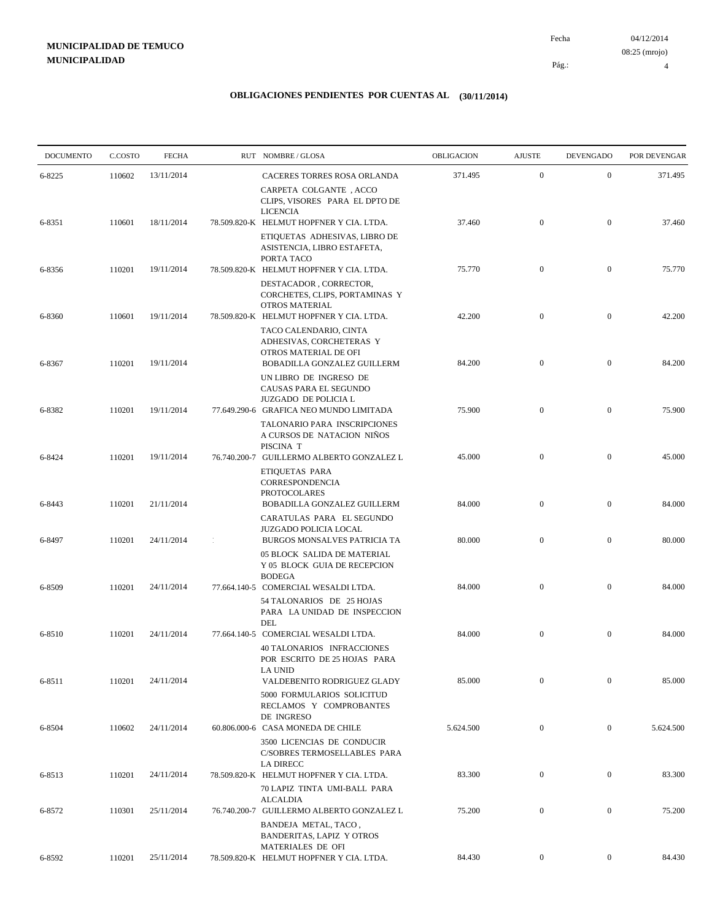**MUNICIPALIDAD DE TEMUCO**
**MUNICIPALIDAD**

Fecha 04/12/2014
08:25 (mrojo)

# OBLIGACIONES PENDIENTES POR CUENTAS AL (30/11/2014)

| DOCUMENTO | C.COSTO | FECHA | RUT | NOMBRE / GLOSA | OBLIGACION | AJUSTE | DEVENGADO | POR DEVENGAR |
|---|---|---|---|---|---|---|---|---|
| 6-8225 | 110602 | 13/11/2014 | | CACERES TORRES ROSA ORLANDA<br>CARPETA COLGANTE , ACCO CLIPS, VISORES PARA EL DPTO DE LICENCIA | 371.495 | 0 | 0 | 371.495 |
| 6-8351 | 110601 | 18/11/2014 | 78.509.820-K | HELMUT HOPFNER Y CIA. LTDA.<br>ETIQUETAS ADHESIVAS, LIBRO DE ASISTENCIA, LIBRO ESTAFETA, PORTA TACO | 37.460 | 0 | 0 | 37.460 |
| 6-8356 | 110201 | 19/11/2014 | 78.509.820-K | HELMUT HOPFNER Y CIA. LTDA.<br>DESTACADOR , CORRECTOR, CORCHETES, CLIPS, PORTAMINAS Y OTROS MATERIAL | 75.770 | 0 | 0 | 75.770 |
| 6-8360 | 110601 | 19/11/2014 | 78.509.820-K | HELMUT HOPFNER Y CIA. LTDA.<br>TACO CALENDARIO, CINTA ADHESIVAS, CORCHETERAS Y OTROS MATERIAL DE OFI | 42.200 | 0 | 0 | 42.200 |
| 6-8367 | 110201 | 19/11/2014 | | BOBADILLA GONZALEZ GUILLERM<br>UN LIBRO DE INGRESO DE CAUSAS PARA EL SEGUNDO JUZGADO DE POLICIA L | 84.200 | 0 | 0 | 84.200 |
| 6-8382 | 110201 | 19/11/2014 | 77.649.290-6 | GRAFICA NEO MUNDO LIMITADA<br>TALONARIO PARA INSCRIPCIONES A CURSOS DE NATACION NIÑOS PISCINA T | 75.900 | 0 | 0 | 75.900 |
| 6-8424 | 110201 | 19/11/2014 | 76.740.200-7 | GUILLERMO ALBERTO GONZALEZ L<br>ETIQUETAS PARA CORRESPONDENCIA PROTOCOLARES | 45.000 | 0 | 0 | 45.000 |
| 6-8443 | 110201 | 21/11/2014 | | BOBADILLA GONZALEZ GUILLERM<br>CARATULAS PARA EL SEGUNDO JUZGADO POLICIA LOCAL | 84.000 | 0 | 0 | 84.000 |
| 6-8497 | 110201 | 24/11/2014 | | BURGOS MONSALVES PATRICIA TA<br>05 BLOCK SALIDA DE MATERIAL Y 05 BLOCK GUIA DE RECEPCION BODEGA | 80.000 | 0 | 0 | 80.000 |
| 6-8509 | 110201 | 24/11/2014 | 77.664.140-5 | COMERCIAL WESALDI LTDA.<br>54 TALONARIOS DE 25 HOJAS PARA LA UNIDAD DE INSPECCION DEL | 84.000 | 0 | 0 | 84.000 |
| 6-8510 | 110201 | 24/11/2014 | 77.664.140-5 | COMERCIAL WESALDI LTDA.<br>40 TALONARIOS INFRACCIONES POR ESCRITO DE 25 HOJAS PARA LA UNID | 84.000 | 0 | 0 | 84.000 |
| 6-8511 | 110201 | 24/11/2014 | | VALDEBENITO RODRIGUEZ GLADY<br>5000 FORMULARIOS SOLICITUD RECLAMOS Y COMPROBANTES DE INGRESO | 85.000 | 0 | 0 | 85.000 |
| 6-8504 | 110602 | 24/11/2014 | 60.806.000-6 | CASA MONEDA DE CHILE<br>3500 LICENCIAS DE CONDUCIR C/SOBRES TERMOSELLABLES PARA LA DIRECC | 5.624.500 | 0 | 0 | 5.624.500 |
| 6-8513 | 110201 | 24/11/2014 | 78.509.820-K | HELMUT HOPFNER Y CIA. LTDA.<br>70 LAPIZ TINTA UMI-BALL PARA ALCALDIA | 83.300 | 0 | 0 | 83.300 |
| 6-8572 | 110301 | 25/11/2014 | 76.740.200-7 | GUILLERMO ALBERTO GONZALEZ L<br>BANDEJA METAL, TACO , BANDERITAS, LAPIZ Y OTROS MATERIALES DE OFI | 75.200 | 0 | 0 | 75.200 |
| 6-8592 | 110201 | 25/11/2014 | 78.509.820-K | HELMUT HOPFNER Y CIA. LTDA. | 84.430 | 0 | 0 | 84.430 |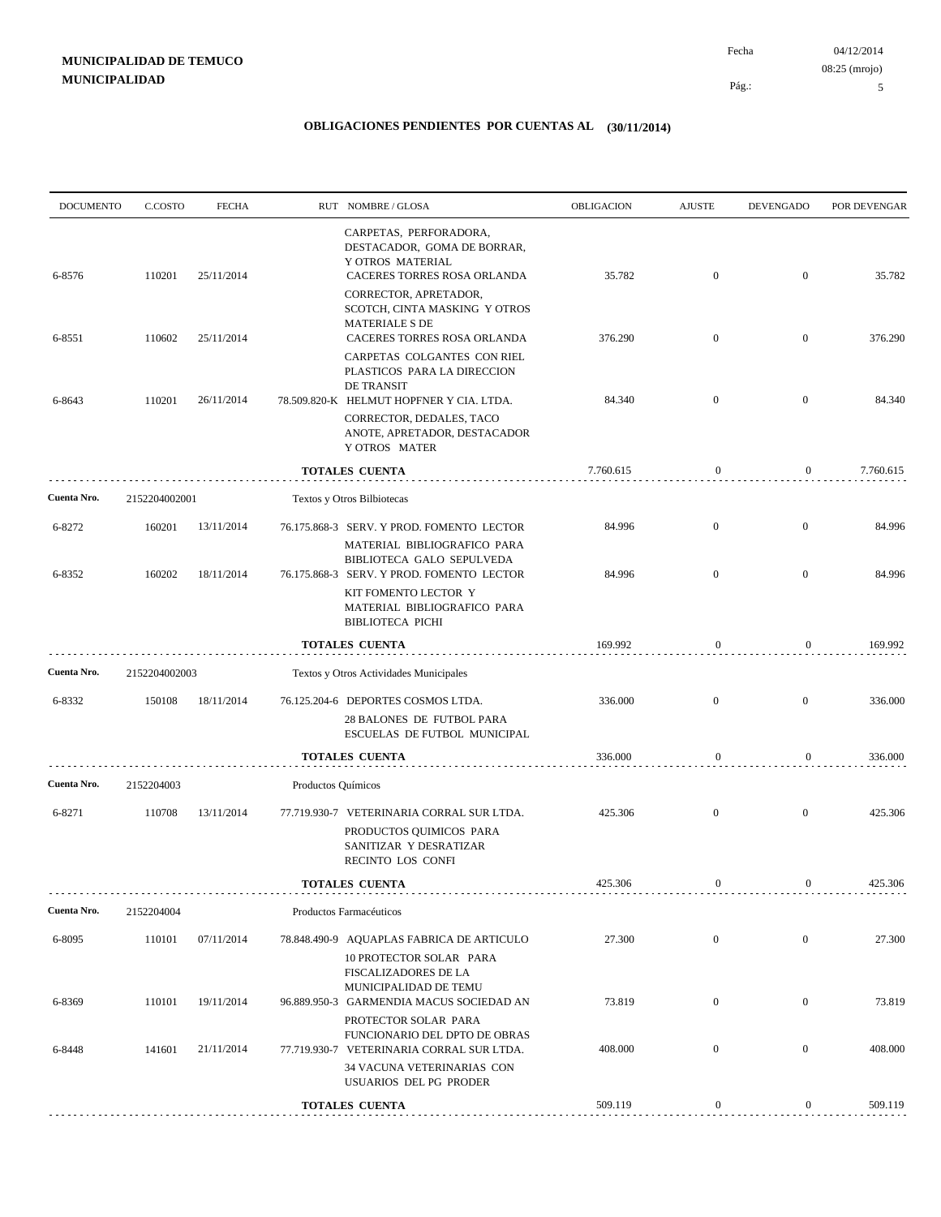**MUNICIPALIDAD DE TEMUCO**
**MUNICIPALIDAD**

Fecha 04/12/2014
08:25 (mrojo)

# OBLIGACIONES PENDIENTES POR CUENTAS AL (30/11/2014)

| DOCUMENTO | C.COSTO | FECHA | RUT NOMBRE / GLOSA | OBLIGACION | AJUSTE | DEVENGADO | POR DEVENGAR |
|---|---|---|---|---|---|---|---|
| | | | CARPETAS, PERFORADORA, DESTACADOR, GOMA DE BORRAR, Y OTROS MATERIAL | | | | |
| 6-8576 | 110201 | 25/11/2014 | CACERES TORRES ROSA ORLANDA | 35.782 | 0 | 0 | 35.782 |
| | | | CORRECTOR, APRETADOR, SCOTCH, CINTA MASKING Y OTROS MATERIALE S DE | | | | |
| 6-8551 | 110602 | 25/11/2014 | CACERES TORRES ROSA ORLANDA | 376.290 | 0 | 0 | 376.290 |
| | | | CARPETAS COLGANTES CON RIEL PLASTICOS PARA LA DIRECCION DE TRANSIT | | | | |
| 6-8643 | 110201 | 26/11/2014 | 78.509.820-K HELMUT HOPFNER Y CIA. LTDA. | 84.340 | 0 | 0 | 84.340 |
| | | | CORRECTOR, DEDALES, TACO ANOTE, APRETADOR, DESTACADOR Y OTROS MATER | | | | |
| | | | **TOTALES CUENTA** | 7.760.615 | 0 | 0 | 7.760.615 |
| **Cuenta Nro.** | 2152204002001 | | Textos y Otros Bilbiotecas | | | | |
| 6-8272 | 160201 | 13/11/2014 | 76.175.868-3 SERV. Y PROD. FOMENTO LECTOR | 84.996 | 0 | 0 | 84.996 |
| | | | MATERIAL BIBLIOGRAFICO PARA BIBLIOTECA GALO SEPULVEDA | | | | |
| 6-8352 | 160202 | 18/11/2014 | 76.175.868-3 SERV. Y PROD. FOMENTO LECTOR | 84.996 | 0 | 0 | 84.996 |
| | | | KIT FOMENTO LECTOR Y MATERIAL BIBLIOGRAFICO PARA BIBLIOTECA PICHI | | | | |
| | | | **TOTALES CUENTA** | 169.992 | 0 | 0 | 169.992 |
| **Cuenta Nro.** | 2152204002003 | | Textos y Otros Actividades Municipales | | | | |
| 6-8332 | 150108 | 18/11/2014 | 76.125.204-6 DEPORTES COSMOS LTDA. | 336.000 | 0 | 0 | 336.000 |
| | | | 28 BALONES DE FUTBOL PARA ESCUELAS DE FUTBOL MUNICIPAL | | | | |
| | | | **TOTALES CUENTA** | 336.000 | 0 | 0 | 336.000 |
| **Cuenta Nro.** | 2152204003 | | Productos Químicos | | | | |
| 6-8271 | 110708 | 13/11/2014 | 77.719.930-7 VETERINARIA CORRAL SUR LTDA. | 425.306 | 0 | 0 | 425.306 |
| | | | PRODUCTOS QUIMICOS PARA SANITIZAR Y DESRATIZAR RECINTO LOS CONFI | | | | |
| | | | **TOTALES CUENTA** | 425.306 | 0 | 0 | 425.306 |
| **Cuenta Nro.** | 2152204004 | | Productos Farmacéuticos | | | | |
| 6-8095 | 110101 | 07/11/2014 | 78.848.490-9 AQUAPLAS FABRICA DE ARTICULO | 27.300 | 0 | 0 | 27.300 |
| | | | 10 PROTECTOR SOLAR PARA FISCALIZADORES DE LA MUNICIPALIDAD DE TEMU | | | | |
| 6-8369 | 110101 | 19/11/2014 | 96.889.950-3 GARMENDIA MACUS SOCIEDAD AN | 73.819 | 0 | 0 | 73.819 |
| | | | PROTECTOR SOLAR PARA FUNCIONARIO DEL DPTO DE OBRAS | | | | |
| 6-8448 | 141601 | 21/11/2014 | 77.719.930-7 VETERINARIA CORRAL SUR LTDA. | 408.000 | 0 | 0 | 408.000 |
| | | | 34 VACUNA VETERINARIAS CON USUARIOS DEL PG PRODER | | | | |
| | | | **TOTALES CUENTA** | 509.119 | 0 | 0 | 509.119 |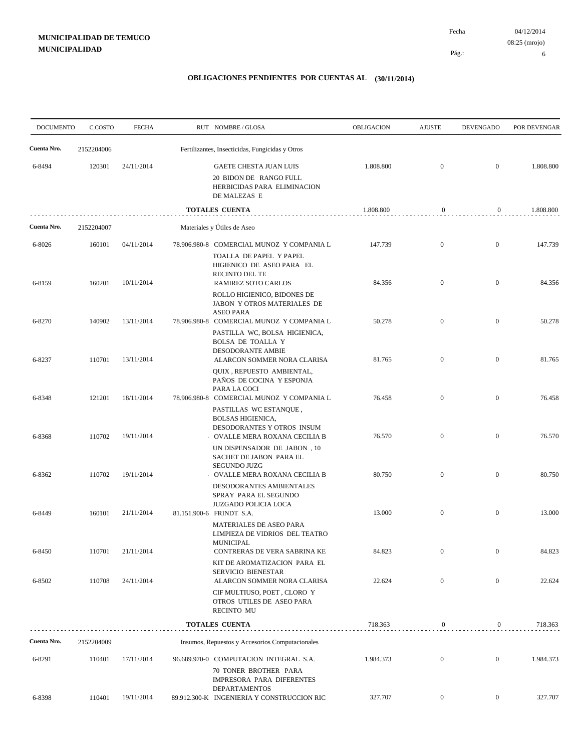**MUNICIPALIDAD DE TEMUCO**
**MUNICIPALIDAD**

Fecha 04/12/2014
08:25 (mrojo)

## OBLIGACIONES PENDIENTES POR CUENTAS AL (30/11/2014)

| DOCUMENTO | C.COSTO | FECHA | RUT NOMBRE / GLOSA | OBLIGACION | AJUSTE | DEVENGADO | POR DEVENGAR |
|---|---|---|---|---|---|---|---|
| **Cuenta Nro.** | 2152204006 | | Fertilizantes, Insecticidas, Fungicidas y Otros | | | | |
| 6-8494 | 120301 | 24/11/2014 | GAETE CHESTA JUAN LUIS<br>20 BIDON DE RANGO FULL HERBICIDAS PARA ELIMINACION DE MALEZAS E | 1.808.800 | 0 | 0 | 1.808.800 |
| | | | **TOTALES CUENTA** | 1.808.800 | 0 | 0 | 1.808.800 |
| **Cuenta Nro.** | 2152204007 | | Materiales y Útiles de Aseo | | | | |
| 6-8026 | 160101 | 04/11/2014 | 78.906.980-8 COMERCIAL MUNOZ Y COMPANIA L<br>TOALLA DE PAPEL Y PAPEL HIGIENICO DE ASEO PARA EL RECINTO DEL TE | 147.739 | 0 | 0 | 147.739 |
| 6-8159 | 160201 | 10/11/2014 | RAMIREZ SOTO CARLOS<br>ROLLO HIGIENICO, BIDONES DE JABON Y OTROS MATERIALES DE ASEO PARA | 84.356 | 0 | 0 | 84.356 |
| 6-8270 | 140902 | 13/11/2014 | 78.906.980-8 COMERCIAL MUNOZ Y COMPANIA L<br>PASTILLA WC, BOLSA HIGIENICA, BOLSA DE TOALLA Y DESODORANTE AMBIE | 50.278 | 0 | 0 | 50.278 |
| 6-8237 | 110701 | 13/11/2014 | ALARCON SOMMER NORA CLARISA<br>QUIX , REPUESTO AMBIENTAL, PAÑOS DE COCINA Y ESPONJA PARA LA COCI | 81.765 | 0 | 0 | 81.765 |
| 6-8348 | 121201 | 18/11/2014 | 78.906.980-8 COMERCIAL MUNOZ Y COMPANIA L<br>PASTILLAS WC ESTANQUE , BOLSAS HIGIENICA, DESODORANTES Y OTROS INSUM | 76.458 | 0 | 0 | 76.458 |
| 6-8368 | 110702 | 19/11/2014 | OVALLE MERA ROXANA CECILIA B<br>UN DISPENSADOR DE JABON , 10 SACHET DE JABON PARA EL SEGUNDO JUZG | 76.570 | 0 | 0 | 76.570 |
| 6-8362 | 110702 | 19/11/2014 | OVALLE MERA ROXANA CECILIA B<br>DESODORANTES AMBIENTALES SPRAY PARA EL SEGUNDO JUZGADO POLICIA LOCA | 80.750 | 0 | 0 | 80.750 |
| 6-8449 | 160101 | 21/11/2014 | 81.151.900-6 FRINDT S.A.<br>MATERIALES DE ASEO PARA LIMPIEZA DE VIDRIOS DEL TEATRO MUNICIPAL | 13.000 | 0 | 0 | 13.000 |
| 6-8450 | 110701 | 21/11/2014 | CONTRERAS DE VERA SABRINA KE<br>KIT DE AROMATIZACION PARA EL SERVICIO BIENESTAR | 84.823 | 0 | 0 | 84.823 |
| 6-8502 | 110708 | 24/11/2014 | ALARCON SOMMER NORA CLARISA<br>CIF MULTIUSO, POET , CLORO Y OTROS UTILES DE ASEO PARA RECINTO MU | 22.624 | 0 | 0 | 22.624 |
| | | | **TOTALES CUENTA** | 718.363 | 0 | 0 | 718.363 |
| **Cuenta Nro.** | 2152204009 | | Insumos, Repuestos y Accesorios Computacionales | | | | |
| 6-8291 | 110401 | 17/11/2014 | 96.689.970-0 COMPUTACION INTEGRAL S.A.<br>70 TONER BROTHER PARA IMPRESORA PARA DIFERENTES DEPARTAMENTOS | 1.984.373 | 0 | 0 | 1.984.373 |
| 6-8398 | 110401 | 19/11/2014 | 89.912.300-K INGENIERIA Y CONSTRUCCION RIC | 327.707 | 0 | 0 | 327.707 |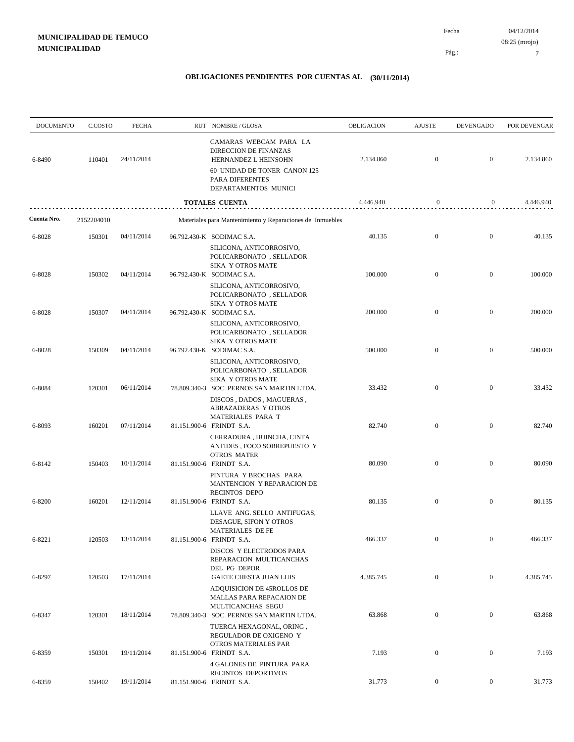**MUNICIPALIDAD DE TEMUCO**
**MUNICIPALIDAD**

Fecha 04/12/2014
08:25 (mrojo)

## OBLIGACIONES PENDIENTES POR CUENTAS AL (30/11/2014)

| DOCUMENTO | C.COSTO | FECHA | RUT NOMBRE / GLOSA | OBLIGACION | AJUSTE | DEVENGADO | POR DEVENGAR |
|---|---|---|---|---|---|---|---|
| | | | CAMARAS WEBCAM PARA LA DIRECCION DE FINANZAS | | | | |
| 6-8490 | 110401 | 24/11/2014 | HERNANDEZ L HEINSOHN | 2.134.860 | 0 | 0 | 2.134.860 |
| | | | 60 UNIDAD DE TONER CANON 125 PARA DIFERENTES DEPARTAMENTOS MUNICI | | | | |
| | | | **TOTALES CUENTA** | 4.446.940 | 0 | 0 | 4.446.940 |
| **Cuenta Nro.** | 2152204010 | | Materiales para Mantenimiento y Reparaciones de Inmuebles | | | | |
| 6-8028 | 150301 | 04/11/2014 | 96.792.430-K SODIMAC S.A. | 40.135 | 0 | 0 | 40.135 |
| | | | SILICONA, ANTICORROSIVO, POLICARBONATO , SELLADOR SIKA Y OTROS MATE | | | | |
| 6-8028 | 150302 | 04/11/2014 | 96.792.430-K SODIMAC S.A. | 100.000 | 0 | 0 | 100.000 |
| | | | SILICONA, ANTICORROSIVO, POLICARBONATO , SELLADOR SIKA Y OTROS MATE | | | | |
| 6-8028 | 150307 | 04/11/2014 | 96.792.430-K SODIMAC S.A. | 200.000 | 0 | 0 | 200.000 |
| | | | SILICONA, ANTICORROSIVO, POLICARBONATO , SELLADOR SIKA Y OTROS MATE | | | | |
| 6-8028 | 150309 | 04/11/2014 | 96.792.430-K SODIMAC S.A. | 500.000 | 0 | 0 | 500.000 |
| | | | SILICONA, ANTICORROSIVO, POLICARBONATO , SELLADOR SIKA Y OTROS MATE | | | | |
| 6-8084 | 120301 | 06/11/2014 | 78.809.340-3 SOC. PERNOS SAN MARTIN LTDA. | 33.432 | 0 | 0 | 33.432 |
| | | | DISCOS , DADOS , MAGUERAS , ABRAZADERAS Y OTROS MATERIALES PARA T | | | | |
| 6-8093 | 160201 | 07/11/2014 | 81.151.900-6 FRINDT S.A. | 82.740 | 0 | 0 | 82.740 |
| | | | CERRADURA , HUINCHA, CINTA ANTIDES , FOCO SOBREPUESTO Y OTROS MATER | | | | |
| 6-8142 | 150403 | 10/11/2014 | 81.151.900-6 FRINDT S.A. | 80.090 | 0 | 0 | 80.090 |
| | | | PINTURA Y BROCHAS PARA MANTENCION Y REPARACION DE RECINTOS DEPO | | | | |
| 6-8200 | 160201 | 12/11/2014 | 81.151.900-6 FRINDT S.A. | 80.135 | 0 | 0 | 80.135 |
| | | | LLAVE ANG. SELLO ANTIFUGAS, DESAGUE, SIFON Y OTROS MATERIALES DE FE | | | | |
| 6-8221 | 120503 | 13/11/2014 | 81.151.900-6 FRINDT S.A. | 466.337 | 0 | 0 | 466.337 |
| | | | DISCOS Y ELECTRODOS PARA REPARACION MULTICANCHAS DEL PG DEPOR | | | | |
| 6-8297 | 120503 | 17/11/2014 | GAETE CHESTA JUAN LUIS | 4.385.745 | 0 | 0 | 4.385.745 |
| | | | ADQUISICION DE 45ROLLOS DE MALLAS PARA REPACAION DE MULTICANCHAS SEGU | | | | |
| 6-8347 | 120301 | 18/11/2014 | 78.809.340-3 SOC. PERNOS SAN MARTIN LTDA. | 63.868 | 0 | 0 | 63.868 |
| | | | TUERCA HEXAGONAL, ORING , REGULADOR DE OXIGENO Y OTROS MATERIALES PAR | | | | |
| 6-8359 | 150301 | 19/11/2014 | 81.151.900-6 FRINDT S.A. | 7.193 | 0 | 0 | 7.193 |
| | | | 4 GALONES DE PINTURA PARA RECINTOS DEPORTIVOS | | | | |
| 6-8359 | 150402 | 19/11/2014 | 81.151.900-6 FRINDT S.A. | 31.773 | 0 | 0 | 31.773 |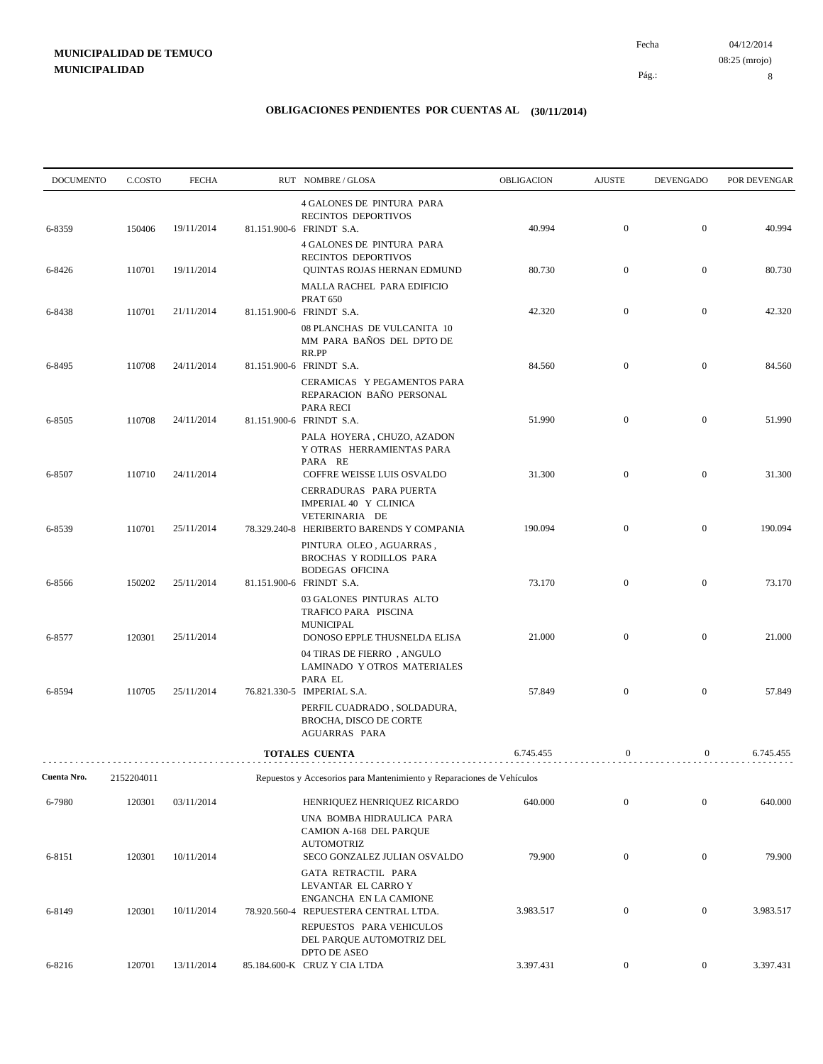**MUNICIPALIDAD DE TEMUCO**
**MUNICIPALIDAD**

Fecha 04/12/2014
08:25 (mrojo)

## OBLIGACIONES PENDIENTES POR CUENTAS AL (30/11/2014)

| DOCUMENTO | C.COSTO | FECHA | RUT | NOMBRE / GLOSA | OBLIGACION | AJUSTE | DEVENGADO | POR DEVENGAR |
|---|---|---|---|---|---|---|---|---|
| | | | | 4 GALONES DE PINTURA PARA RECINTOS DEPORTIVOS | | | | |
| 6-8359 | 150406 | 19/11/2014 | 81.151.900-6 | FRINDT S.A. | 40.994 | 0 | 0 | 40.994 |
| | | | | 4 GALONES DE PINTURA PARA RECINTOS DEPORTIVOS | | | | |
| 6-8426 | 110701 | 19/11/2014 | | QUINTAS ROJAS HERNAN EDMUND | 80.730 | 0 | 0 | 80.730 |
| | | | | MALLA RACHEL PARA EDIFICIO PRAT 650 | | | | |
| 6-8438 | 110701 | 21/11/2014 | 81.151.900-6 | FRINDT S.A. | 42.320 | 0 | 0 | 42.320 |
| | | | | 08 PLANCHAS DE VULCANITA 10 MM PARA BAÑOS DEL DPTO DE RR.PP | | | | |
| 6-8495 | 110708 | 24/11/2014 | 81.151.900-6 | FRINDT S.A. | 84.560 | 0 | 0 | 84.560 |
| | | | | CERAMICAS Y PEGAMENTOS PARA REPARACION BAÑO PERSONAL PARA RECI | | | | |
| 6-8505 | 110708 | 24/11/2014 | 81.151.900-6 | FRINDT S.A. | 51.990 | 0 | 0 | 51.990 |
| | | | | PALA HOYERA , CHUZO, AZADON Y OTRAS HERRAMIENTAS PARA PARA RE | | | | |
| 6-8507 | 110710 | 24/11/2014 | | COFFRE WEISSE LUIS OSVALDO | 31.300 | 0 | 0 | 31.300 |
| | | | | CERRADURAS PARA PUERTA IMPERIAL 40 Y CLINICA VETERINARIA DE | | | | |
| 6-8539 | 110701 | 25/11/2014 | 78.329.240-8 | HERIBERTO BARENDS Y COMPANIA | 190.094 | 0 | 0 | 190.094 |
| | | | | PINTURA OLEO , AGUARRAS , BROCHAS Y RODILLOS PARA BODEGAS OFICINA | | | | |
| 6-8566 | 150202 | 25/11/2014 | 81.151.900-6 | FRINDT S.A. | 73.170 | 0 | 0 | 73.170 |
| | | | | 03 GALONES PINTURAS ALTO TRAFICO PARA PISCINA MUNICIPAL | | | | |
| 6-8577 | 120301 | 25/11/2014 | | DONOSO EPPLE THUSNELDA ELISA | 21.000 | 0 | 0 | 21.000 |
| | | | | 04 TIRAS DE FIERRO , ANGULO LAMINADO Y OTROS MATERIALES PARA EL | | | | |
| 6-8594 | 110705 | 25/11/2014 | 76.821.330-5 | IMPERIAL S.A. | 57.849 | 0 | 0 | 57.849 |
| | | | | PERFIL CUADRADO , SOLDADURA, BROCHA, DISCO DE CORTE AGUARRAS PARA | | | | |
| | | | | **TOTALES CUENTA** | 6.745.455 | 0 | 0 | 6.745.455 |

**Cuenta Nro.** 2152204011 Repuestos y Accesorios para Mantenimiento y Reparaciones de Vehículos

| DOCUMENTO | C.COSTO | FECHA | RUT | NOMBRE / GLOSA | OBLIGACION | AJUSTE | DEVENGADO | POR DEVENGAR |
|---|---|---|---|---|---|---|---|---|
| 6-7980 | 120301 | 03/11/2014 | | HENRIQUEZ HENRIQUEZ RICARDO | 640.000 | 0 | 0 | 640.000 |
| | | | | UNA BOMBA HIDRAULICA PARA CAMION A-168 DEL PARQUE AUTOMOTRIZ | | | | |
| 6-8151 | 120301 | 10/11/2014 | | SECO GONZALEZ JULIAN OSVALDO | 79.900 | 0 | 0 | 79.900 |
| | | | | GATA RETRACTIL PARA LEVANTAR EL CARRO Y ENGANCHA EN LA CAMIONE | | | | |
| 6-8149 | 120301 | 10/11/2014 | 78.920.560-4 | REPUESTERA CENTRAL LTDA. | 3.983.517 | 0 | 0 | 3.983.517 |
| | | | | REPUESTOS PARA VEHICULOS DEL PARQUE AUTOMOTRIZ DEL DPTO DE ASEO | | | | |
| 6-8216 | 120701 | 13/11/2014 | 85.184.600-K | CRUZ Y CIA LTDA | 3.397.431 | 0 | 0 | 3.397.431 |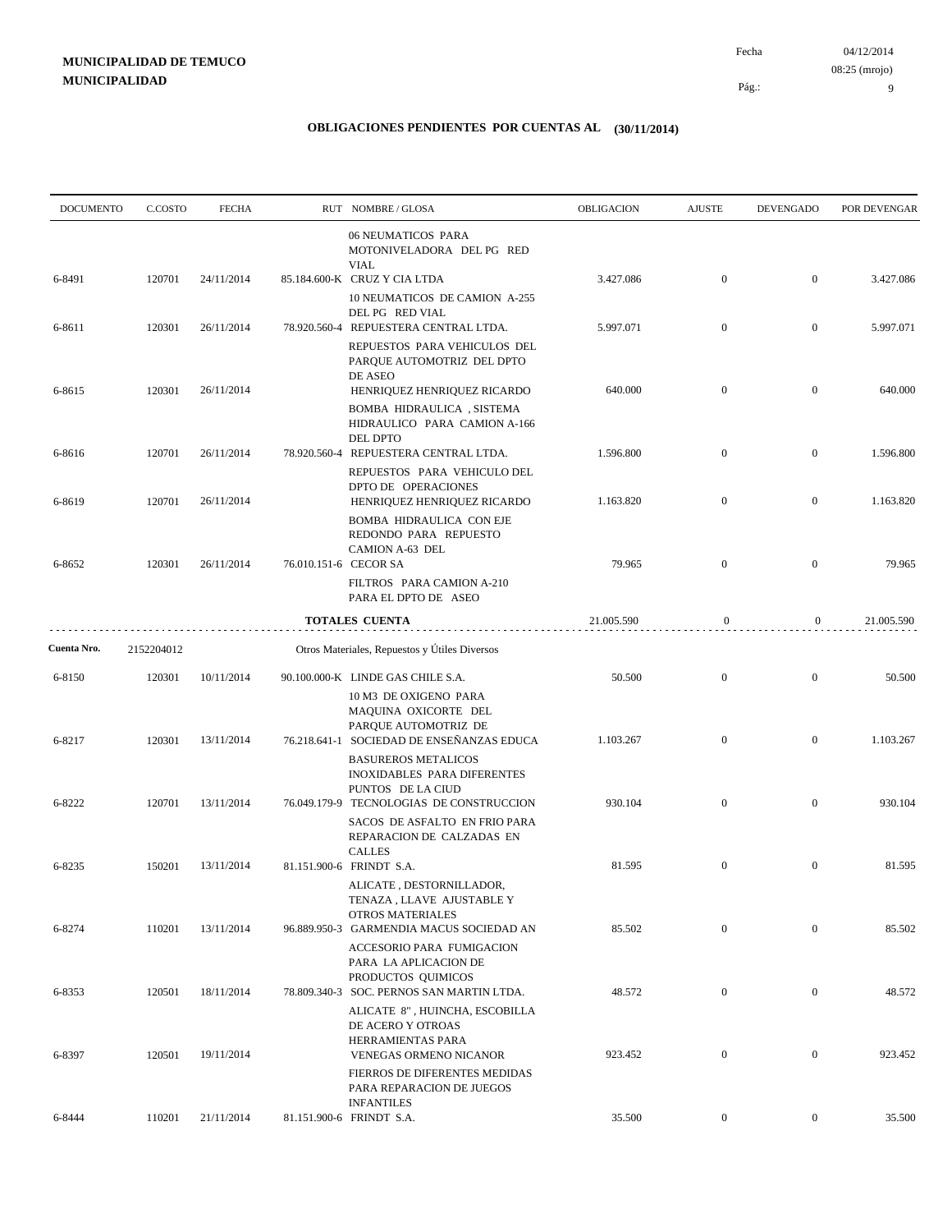**MUNICIPALIDAD DE TEMUCO**
**MUNICIPALIDAD**

## OBLIGACIONES PENDIENTES POR CUENTAS AL (30/11/2014)

| DOCUMENTO | C.COSTO | FECHA | RUT | NOMBRE / GLOSA | OBLIGACION | AJUSTE | DEVENGADO | POR DEVENGAR |
|---|---|---|---|---|---|---|---|---|
| | | | | 06 NEUMATICOS PARA MOTONIVELADORA DEL PG RED VIAL | | | | |
| 6-8491 | 120701 | 24/11/2014 | 85.184.600-K | CRUZ Y CIA LTDA | 3.427.086 | 0 | 0 | 3.427.086 |
| | | | | 10 NEUMATICOS DE CAMION A-255 DEL PG RED VIAL | | | | |
| 6-8611 | 120301 | 26/11/2014 | 78.920.560-4 | REPUESTERA CENTRAL LTDA. | 5.997.071 | 0 | 0 | 5.997.071 |
| | | | | REPUESTOS PARA VEHICULOS DEL PARQUE AUTOMOTRIZ DEL DPTO DE ASEO | | | | |
| 6-8615 | 120301 | 26/11/2014 | | HENRIQUEZ HENRIQUEZ RICARDO | 640.000 | 0 | 0 | 640.000 |
| | | | | BOMBA HIDRAULICA , SISTEMA HIDRAULICO PARA CAMION A-166 DEL DPTO | | | | |
| 6-8616 | 120701 | 26/11/2014 | 78.920.560-4 | REPUESTERA CENTRAL LTDA. | 1.596.800 | 0 | 0 | 1.596.800 |
| | | | | REPUESTOS PARA VEHICULO DEL DPTO DE OPERACIONES | | | | |
| 6-8619 | 120701 | 26/11/2014 | | HENRIQUEZ HENRIQUEZ RICARDO | 1.163.820 | 0 | 0 | 1.163.820 |
| | | | | BOMBA HIDRAULICA CON EJE REDONDO PARA REPUESTO CAMION A-63 DEL | | | | |
| 6-8652 | 120301 | 26/11/2014 | 76.010.151-6 | CECOR SA | 79.965 | 0 | 0 | 79.965 |
| | | | | FILTROS PARA CAMION A-210 PARA EL DPTO DE ASEO | | | | |
| | | | | **TOTALES CUENTA** | 21.005.590 | 0 | 0 | 21.005.590 |
| **Cuenta Nro.** | 2152204012 | | | Otros Materiales, Repuestos y Útiles Diversos | | | | |
| 6-8150 | 120301 | 10/11/2014 | 90.100.000-K | LINDE GAS CHILE S.A. | 50.500 | 0 | 0 | 50.500 |
| | | | | 10 M3 DE OXIGENO PARA MAQUINA OXICORTE DEL PARQUE AUTOMOTRIZ DE | | | | |
| 6-8217 | 120301 | 13/11/2014 | 76.218.641-1 | SOCIEDAD DE ENSEÑANZAS EDUCA | 1.103.267 | 0 | 0 | 1.103.267 |
| | | | | BASUREROS METALICOS INOXIDABLES PARA DIFERENTES PUNTOS DE LA CIUD | | | | |
| 6-8222 | 120701 | 13/11/2014 | 76.049.179-9 | TECNOLOGIAS DE CONSTRUCCION | 930.104 | 0 | 0 | 930.104 |
| | | | | SACOS DE ASFALTO EN FRIO PARA REPARACION DE CALZADAS EN CALLES | | | | |
| 6-8235 | 150201 | 13/11/2014 | 81.151.900-6 | FRINDT S.A. | 81.595 | 0 | 0 | 81.595 |
| | | | | ALICATE , DESTORNILLADOR, TENAZA , LLAVE AJUSTABLE Y OTROS MATERIALES | | | | |
| 6-8274 | 110201 | 13/11/2014 | 96.889.950-3 | GARMENDIA MACUS SOCIEDAD AN | 85.502 | 0 | 0 | 85.502 |
| | | | | ACCESORIO PARA FUMIGACION PARA LA APLICACION DE PRODUCTOS QUIMICOS | | | | |
| 6-8353 | 120501 | 18/11/2014 | 78.809.340-3 | SOC. PERNOS SAN MARTIN LTDA. | 48.572 | 0 | 0 | 48.572 |
| | | | | ALICATE 8" , HUINCHA, ESCOBILLA DE ACERO Y OTROAS HERRAMIENTAS PARA | | | | |
| 6-8397 | 120501 | 19/11/2014 | | VENEGAS ORMENO NICANOR | 923.452 | 0 | 0 | 923.452 |
| | | | | FIERROS DE DIFERENTES MEDIDAS PARA REPARACION DE JUEGOS INFANTILES | | | | |
| 6-8444 | 110201 | 21/11/2014 | 81.151.900-6 | FRINDT S.A. | 35.500 | 0 | 0 | 35.500 |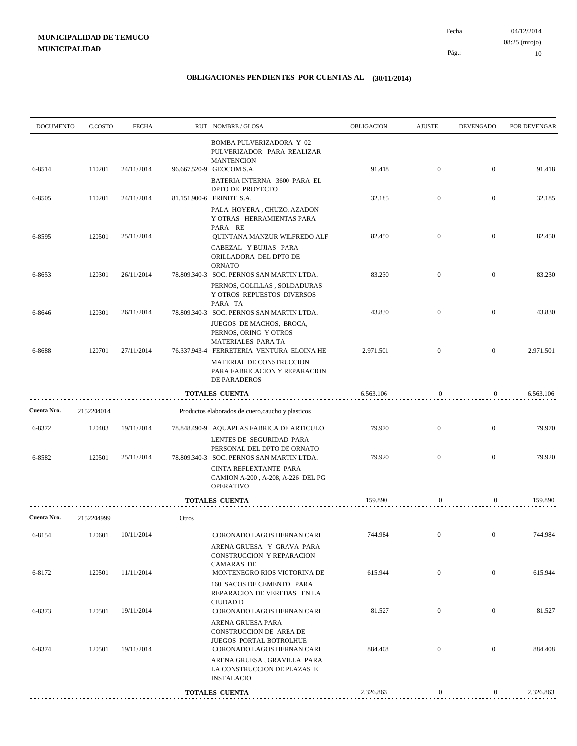**MUNICIPALIDAD DE TEMUCO**
**MUNICIPALIDAD**

Fecha 04/12/2014
08:25 (mrojo)

## OBLIGACIONES PENDIENTES POR CUENTAS AL (30/11/2014)

| DOCUMENTO | C.COSTO | FECHA | RUT | NOMBRE / GLOSA | OBLIGACION | AJUSTE | DEVENGADO | POR DEVENGAR |
|---|---|---|---|---|---|---|---|---|
| | | | | BOMBA PULVERIZADORA Y 02 PULVERIZADOR PARA REALIZAR MANTENCION | | | | |
| 6-8514 | 110201 | 24/11/2014 | 96.667.520-9 | GEOCOM S.A. | 91.418 | 0 | 0 | 91.418 |
| | | | | BATERIA INTERNA 3600 PARA EL DPTO DE PROYECTO | | | | |
| 6-8505 | 110201 | 24/11/2014 | 81.151.900-6 | FRINDT S.A. | 32.185 | 0 | 0 | 32.185 |
| | | | | PALA HOYERA , CHUZO, AZADON Y OTRAS HERRAMIENTAS PARA PARA RE | | | | |
| 6-8595 | 120501 | 25/11/2014 | | QUINTANA MANZUR WILFREDO ALF | 82.450 | 0 | 0 | 82.450 |
| | | | | CABEZAL Y BUJIAS PARA ORILLADORA DEL DPTO DE ORNATO | | | | |
| 6-8653 | 120301 | 26/11/2014 | 78.809.340-3 | SOC. PERNOS SAN MARTIN LTDA. | 83.230 | 0 | 0 | 83.230 |
| | | | | PERNOS, GOLILLAS , SOLDADURAS Y OTROS REPUESTOS DIVERSOS PARA TA | | | | |
| 6-8646 | 120301 | 26/11/2014 | 78.809.340-3 | SOC. PERNOS SAN MARTIN LTDA. | 43.830 | 0 | 0 | 43.830 |
| | | | | JUEGOS DE MACHOS, BROCA, PERNOS, ORING Y OTROS MATERIALES PARA TA | | | | |
| 6-8688 | 120701 | 27/11/2014 | 76.337.943-4 | FERRETERIA VENTURA ELOINA HE | 2.971.501 | 0 | 0 | 2.971.501 |
| | | | | MATERIAL DE CONSTRUCCION PARA FABRICACION Y REPARACION DE PARADEROS | | | | |
| | | | | **TOTALES CUENTA** | 6.563.106 | 0 | 0 | 6.563.106 |
| **Cuenta Nro.** | 2152204014 | | | Productos elaborados de cuero,caucho y plasticos | | | | |
| 6-8372 | 120403 | 19/11/2014 | 78.848.490-9 | AQUAPLAS FABRICA DE ARTICULO | 79.970 | 0 | 0 | 79.970 |
| | | | | LENTES DE SEGURIDAD PARA PERSONAL DEL DPTO DE ORNATO | | | | |
| 6-8582 | 120501 | 25/11/2014 | 78.809.340-3 | SOC. PERNOS SAN MARTIN LTDA. | 79.920 | 0 | 0 | 79.920 |
| | | | | CINTA REFLEXTANTE PARA CAMION A-200 , A-208, A-226 DEL PG OPERATIVO | | | | |
| | | | | **TOTALES CUENTA** | 159.890 | 0 | 0 | 159.890 |
| **Cuenta Nro.** | 2152204999 | | | Otros | | | | |
| 6-8154 | 120601 | 10/11/2014 | | CORONADO LAGOS HERNAN CARL | 744.984 | 0 | 0 | 744.984 |
| | | | | ARENA GRUESA Y GRAVA PARA CONSTRUCCION Y REPARACION CAMARAS DE | | | | |
| 6-8172 | 120501 | 11/11/2014 | | MONTENEGRO RIOS VICTORINA DE | 615.944 | 0 | 0 | 615.944 |
| | | | | 160 SACOS DE CEMENTO PARA REPARACION DE VEREDAS EN LA CIUDAD D | | | | |
| 6-8373 | 120501 | 19/11/2014 | | CORONADO LAGOS HERNAN CARL | 81.527 | 0 | 0 | 81.527 |
| | | | | ARENA GRUESA PARA CONSTRUCCION DE AREA DE JUEGOS PORTAL BOTROLHUE | | | | |
| 6-8374 | 120501 | 19/11/2014 | | CORONADO LAGOS HERNAN CARL | 884.408 | 0 | 0 | 884.408 |
| | | | | ARENA GRUESA , GRAVILLA PARA LA CONSTRUCCION DE PLAZAS E INSTALACIO | | | | |
| | | | | **TOTALES CUENTA** | 2.326.863 | 0 | 0 | 2.326.863 |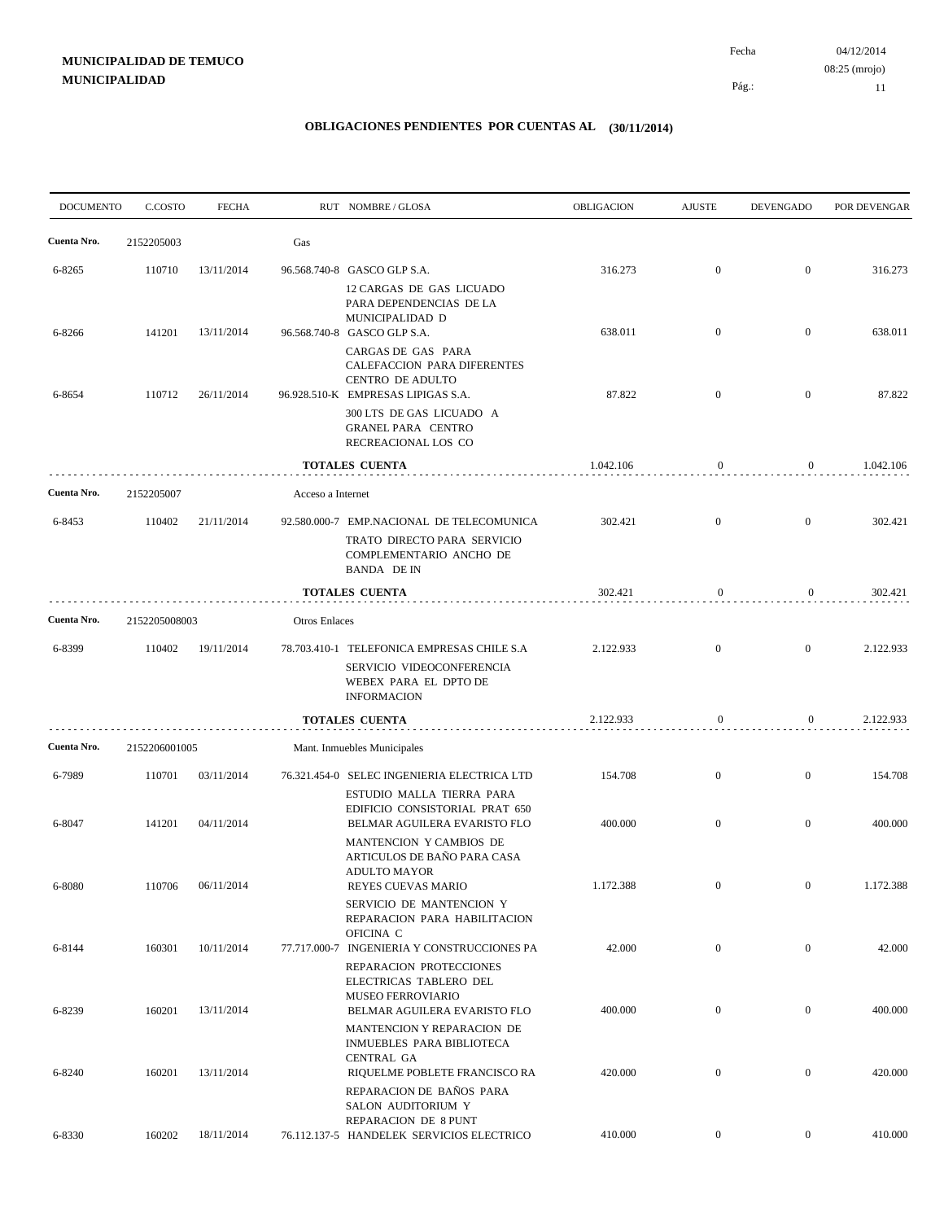**MUNICIPALIDAD DE TEMUCO**
**MUNICIPALIDAD**

Fecha 04/12/2014
08:25 (mrojo)

## OBLIGACIONES PENDIENTES POR CUENTAS AL (30/11/2014)

| DOCUMENTO | C.COSTO | FECHA | RUT NOMBRE / GLOSA | OBLIGACION | AJUSTE | DEVENGADO | POR DEVENGAR |
|---|---|---|---|---|---|---|---|
| **Cuenta Nro.** | 2152205003 | | Gas | | | | |
| 6-8265 | 110710 | 13/11/2014 | 96.568.740-8 GASCO GLP S.A. 12 CARGAS DE GAS LICUADO PARA DEPENDENCIAS DE LA MUNICIPALIDAD D | 316.273 | 0 | 0 | 316.273 |
| 6-8266 | 141201 | 13/11/2014 | 96.568.740-8 GASCO GLP S.A. CARGAS DE GAS PARA CALEFACCION PARA DIFERENTES CENTRO DE ADULTO | 638.011 | 0 | 0 | 638.011 |
| 6-8654 | 110712 | 26/11/2014 | 96.928.510-K EMPRESAS LIPIGAS S.A. 300 LTS DE GAS LICUADO A GRANEL PARA CENTRO RECREACIONAL LOS CO | 87.822 | 0 | 0 | 87.822 |
| | | | **TOTALES CUENTA** | 1.042.106 | 0 | 0 | 1.042.106 |
| **Cuenta Nro.** | 2152205007 | | Acceso a Internet | | | | |
| 6-8453 | 110402 | 21/11/2014 | 92.580.000-7 EMP.NACIONAL DE TELECOMUNICA TRATO DIRECTO PARA SERVICIO COMPLEMENTARIO ANCHO DE BANDA DE IN | 302.421 | 0 | 0 | 302.421 |
| | | | **TOTALES CUENTA** | 302.421 | 0 | 0 | 302.421 |
| **Cuenta Nro.** | 2152205008003 | | Otros Enlaces | | | | |
| 6-8399 | 110402 | 19/11/2014 | 78.703.410-1 TELEFONICA EMPRESAS CHILE S.A SERVICIO VIDEOCONFERENCIA WEBEX PARA EL DPTO DE INFORMACION | 2.122.933 | 0 | 0 | 2.122.933 |
| | | | **TOTALES CUENTA** | 2.122.933 | 0 | 0 | 2.122.933 |
| **Cuenta Nro.** | 2152206001005 | | Mant. Inmuebles Municipales | | | | |
| 6-7989 | 110701 | 03/11/2014 | 76.321.454-0 SELEC INGENIERIA ELECTRICA LTD ESTUDIO MALLA TIERRA PARA EDIFICIO CONSISTORIAL PRAT 650 | 154.708 | 0 | 0 | 154.708 |
| 6-8047 | 141201 | 04/11/2014 | BELMAR AGUILERA EVARISTO FLO MANTENCION Y CAMBIOS DE ARTICULOS DE BAÑO PARA CASA ADULTO MAYOR | 400.000 | 0 | 0 | 400.000 |
| 6-8080 | 110706 | 06/11/2014 | REYES CUEVAS MARIO SERVICIO DE MANTENCION Y REPARACION PARA HABILITACION OFICINA C | 1.172.388 | 0 | 0 | 1.172.388 |
| 6-8144 | 160301 | 10/11/2014 | 77.717.000-7 INGENIERIA Y CONSTRUCCIONES PA REPARACION PROTECCIONES ELECTRICAS TABLERO DEL MUSEO FERROVIARIO | 42.000 | 0 | 0 | 42.000 |
| 6-8239 | 160201 | 13/11/2014 | BELMAR AGUILERA EVARISTO FLO MANTENCION Y REPARACION DE INMUEBLES PARA BIBLIOTECA CENTRAL GA | 400.000 | 0 | 0 | 400.000 |
| 6-8240 | 160201 | 13/11/2014 | RIQUELME POBLETE FRANCISCO RA REPARACION DE BAÑOS PARA SALON AUDITORIUM Y REPARACION DE 8 PUNT | 420.000 | 0 | 0 | 420.000 |
| 6-8330 | 160202 | 18/11/2014 | 76.112.137-5 HANDELEK SERVICIOS ELECTRICO | 410.000 | 0 | 0 | 410.000 |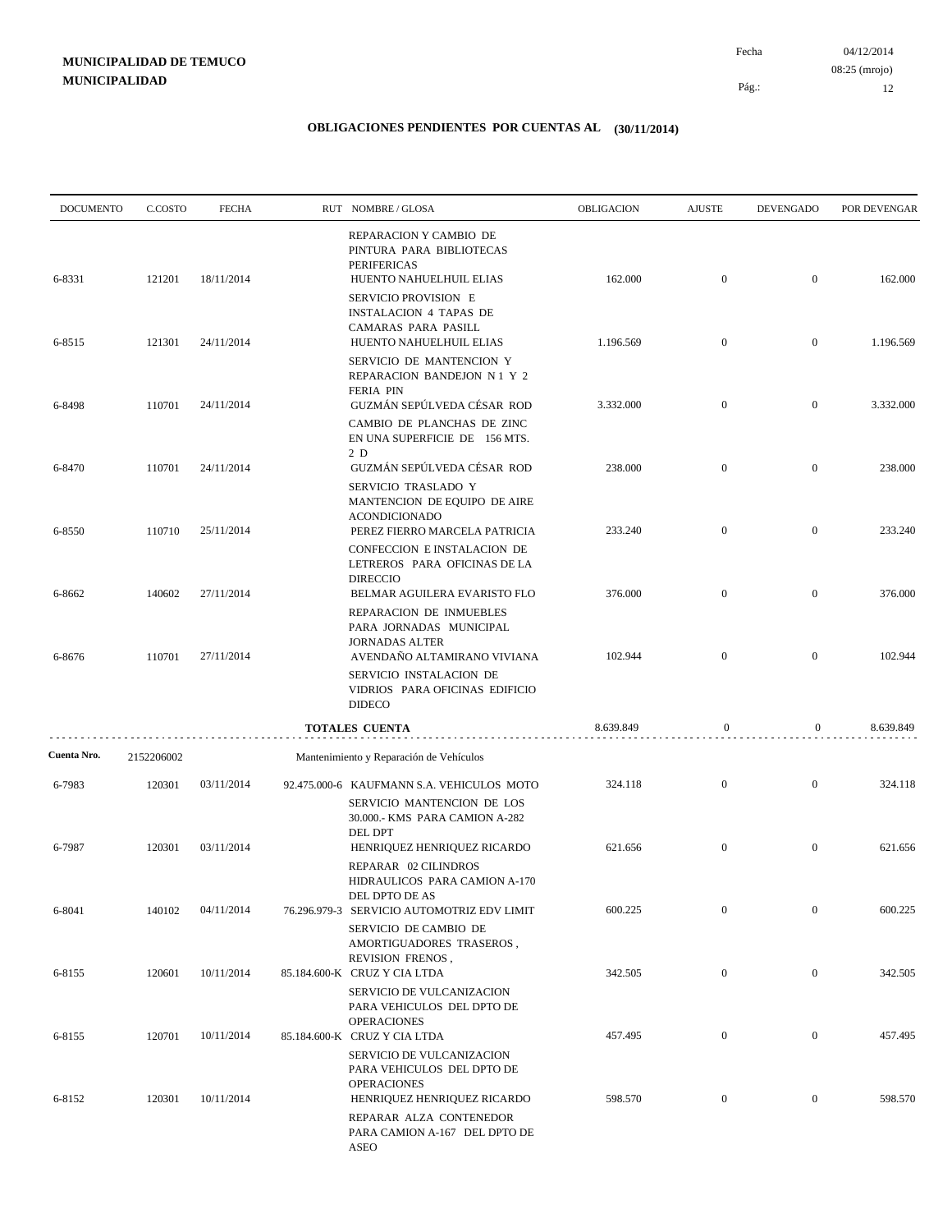**MUNICIPALIDAD DE TEMUCO**
**MUNICIPALIDAD**

Fecha 04/12/2014
08:25 (mrojo)

## OBLIGACIONES PENDIENTES POR CUENTAS AL (30/11/2014)

| DOCUMENTO | C.COSTO | FECHA | RUT | NOMBRE / GLOSA | OBLIGACION | AJUSTE | DEVENGADO | POR DEVENGAR |
|---|---|---|---|---|---|---|---|---|
| | | | | REPARACION Y CAMBIO DE PINTURA PARA BIBLIOTECAS PERIFERICAS | | | | |
| 6-8331 | 121201 | 18/11/2014 | | HUENTO NAHUELHUIL ELIAS | 162.000 | 0 | 0 | 162.000 |
| | | | | SERVICIO PROVISION E INSTALACION 4 TAPAS DE CAMARAS PARA PASILL | | | | |
| 6-8515 | 121301 | 24/11/2014 | | HUENTO NAHUELHUIL ELIAS | 1.196.569 | 0 | 0 | 1.196.569 |
| | | | | SERVICIO DE MANTENCION Y REPARACION BANDEJON N 1 Y 2 FERIA PIN | | | | |
| 6-8498 | 110701 | 24/11/2014 | | GUZMÁN SEPÚLVEDA CÉSAR ROD | 3.332.000 | 0 | 0 | 3.332.000 |
| | | | | CAMBIO DE PLANCHAS DE ZINC EN UNA SUPERFICIE DE 156 MTS. 2 D | | | | |
| 6-8470 | 110701 | 24/11/2014 | | GUZMÁN SEPÚLVEDA CÉSAR ROD | 238.000 | 0 | 0 | 238.000 |
| | | | | SERVICIO TRASLADO Y MANTENCION DE EQUIPO DE AIRE ACONDICIONADO | | | | |
| 6-8550 | 110710 | 25/11/2014 | | PEREZ FIERRO MARCELA PATRICIA | 233.240 | 0 | 0 | 233.240 |
| | | | | CONFECCION E INSTALACION DE LETREROS PARA OFICINAS DE LA DIRECCIO | | | | |
| 6-8662 | 140602 | 27/11/2014 | | BELMAR AGUILERA EVARISTO FLO | 376.000 | 0 | 0 | 376.000 |
| | | | | REPARACION DE INMUEBLES PARA JORNADAS MUNICIPAL JORNADAS ALTER | | | | |
| 6-8676 | 110701 | 27/11/2014 | | AVENDAÑO ALTAMIRANO VIVIANA | 102.944 | 0 | 0 | 102.944 |
| | | | | SERVICIO INSTALACION DE VIDRIOS PARA OFICINAS EDIFICIO DIDECO | | | | |
| | | | | **TOTALES CUENTA** | 8.639.849 | 0 | 0 | 8.639.849 |
| **Cuenta Nro.** | 2152206002 | | | Mantenimiento y Reparación de Vehículos | | | | |
| 6-7983 | 120301 | 03/11/2014 | 92.475.000-6 | KAUFMANN S.A. VEHICULOS MOTO | 324.118 | 0 | 0 | 324.118 |
| | | | | SERVICIO MANTENCION DE LOS 30.000.- KMS PARA CAMION A-282 DEL DPT | | | | |
| 6-7987 | 120301 | 03/11/2014 | | HENRIQUEZ HENRIQUEZ RICARDO | 621.656 | 0 | 0 | 621.656 |
| | | | | REPARAR 02 CILINDROS HIDRAULICOS PARA CAMION A-170 DEL DPTO DE AS | | | | |
| 6-8041 | 140102 | 04/11/2014 | 76.296.979-3 | SERVICIO AUTOMOTRIZ EDV LIMIT | 600.225 | 0 | 0 | 600.225 |
| | | | | SERVICIO DE CAMBIO DE AMORTIGUADORES TRASEROS , REVISION FRENOS , | | | | |
| 6-8155 | 120601 | 10/11/2014 | 85.184.600-K | CRUZ Y CIA LTDA | 342.505 | 0 | 0 | 342.505 |
| | | | | SERVICIO DE VULCANIZACION PARA VEHICULOS DEL DPTO DE OPERACIONES | | | | |
| 6-8155 | 120701 | 10/11/2014 | 85.184.600-K | CRUZ Y CIA LTDA | 457.495 | 0 | 0 | 457.495 |
| | | | | SERVICIO DE VULCANIZACION PARA VEHICULOS DEL DPTO DE OPERACIONES | | | | |
| 6-8152 | 120301 | 10/11/2014 | | HENRIQUEZ HENRIQUEZ RICARDO | 598.570 | 0 | 0 | 598.570 |
| | | | | REPARAR ALZA CONTENEDOR PARA CAMION A-167 DEL DPTO DE ASEO | | | | |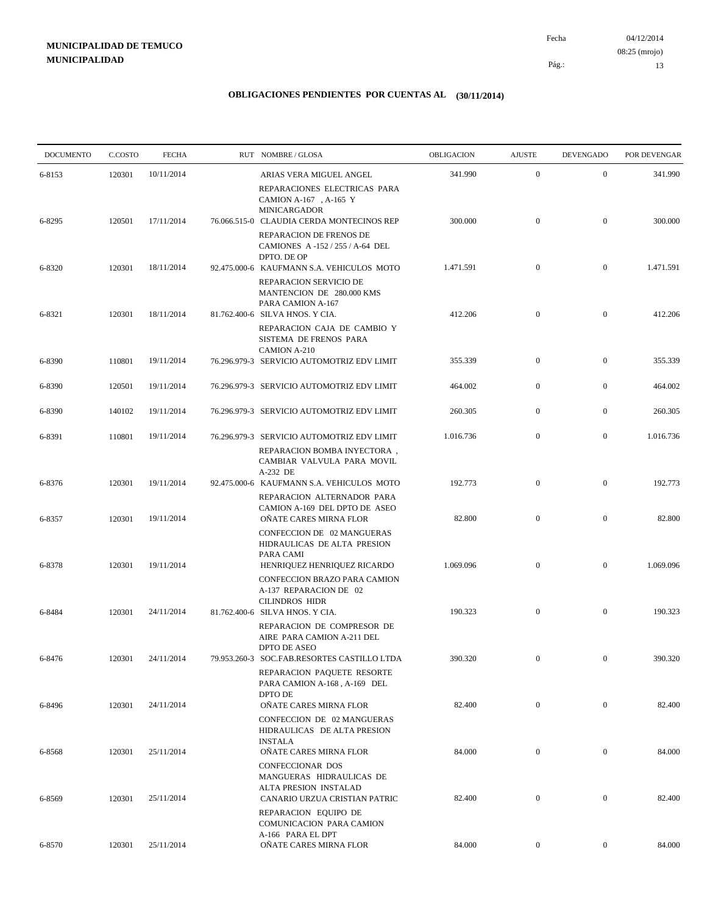**MUNICIPALIDAD DE TEMUCO**
**MUNICIPALIDAD**

Fecha 04/12/2014
08:25 (mrojo)

## OBLIGACIONES PENDIENTES POR CUENTAS AL (30/11/2014)

| DOCUMENTO | C.COSTO | FECHA | RUT | NOMBRE / GLOSA | OBLIGACION | AJUSTE | DEVENGADO | POR DEVENGAR |
|---|---|---|---|---|---|---|---|---|
| 6-8153 | 120301 | 10/11/2014 | | ARIAS VERA MIGUEL ANGEL<br>REPARACIONES ELECTRICAS PARA CAMION A-167 , A-165 Y MINICARGADOR | 341.990 | 0 | 0 | 341.990 |
| 6-8295 | 120501 | 17/11/2014 | 76.066.515-0 | CLAUDIA CERDA MONTECINOS REP<br>REPARACION DE FRENOS DE CAMIONES A -152 / 255 / A-64 DEL DPTO. DE OP | 300.000 | 0 | 0 | 300.000 |
| 6-8320 | 120301 | 18/11/2014 | 92.475.000-6 | KAUFMANN S.A. VEHICULOS MOTO<br>REPARACION SERVICIO DE MANTENCION DE 280.000 KMS PARA CAMION A-167 | 1.471.591 | 0 | 0 | 1.471.591 |
| 6-8321 | 120301 | 18/11/2014 | 81.762.400-6 | SILVA HNOS. Y CIA.<br>REPARACION CAJA DE CAMBIO Y SISTEMA DE FRENOS PARA CAMION A-210 | 412.206 | 0 | 0 | 412.206 |
| 6-8390 | 110801 | 19/11/2014 | 76.296.979-3 | SERVICIO AUTOMOTRIZ EDV LIMIT | 355.339 | 0 | 0 | 355.339 |
| 6-8390 | 120501 | 19/11/2014 | 76.296.979-3 | SERVICIO AUTOMOTRIZ EDV LIMIT | 464.002 | 0 | 0 | 464.002 |
| 6-8390 | 140102 | 19/11/2014 | 76.296.979-3 | SERVICIO AUTOMOTRIZ EDV LIMIT | 260.305 | 0 | 0 | 260.305 |
| 6-8391 | 110801 | 19/11/2014 | 76.296.979-3 | SERVICIO AUTOMOTRIZ EDV LIMIT<br>REPARACION BOMBA INYECTORA , CAMBIAR VALVULA PARA MOVIL A-232 DE | 1.016.736 | 0 | 0 | 1.016.736 |
| 6-8376 | 120301 | 19/11/2014 | 92.475.000-6 | KAUFMANN S.A. VEHICULOS MOTO<br>REPARACION ALTERNADOR PARA CAMION A-169 DEL DPTO DE ASEO | 192.773 | 0 | 0 | 192.773 |
| 6-8357 | 120301 | 19/11/2014 | | OÑATE CARES MIRNA FLOR<br>CONFECCION DE 02 MANGUERAS HIDRAULICAS DE ALTA PRESION PARA CAMI | 82.800 | 0 | 0 | 82.800 |
| 6-8378 | 120301 | 19/11/2014 | | HENRIQUEZ HENRIQUEZ RICARDO<br>CONFECCION BRAZO PARA CAMION A-137 REPARACION DE 02 CILINDROS HIDR | 1.069.096 | 0 | 0 | 1.069.096 |
| 6-8484 | 120301 | 24/11/2014 | 81.762.400-6 | SILVA HNOS. Y CIA.<br>REPARACION DE COMPRESOR DE AIRE PARA CAMION A-211 DEL DPTO DE ASEO | 190.323 | 0 | 0 | 190.323 |
| 6-8476 | 120301 | 24/11/2014 | 79.953.260-3 | SOC.FAB.RESORTES CASTILLO LTDA<br>REPARACION PAQUETE RESORTE PARA CAMION A-168 , A-169 DEL DPTO DE | 390.320 | 0 | 0 | 390.320 |
| 6-8496 | 120301 | 24/11/2014 | | OÑATE CARES MIRNA FLOR<br>CONFECCION DE 02 MANGUERAS HIDRAULICAS DE ALTA PRESION INSTALA | 82.400 | 0 | 0 | 82.400 |
| 6-8568 | 120301 | 25/11/2014 | | OÑATE CARES MIRNA FLOR<br>CONFECCIONAR DOS MANGUERAS HIDRAULICAS DE ALTA PRESION INSTALAD | 84.000 | 0 | 0 | 84.000 |
| 6-8569 | 120301 | 25/11/2014 | | CANARIO URZUA CRISTIAN PATRIC<br>REPARACION EQUIPO DE COMUNICACION PARA CAMION A-166 PARA EL DPT | 82.400 | 0 | 0 | 82.400 |
| 6-8570 | 120301 | 25/11/2014 | | OÑATE CARES MIRNA FLOR | 84.000 | 0 | 0 | 84.000 |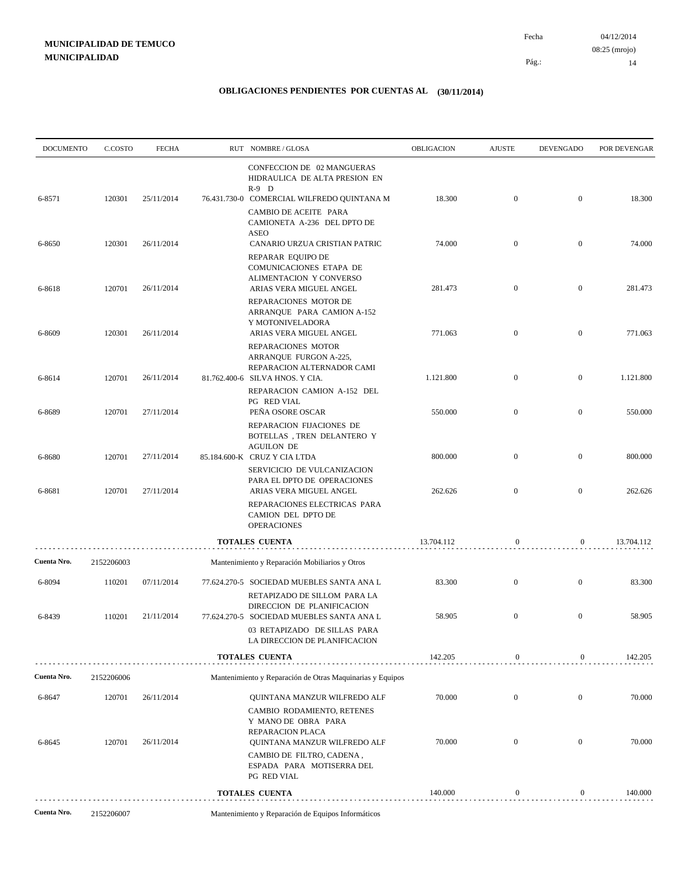**MUNICIPALIDAD DE TEMUCO**
**MUNICIPALIDAD**

Fecha 04/12/2014
08:25 (mrojo)

## OBLIGACIONES PENDIENTES POR CUENTAS AL (30/11/2014)

| DOCUMENTO | C.COSTO | FECHA | RUT | NOMBRE / GLOSA | OBLIGACION | AJUSTE | DEVENGADO | POR DEVENGAR |
|---|---|---|---|---|---|---|---|---|
| | | | | CONFECCION DE 02 MANGUERAS HIDRAULICA DE ALTA PRESION EN R-9 D | | | | |
| 6-8571 | 120301 | 25/11/2014 | 76.431.730-0 | COMERCIAL WILFREDO QUINTANA M | 18.300 | 0 | 0 | 18.300 |
| | | | | CAMBIO DE ACEITE PARA CAMIONETA A-236 DEL DPTO DE ASEO | | | | |
| 6-8650 | 120301 | 26/11/2014 | | CANARIO URZUA CRISTIAN PATRIC | 74.000 | 0 | 0 | 74.000 |
| | | | | REPARAR EQUIPO DE COMUNICACIONES ETAPA DE ALIMENTACION Y CONVERSO | | | | |
| 6-8618 | 120701 | 26/11/2014 | | ARIAS VERA MIGUEL ANGEL | 281.473 | 0 | 0 | 281.473 |
| | | | | REPARACIONES MOTOR DE ARRANQUE PARA CAMION A-152 Y MOTONIVELADORA | | | | |
| 6-8609 | 120301 | 26/11/2014 | | ARIAS VERA MIGUEL ANGEL | 771.063 | 0 | 0 | 771.063 |
| | | | | REPARACIONES MOTOR ARRANQUE FURGON A-225, REPARACION ALTERNADOR CAMI | | | | |
| 6-8614 | 120701 | 26/11/2014 | 81.762.400-6 | SILVA HNOS. Y CIA. | 1.121.800 | 0 | 0 | 1.121.800 |
| | | | | REPARACION CAMION A-152 DEL PG RED VIAL | | | | |
| 6-8689 | 120701 | 27/11/2014 | | PEÑA OSORE OSCAR | 550.000 | 0 | 0 | 550.000 |
| | | | | REPARACION FIJACIONES DE BOTELLAS , TREN DELANTERO Y AGUILON DE | | | | |
| 6-8680 | 120701 | 27/11/2014 | 85.184.600-K | CRUZ Y CIA LTDA | 800.000 | 0 | 0 | 800.000 |
| | | | | SERVICICIO DE VULCANIZACION PARA EL DPTO DE OPERACIONES | | | | |
| 6-8681 | 120701 | 27/11/2014 | | ARIAS VERA MIGUEL ANGEL | 262.626 | 0 | 0 | 262.626 |
| | | | | REPARACIONES ELECTRICAS PARA CAMION DEL DPTO DE OPERACIONES | | | | |
| | | | | **TOTALES CUENTA** | 13.704.112 | 0 | 0 | 13.704.112 |

**Cuenta Nro.** 2152206003 Mantenimiento y Reparación Mobiliarios y Otros

| DOCUMENTO | C.COSTO | FECHA | RUT | NOMBRE / GLOSA | OBLIGACION | AJUSTE | DEVENGADO | POR DEVENGAR |
|---|---|---|---|---|---|---|---|---|
| 6-8094 | 110201 | 07/11/2014 | 77.624.270-5 | SOCIEDAD MUEBLES SANTA ANA L | 83.300 | 0 | 0 | 83.300 |
| | | | | RETAPIZADO DE SILLOM PARA LA DIRECCION DE PLANIFICACION | | | | |
| 6-8439 | 110201 | 21/11/2014 | 77.624.270-5 | SOCIEDAD MUEBLES SANTA ANA L | 58.905 | 0 | 0 | 58.905 |
| | | | | 03 RETAPIZADO DE SILLAS PARA LA DIRECCION DE PLANIFICACION | | | | |
| | | | | **TOTALES CUENTA** | 142.205 | 0 | 0 | 142.205 |

**Cuenta Nro.** 2152206006 Mantenimiento y Reparación de Otras Maquinarias y Equipos

| DOCUMENTO | C.COSTO | FECHA | RUT | NOMBRE / GLOSA | OBLIGACION | AJUSTE | DEVENGADO | POR DEVENGAR |
|---|---|---|---|---|---|---|---|---|
| 6-8647 | 120701 | 26/11/2014 | | QUINTANA MANZUR WILFREDO ALF | 70.000 | 0 | 0 | 70.000 |
| | | | | CAMBIO RODAMIENTO, RETENES Y MANO DE OBRA PARA REPARACION PLACA | | | | |
| 6-8645 | 120701 | 26/11/2014 | | QUINTANA MANZUR WILFREDO ALF | 70.000 | 0 | 0 | 70.000 |
| | | | | CAMBIO DE FILTRO, CADENA , ESPADA PARA MOTISERRA DEL PG RED VIAL | | | | |
| | | | | **TOTALES CUENTA** | 140.000 | 0 | 0 | 140.000 |

**Cuenta Nro.** 2152206007 Mantenimiento y Reparación de Equipos Informáticos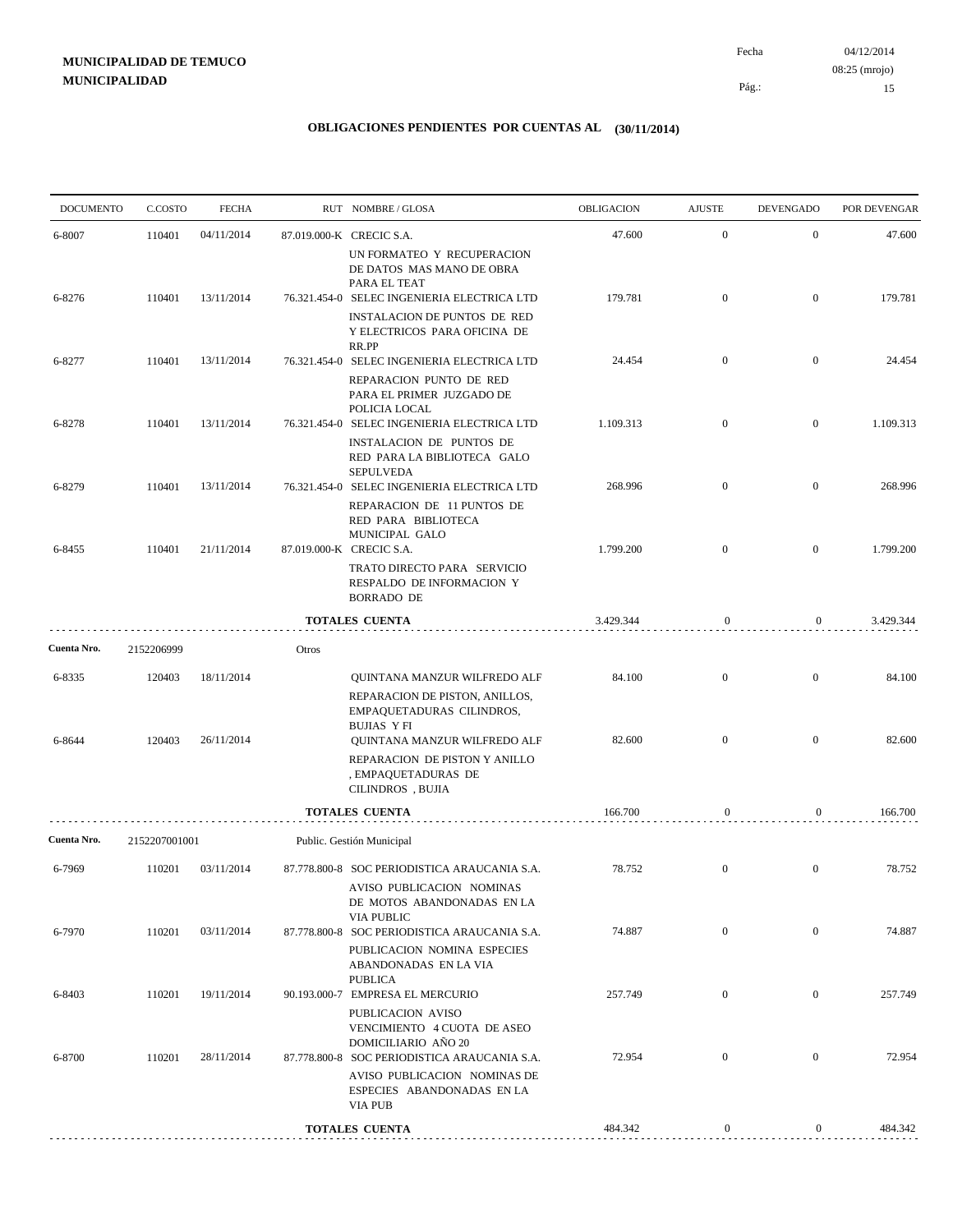**MUNICIPALIDAD DE TEMUCO**
**MUNICIPALIDAD**

Fecha 04/12/2014
08:25 (mrojo)

## OBLIGACIONES PENDIENTES POR CUENTAS AL (30/11/2014)

| DOCUMENTO | C.COSTO | FECHA | RUT | NOMBRE / GLOSA | OBLIGACION | AJUSTE | DEVENGADO | POR DEVENGAR |
|---|---|---|---|---|---|---|---|---|
| 6-8007 | 110401 | 04/11/2014 | 87.019.000-K | CRECIC S.A. UN FORMATEO Y RECUPERACION DE DATOS MAS MANO DE OBRA PARA EL TEAT | 47.600 | 0 | 0 | 47.600 |
| 6-8276 | 110401 | 13/11/2014 | 76.321.454-0 | SELEC INGENIERIA ELECTRICA LTD INSTALACION DE PUNTOS DE RED Y ELECTRICOS PARA OFICINA DE RR.PP | 179.781 | 0 | 0 | 179.781 |
| 6-8277 | 110401 | 13/11/2014 | 76.321.454-0 | SELEC INGENIERIA ELECTRICA LTD REPARACION PUNTO DE RED PARA EL PRIMER JUZGADO DE POLICIA LOCAL | 24.454 | 0 | 0 | 24.454 |
| 6-8278 | 110401 | 13/11/2014 | 76.321.454-0 | SELEC INGENIERIA ELECTRICA LTD INSTALACION DE PUNTOS DE RED PARA LA BIBLIOTECA GALO SEPULVEDA | 1.109.313 | 0 | 0 | 1.109.313 |
| 6-8279 | 110401 | 13/11/2014 | 76.321.454-0 | SELEC INGENIERIA ELECTRICA LTD REPARACION DE 11 PUNTOS DE RED PARA BIBLIOTECA MUNICIPAL GALO | 268.996 | 0 | 0 | 268.996 |
| 6-8455 | 110401 | 21/11/2014 | 87.019.000-K | CRECIC S.A. TRATO DIRECTO PARA SERVICIO RESPALDO DE INFORMACION Y BORRADO DE | 1.799.200 | 0 | 0 | 1.799.200 |
| | | | | **TOTALES CUENTA** | 3.429.344 | 0 | 0 | 3.429.344 |
| **Cuenta Nro.** | 2152206999 | | Otros | | | | | |
| 6-8335 | 120403 | 18/11/2014 | | QUINTANA MANZUR WILFREDO ALF REPARACION DE PISTON, ANILLOS, EMPAQUETADURAS CILINDROS, BUJIAS Y FI | 84.100 | 0 | 0 | 84.100 |
| 6-8644 | 120403 | 26/11/2014 | | QUINTANA MANZUR WILFREDO ALF REPARACION DE PISTON Y ANILLO , EMPAQUETADURAS DE CILINDROS , BUJIA | 82.600 | 0 | 0 | 82.600 |
| | | | | **TOTALES CUENTA** | 166.700 | 0 | 0 | 166.700 |
| **Cuenta Nro.** | 2152207001001 | | Public. Gestión Municipal | | | | | |
| 6-7969 | 110201 | 03/11/2014 | 87.778.800-8 | SOC PERIODISTICA ARAUCANIA S.A. AVISO PUBLICACION NOMINAS DE MOTOS ABANDONADAS EN LA VIA PUBLIC | 78.752 | 0 | 0 | 78.752 |
| 6-7970 | 110201 | 03/11/2014 | 87.778.800-8 | SOC PERIODISTICA ARAUCANIA S.A. PUBLICACION NOMINA ESPECIES ABANDONADAS EN LA VIA PUBLICA | 74.887 | 0 | 0 | 74.887 |
| 6-8403 | 110201 | 19/11/2014 | 90.193.000-7 | EMPRESA EL MERCURIO PUBLICACION AVISO VENCIMIENTO 4 CUOTA DE ASEO DOMICILIARIO AÑO 20 | 257.749 | 0 | 0 | 257.749 |
| 6-8700 | 110201 | 28/11/2014 | 87.778.800-8 | SOC PERIODISTICA ARAUCANIA S.A. AVISO PUBLICACION NOMINAS DE ESPECIES ABANDONADAS EN LA VIA PUB | 72.954 | 0 | 0 | 72.954 |
| | | | | **TOTALES CUENTA** | 484.342 | 0 | 0 | 484.342 |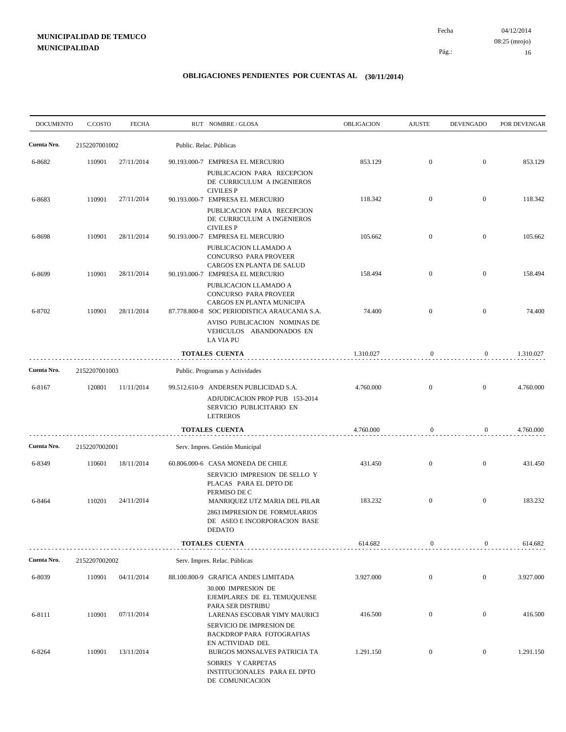**MUNICIPALIDAD DE TEMUCO**
**MUNICIPALIDAD**

Fecha 04/12/2014
08:25 (mrojo)

# OBLIGACIONES PENDIENTES POR CUENTAS AL (30/11/2014)

| DOCUMENTO | C.COSTO | FECHA | RUT NOMBRE / GLOSA | OBLIGACION | AJUSTE | DEVENGADO | POR DEVENGAR |
|---|---|---|---|---|---|---|---|
| **Cuenta Nro.** | 2152207001002 | | Public. Relac. Públicas | | | | |
| 6-8682 | 110901 | 27/11/2014 | 90.193.000-7 EMPRESA EL MERCURIO<br>PUBLICACION PARA RECEPCION DE CURRICULUM A INGENIEROS CIVILES P | 853.129 | 0 | 0 | 853.129 |
| 6-8683 | 110901 | 27/11/2014 | 90.193.000-7 EMPRESA EL MERCURIO<br>PUBLICACION PARA RECEPCION DE CURRICULUM A INGENIEROS CIVILES P | 118.342 | 0 | 0 | 118.342 |
| 6-8698 | 110901 | 28/11/2014 | 90.193.000-7 EMPRESA EL MERCURIO<br>PUBLICACION LLAMADO A CONCURSO PARA PROVEER CARGOS EN PLANTA DE SALUD | 105.662 | 0 | 0 | 105.662 |
| 6-8699 | 110901 | 28/11/2014 | 90.193.000-7 EMPRESA EL MERCURIO<br>PUBLICACION LLAMADO A CONCURSO PARA PROVEER CARGOS EN PLANTA MUNICIPA | 158.494 | 0 | 0 | 158.494 |
| 6-8702 | 110901 | 28/11/2014 | 87.778.800-8 SOC PERIODISTICA ARAUCANIA S.A.<br>AVISO PUBLICACION NOMINAS DE VEHICULOS ABANDONADOS EN LA VIA PU | 74.400 | 0 | 0 | 74.400 |
| | | | **TOTALES CUENTA** | 1.310.027 | 0 | 0 | 1.310.027 |
| **Cuenta Nro.** | 2152207001003 | | Public. Programas y Actividades | | | | |
| 6-8167 | 120801 | 11/11/2014 | 99.512.610-9 ANDERSEN PUBLICIDAD S.A.<br>ADJUDICACION PROP PUB 153-2014 SERVICIO PUBLICITARIO EN LETREROS | 4.760.000 | 0 | 0 | 4.760.000 |
| | | | **TOTALES CUENTA** | 4.760.000 | 0 | 0 | 4.760.000 |
| **Cuenta Nro.** | 2152207002001 | | Serv. Impres. Gestión Municipal | | | | |
| 6-8349 | 110601 | 18/11/2014 | 60.806.000-6 CASA MONEDA DE CHILE<br>SERVICIO IMPRESION DE SELLO Y PLACAS PARA EL DPTO DE PERMISO DE C | 431.450 | 0 | 0 | 431.450 |
| 6-8464 | 110201 | 24/11/2014 | MANRIQUEZ UTZ MARIA DEL PILAR<br>2863 IMPRESION DE FORMULARIOS DE ASEO E INCORPORACION BASE DEDATO | 183.232 | 0 | 0 | 183.232 |
| | | | **TOTALES CUENTA** | 614.682 | 0 | 0 | 614.682 |
| **Cuenta Nro.** | 2152207002002 | | Serv. Impres. Relac. Públicas | | | | |
| 6-8039 | 110901 | 04/11/2014 | 88.100.800-9 GRAFICA ANDES LIMITADA<br>30.000 IMPRESION DE EJEMPLARES DE EL TEMUQUENSE PARA SER DISTRIBU | 3.927.000 | 0 | 0 | 3.927.000 |
| 6-8111 | 110901 | 07/11/2014 | LARENAS ESCOBAR YIMY MAURICI<br>SERVICIO DE IMPRESION DE BACKDROP PARA FOTOGRAFIAS EN ACTIVIDAD DEL | 416.500 | 0 | 0 | 416.500 |
| 6-8264 | 110901 | 13/11/2014 | BURGOS MONSALVES PATRICIA TA<br>SOBRES Y CARPETAS INSTITUCIONALES PARA EL DPTO DE COMUNICACION | 1.291.150 | 0 | 0 | 1.291.150 |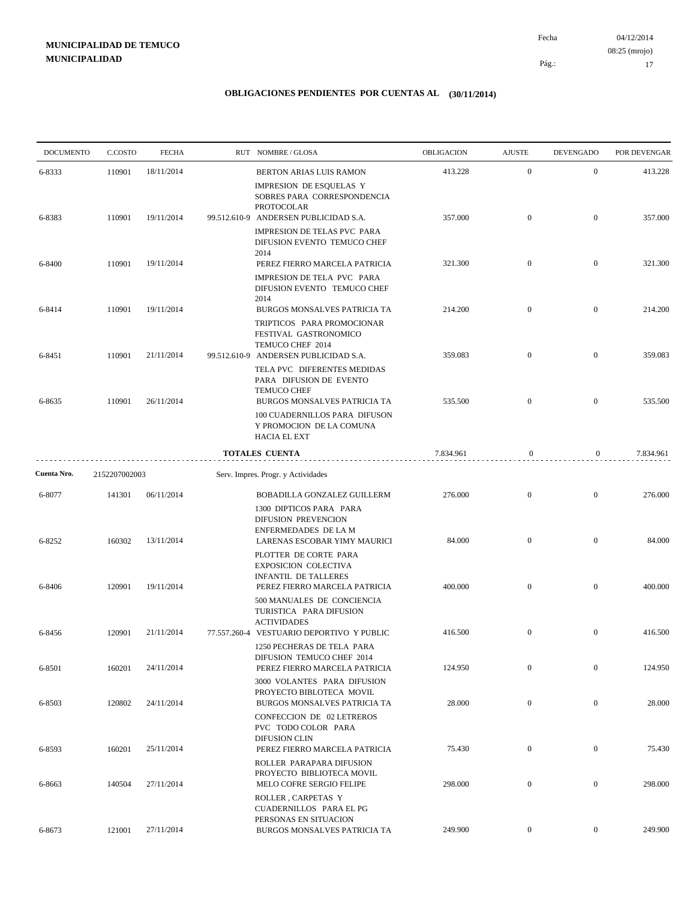**MUNICIPALIDAD DE TEMUCO**
**MUNICIPALIDAD**

Fecha 04/12/2014
08:25 (mrojo)

## OBLIGACIONES PENDIENTES POR CUENTAS AL (30/11/2014)

| DOCUMENTO | C.COSTO | FECHA | RUT | NOMBRE / GLOSA | OBLIGACION | AJUSTE | DEVENGADO | POR DEVENGAR |
|---|---|---|---|---|---|---|---|---|
| 6-8333 | 110901 | 18/11/2014 | | BERTON ARIAS LUIS RAMON<br>IMPRESION DE ESQUELAS Y SOBRES PARA CORRESPONDENCIA PROTOCOLAR | 413.228 | 0 | 0 | 413.228 |
| 6-8383 | 110901 | 19/11/2014 | 99.512.610-9 | ANDERSEN PUBLICIDAD S.A.<br>IMPRESION DE TELAS PVC PARA DIFUSION EVENTO TEMUCO CHEF 2014 | 357.000 | 0 | 0 | 357.000 |
| 6-8400 | 110901 | 19/11/2014 | | PEREZ FIERRO MARCELA PATRICIA<br>IMPRESION DE TELA PVC PARA DIFUSION EVENTO TEMUCO CHEF 2014 | 321.300 | 0 | 0 | 321.300 |
| 6-8414 | 110901 | 19/11/2014 | | BURGOS MONSALVES PATRICIA TA<br>TRIPTICOS PARA PROMOCIONAR FESTIVAL GASTRONOMICO TEMUCO CHEF 2014 | 214.200 | 0 | 0 | 214.200 |
| 6-8451 | 110901 | 21/11/2014 | 99.512.610-9 | ANDERSEN PUBLICIDAD S.A.<br>TELA PVC DIFERENTES MEDIDAS PARA DIFUSION DE EVENTO TEMUCO CHEF | 359.083 | 0 | 0 | 359.083 |
| 6-8635 | 110901 | 26/11/2014 | | BURGOS MONSALVES PATRICIA TA<br>100 CUADERNILLOS PARA DIFUSON Y PROMOCION DE LA COMUNA HACIA EL EXT | 535.500 | 0 | 0 | 535.500 |
| | | | | **TOTALES CUENTA** | 7.834.961 | 0 | 0 | 7.834.961 |
| **Cuenta Nro.** | 2152207002003 | | | Serv. Impres. Progr. y Actividades | | | | |
| 6-8077 | 141301 | 06/11/2014 | | BOBADILLA GONZALEZ GUILLERM<br>1300 DIPTICOS PARA PARA DIFUSION PREVENCION ENFERMEDADES DE LA M | 276.000 | 0 | 0 | 276.000 |
| 6-8252 | 160302 | 13/11/2014 | | LARENAS ESCOBAR YIMY MAURICI<br>PLOTTER DE CORTE PARA EXPOSICION COLECTIVA INFANTIL DE TALLERES | 84.000 | 0 | 0 | 84.000 |
| 6-8406 | 120901 | 19/11/2014 | | PEREZ FIERRO MARCELA PATRICIA<br>500 MANUALES DE CONCIENCIA TURISTICA PARA DIFUSION ACTIVIDADES | 400.000 | 0 | 0 | 400.000 |
| 6-8456 | 120901 | 21/11/2014 | 77.557.260-4 | VESTUARIO DEPORTIVO Y PUBLIC<br>1250 PECHERAS DE TELA PARA DIFUSION TEMUCO CHEF 2014 | 416.500 | 0 | 0 | 416.500 |
| 6-8501 | 160201 | 24/11/2014 | | PEREZ FIERRO MARCELA PATRICIA<br>3000 VOLANTES PARA DIFUSION PROYECTO BIBLOTECA MOVIL | 124.950 | 0 | 0 | 124.950 |
| 6-8503 | 120802 | 24/11/2014 | | BURGOS MONSALVES PATRICIA TA<br>CONFECCION DE 02 LETREROS PVC TODO COLOR PARA DIFUSION CLIN | 28.000 | 0 | 0 | 28.000 |
| 6-8593 | 160201 | 25/11/2014 | | PEREZ FIERRO MARCELA PATRICIA<br>ROLLER PARAPARA DIFUSION PROYECTO BIBLIOTECA MOVIL | 75.430 | 0 | 0 | 75.430 |
| 6-8663 | 140504 | 27/11/2014 | | MELO COFRE SERGIO FELIPE<br>ROLLER , CARPETAS Y CUADERNILLOS PARA EL PG PERSONAS EN SITUACION | 298.000 | 0 | 0 | 298.000 |
| 6-8673 | 121001 | 27/11/2014 | | BURGOS MONSALVES PATRICIA TA | 249.900 | 0 | 0 | 249.900 |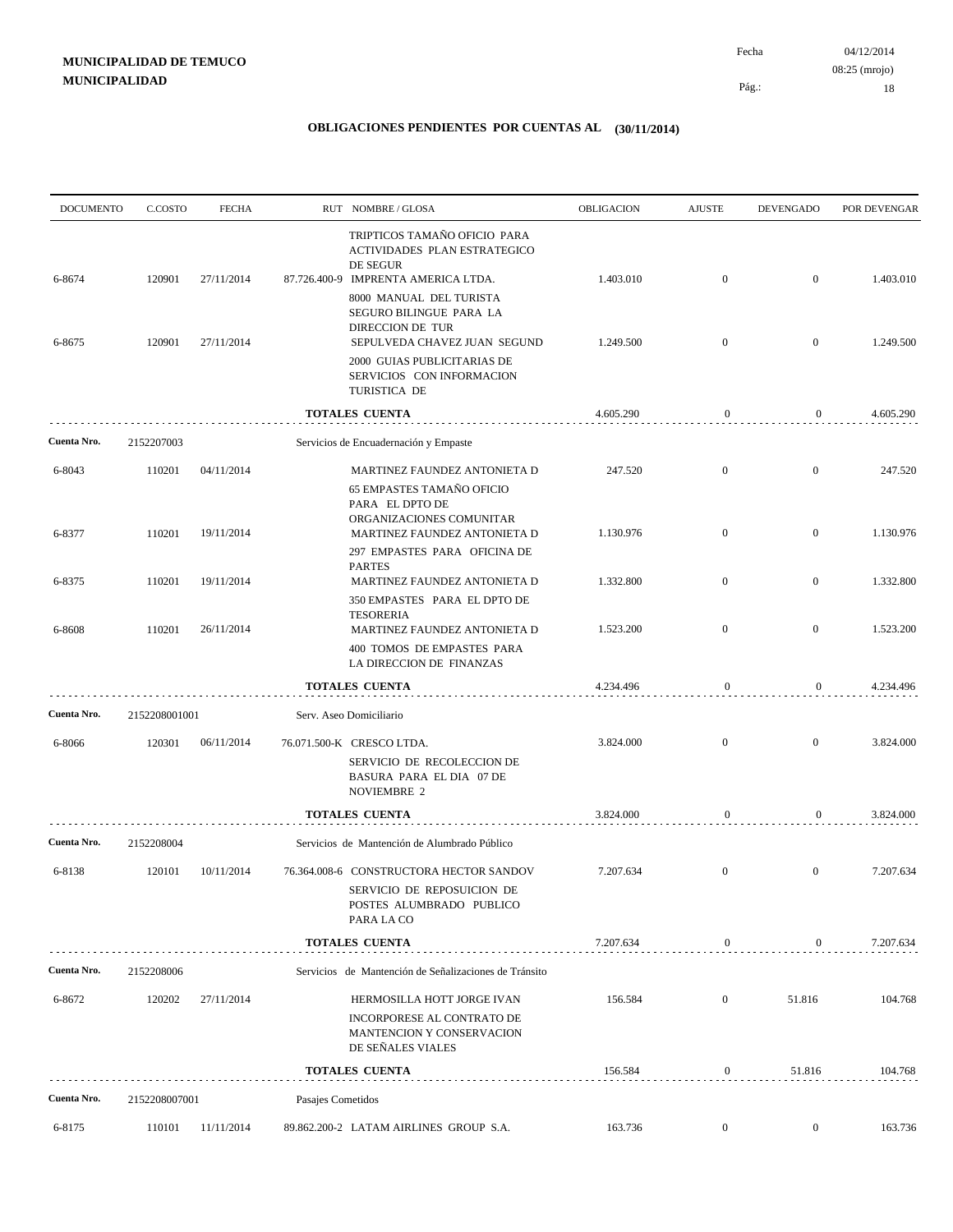**MUNICIPALIDAD DE TEMUCO**
**MUNICIPALIDAD**

Fecha 04/12/2014
08:25 (mrojo)

# OBLIGACIONES PENDIENTES POR CUENTAS AL (30/11/2014)

| DOCUMENTO | C.COSTO | FECHA | RUT NOMBRE / GLOSA | OBLIGACION | AJUSTE | DEVENGADO | POR DEVENGAR |
|---|---|---|---|---|---|---|---|
| | | | TRIPTICOS TAMAÑO OFICIO PARA ACTIVIDADES PLAN ESTRATEGICO DE SEGUR | | | | |
| 6-8674 | 120901 | 27/11/2014 | 87.726.400-9 IMPRENTA AMERICA LTDA. | 1.403.010 | 0 | 0 | 1.403.010 |
| | | | 8000 MANUAL DEL TURISTA SEGURO BILINGUE PARA LA DIRECCION DE TUR | | | | |
| 6-8675 | 120901 | 27/11/2014 | SEPULVEDA CHAVEZ JUAN SEGUND | 1.249.500 | 0 | 0 | 1.249.500 |
| | | | 2000 GUIAS PUBLICITARIAS DE SERVICIOS CON INFORMACION TURISTICA DE | | | | |
| | | | **TOTALES CUENTA** | 4.605.290 | 0 | 0 | 4.605.290 |
| **Cuenta Nro.** | 2152207003 | | Servicios de Encuadernación y Empaste | | | | |
| 6-8043 | 110201 | 04/11/2014 | MARTINEZ FAUNDEZ ANTONIETA D | 247.520 | 0 | 0 | 247.520 |
| | | | 65 EMPASTES TAMAÑO OFICIO PARA EL DPTO DE ORGANIZACIONES COMUNITAR | | | | |
| 6-8377 | 110201 | 19/11/2014 | MARTINEZ FAUNDEZ ANTONIETA D | 1.130.976 | 0 | 0 | 1.130.976 |
| | | | 297 EMPASTES PARA OFICINA DE PARTES | | | | |
| 6-8375 | 110201 | 19/11/2014 | MARTINEZ FAUNDEZ ANTONIETA D | 1.332.800 | 0 | 0 | 1.332.800 |
| | | | 350 EMPASTES PARA EL DPTO DE TESORERIA | | | | |
| 6-8608 | 110201 | 26/11/2014 | MARTINEZ FAUNDEZ ANTONIETA D | 1.523.200 | 0 | 0 | 1.523.200 |
| | | | 400 TOMOS DE EMPASTES PARA LA DIRECCION DE FINANZAS | | | | |
| | | | **TOTALES CUENTA** | 4.234.496 | 0 | 0 | 4.234.496 |
| **Cuenta Nro.** | 2152208001001 | | Serv. Aseo Domiciliario | | | | |
| 6-8066 | 120301 | 06/11/2014 | 76.071.500-K CRESCO LTDA. | 3.824.000 | 0 | 0 | 3.824.000 |
| | | | SERVICIO DE RECOLECCION DE BASURA PARA EL DIA 07 DE NOVIEMBRE 2 | | | | |
| | | | **TOTALES CUENTA** | 3.824.000 | 0 | 0 | 3.824.000 |
| **Cuenta Nro.** | 2152208004 | | Servicios de Mantención de Alumbrado Público | | | | |
| 6-8138 | 120101 | 10/11/2014 | 76.364.008-6 CONSTRUCTORA HECTOR SANDOV | 7.207.634 | 0 | 0 | 7.207.634 |
| | | | SERVICIO DE REPOSUICION DE POSTES ALUMBRADO PUBLICO PARA LA CO | | | | |
| | | | **TOTALES CUENTA** | 7.207.634 | 0 | 0 | 7.207.634 |
| **Cuenta Nro.** | 2152208006 | | Servicios de Mantención de Señalizaciones de Tránsito | | | | |
| 6-8672 | 120202 | 27/11/2014 | HERMOSILLA HOTT JORGE IVAN | 156.584 | 0 | 51.816 | 104.768 |
| | | | INCORPORESE AL CONTRATO DE MANTENCION Y CONSERVACION DE SEÑALES VIALES | | | | |
| | | | **TOTALES CUENTA** | 156.584 | 0 | 51.816 | 104.768 |
| **Cuenta Nro.** | 2152208007001 | | Pasajes Cometidos | | | | |
| 6-8175 | 110101 | 11/11/2014 | 89.862.200-2 LATAM AIRLINES GROUP S.A. | 163.736 | 0 | 0 | 163.736 |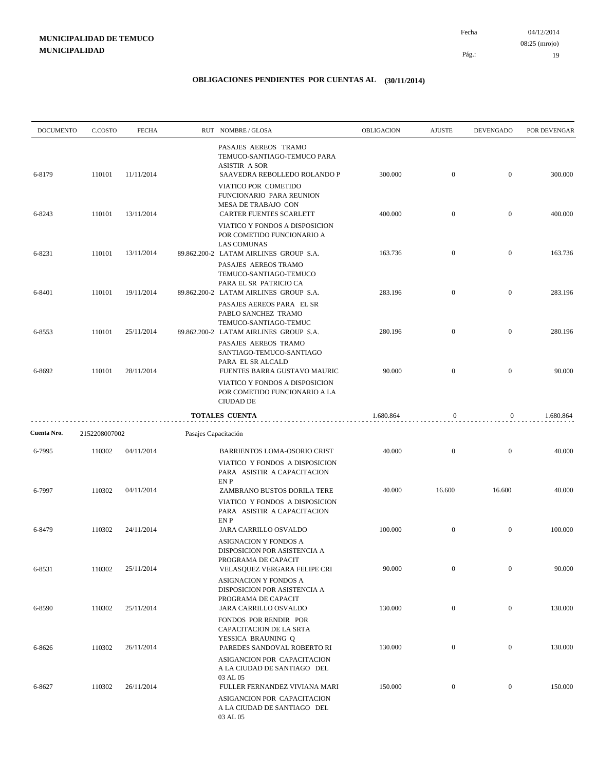**MUNICIPALIDAD DE TEMUCO**
**MUNICIPALIDAD**

Fecha 04/12/2014
08:25 (mrojo)
Pág.: 19

## OBLIGACIONES PENDIENTES POR CUENTAS AL (30/11/2014)

| DOCUMENTO | C.COSTO | FECHA | RUT NOMBRE / GLOSA | OBLIGACION | AJUSTE | DEVENGADO | POR DEVENGAR |
|---|---|---|---|---|---|---|---|
| | | | PASAJES AEREOS TRAMO TEMUCO-SANTIAGO-TEMUCO PARA ASISTIR A SOR | | | | |
| 6-8179 | 110101 | 11/11/2014 | SAAVEDRA REBOLLEDO ROLANDO P | 300.000 | 0 | 0 | 300.000 |
| | | | VIATICO POR COMETIDO FUNCIONARIO PARA REUNION MESA DE TRABAJO CON | | | | |
| 6-8243 | 110101 | 13/11/2014 | CARTER FUENTES SCARLETT | 400.000 | 0 | 0 | 400.000 |
| | | | VIATICO Y FONDOS A DISPOSICION POR COMETIDO FUNCIONARIO A LAS COMUNAS | | | | |
| 6-8231 | 110101 | 13/11/2014 | 89.862.200-2 LATAM AIRLINES GROUP S.A. | 163.736 | 0 | 0 | 163.736 |
| | | | PASAJES AEREOS TRAMO TEMUCO-SANTIAGO-TEMUCO PARA EL SR PATRICIO CA | | | | |
| 6-8401 | 110101 | 19/11/2014 | 89.862.200-2 LATAM AIRLINES GROUP S.A. | 283.196 | 0 | 0 | 283.196 |
| | | | PASAJES AEREOS PARA EL SR PABLO SANCHEZ TRAMO TEMUCO-SANTIAGO-TEMUC | | | | |
| 6-8553 | 110101 | 25/11/2014 | 89.862.200-2 LATAM AIRLINES GROUP S.A. | 280.196 | 0 | 0 | 280.196 |
| | | | PASAJES AEREOS TRAMO SANTIAGO-TEMUCO-SANTIAGO PARA EL SR ALCALD | | | | |
| 6-8692 | 110101 | 28/11/2014 | FUENTES BARRA GUSTAVO MAURIC | 90.000 | 0 | 0 | 90.000 |
| | | | VIATICO Y FONDOS A DISPOSICION POR COMETIDO FUNCIONARIO A LA CIUDAD DE | | | | |
| | | | **TOTALES CUENTA** | 1.680.864 | 0 | 0 | 1.680.864 |
| **Cuenta Nro.** | 2152208007002 | | Pasajes Capacitación | | | | |
| 6-7995 | 110302 | 04/11/2014 | BARRIENTOS LOMA-OSORIO CRIST | 40.000 | 0 | 0 | 40.000 |
| | | | VIATICO Y FONDOS A DISPOSICION PARA ASISTIR A CAPACITACION EN P | | | | |
| 6-7997 | 110302 | 04/11/2014 | ZAMBRANO BUSTOS DORILA TERE | 40.000 | 16.600 | 16.600 | 40.000 |
| | | | VIATICO Y FONDOS A DISPOSICION PARA ASISTIR A CAPACITACION EN P | | | | |
| 6-8479 | 110302 | 24/11/2014 | JARA CARRILLO OSVALDO | 100.000 | 0 | 0 | 100.000 |
| | | | ASIGNACION Y FONDOS A DISPOSICION POR ASISTENCIA A PROGRAMA DE CAPACIT | | | | |
| 6-8531 | 110302 | 25/11/2014 | VELASQUEZ VERGARA FELIPE CRI | 90.000 | 0 | 0 | 90.000 |
| | | | ASIGNACION Y FONDOS A DISPOSICION POR ASISTENCIA A PROGRAMA DE CAPACIT | | | | |
| 6-8590 | 110302 | 25/11/2014 | JARA CARRILLO OSVALDO | 130.000 | 0 | 0 | 130.000 |
| | | | FONDOS POR RENDIR POR CAPACITACION DE LA SRTA YESSICA BRAUNING Q | | | | |
| 6-8626 | 110302 | 26/11/2014 | PAREDES SANDOVAL ROBERTO RI | 130.000 | 0 | 0 | 130.000 |
| | | | ASIGANCION POR CAPACITACION A LA CIUDAD DE SANTIAGO DEL 03 AL 05 | | | | |
| 6-8627 | 110302 | 26/11/2014 | FULLER FERNANDEZ VIVIANA MARI | 150.000 | 0 | 0 | 150.000 |
| | | | ASIGANCION POR CAPACITACION A LA CIUDAD DE SANTIAGO DEL 03 AL 05 | | | | |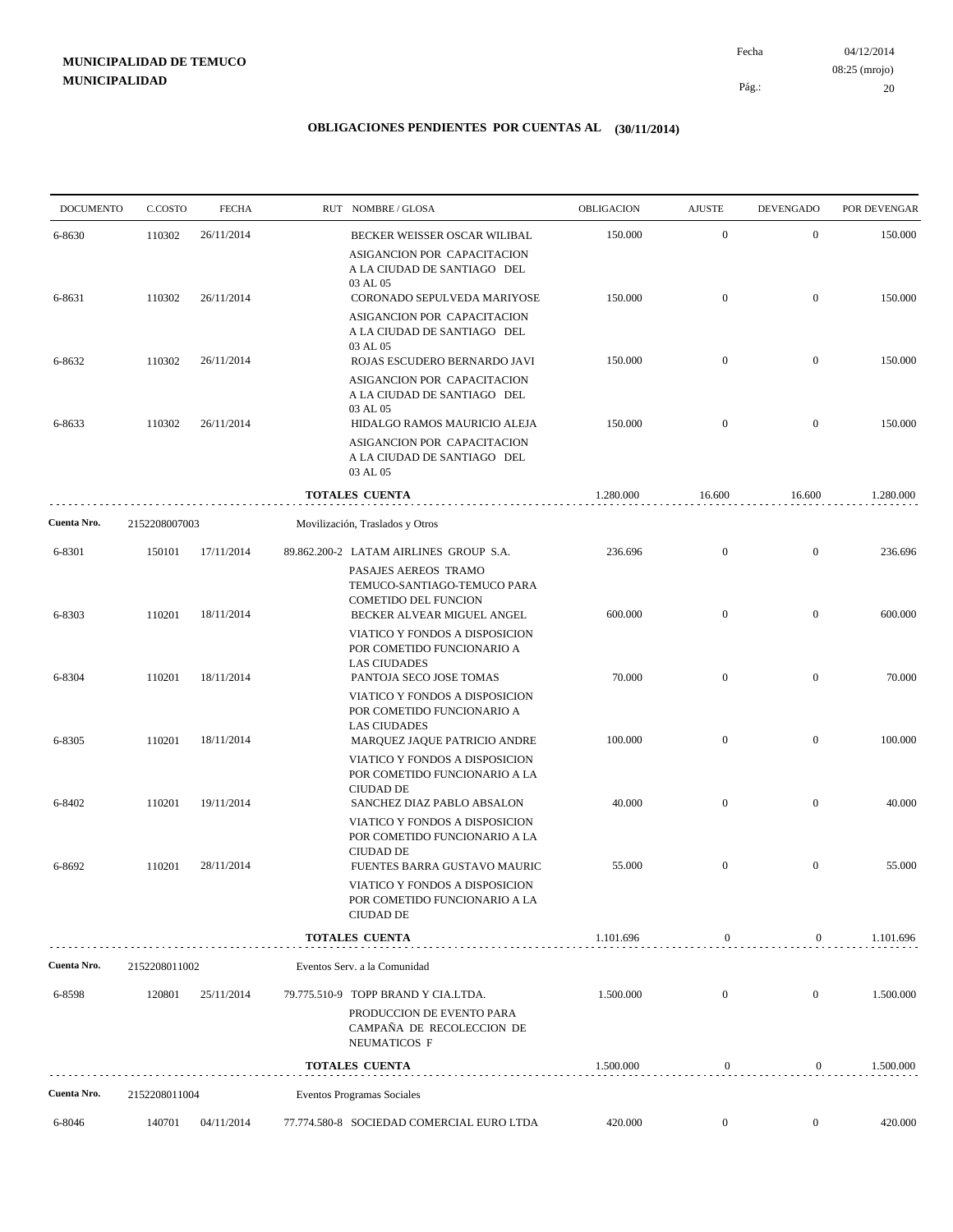**MUNICIPALIDAD DE TEMUCO**
**MUNICIPALIDAD**

Fecha 04/12/2014
08:25 (mrojo)

## OBLIGACIONES PENDIENTES POR CUENTAS AL (30/11/2014)

| DOCUMENTO | C.COSTO | FECHA | RUT NOMBRE / GLOSA | OBLIGACION | AJUSTE | DEVENGADO | POR DEVENGAR |
|---|---|---|---|---|---|---|---|
| 6-8630 | 110302 | 26/11/2014 | BECKER WEISSER OSCAR WILIBAL<br>ASIGANCION POR CAPACITACION A LA CIUDAD DE SANTIAGO DEL 03 AL 05 | 150.000 | 0 | 0 | 150.000 |
| 6-8631 | 110302 | 26/11/2014 | CORONADO SEPULVEDA MARIYOSE<br>ASIGANCION POR CAPACITACION A LA CIUDAD DE SANTIAGO DEL 03 AL 05 | 150.000 | 0 | 0 | 150.000 |
| 6-8632 | 110302 | 26/11/2014 | ROJAS ESCUDERO BERNARDO JAVI<br>ASIGANCION POR CAPACITACION A LA CIUDAD DE SANTIAGO DEL 03 AL 05 | 150.000 | 0 | 0 | 150.000 |
| 6-8633 | 110302 | 26/11/2014 | HIDALGO RAMOS MAURICIO ALEJA<br>ASIGANCION POR CAPACITACION A LA CIUDAD DE SANTIAGO DEL 03 AL 05 | 150.000 | 0 | 0 | 150.000 |
| | | | **TOTALES CUENTA** | 1.280.000 | 16.600 | 16.600 | 1.280.000 |
| **Cuenta Nro.** | 2152208007003 | | Movilización, Traslados y Otros | | | | |
| 6-8301 | 150101 | 17/11/2014 | 89.862.200-2 LATAM AIRLINES GROUP S.A.<br>PASAJES AEREOS TRAMO TEMUCO-SANTIAGO-TEMUCO PARA COMETIDO DEL FUNCION | 236.696 | 0 | 0 | 236.696 |
| 6-8303 | 110201 | 18/11/2014 | BECKER ALVEAR MIGUEL ANGEL<br>VIATICO Y FONDOS A DISPOSICION POR COMETIDO FUNCIONARIO A LAS CIUDADES | 600.000 | 0 | 0 | 600.000 |
| 6-8304 | 110201 | 18/11/2014 | PANTOJA SECO JOSE TOMAS<br>VIATICO Y FONDOS A DISPOSICION POR COMETIDO FUNCIONARIO A LAS CIUDADES | 70.000 | 0 | 0 | 70.000 |
| 6-8305 | 110201 | 18/11/2014 | MARQUEZ JAQUE PATRICIO ANDRE<br>VIATICO Y FONDOS A DISPOSICION POR COMETIDO FUNCIONARIO A LA CIUDAD DE | 100.000 | 0 | 0 | 100.000 |
| 6-8402 | 110201 | 19/11/2014 | SANCHEZ DIAZ PABLO ABSALON<br>VIATICO Y FONDOS A DISPOSICION POR COMETIDO FUNCIONARIO A LA CIUDAD DE | 40.000 | 0 | 0 | 40.000 |
| 6-8692 | 110201 | 28/11/2014 | FUENTES BARRA GUSTAVO MAURIC<br>VIATICO Y FONDOS A DISPOSICION POR COMETIDO FUNCIONARIO A LA CIUDAD DE | 55.000 | 0 | 0 | 55.000 |
| | | | **TOTALES CUENTA** | 1.101.696 | 0 | 0 | 1.101.696 |
| **Cuenta Nro.** | 2152208011002 | | Eventos Serv. a la Comunidad | | | | |
| 6-8598 | 120801 | 25/11/2014 | 79.775.510-9 TOPP BRAND Y CIA.LTDA.<br>PRODUCCION DE EVENTO PARA CAMPAÑA DE RECOLECCION DE NEUMATICOS F | 1.500.000 | 0 | 0 | 1.500.000 |
| | | | **TOTALES CUENTA** | 1.500.000 | 0 | 0 | 1.500.000 |
| **Cuenta Nro.** | 2152208011004 | | Eventos Programas Sociales | | | | |
| 6-8046 | 140701 | 04/11/2014 | 77.774.580-8 SOCIEDAD COMERCIAL EURO LTDA | 420.000 | 0 | 0 | 420.000 |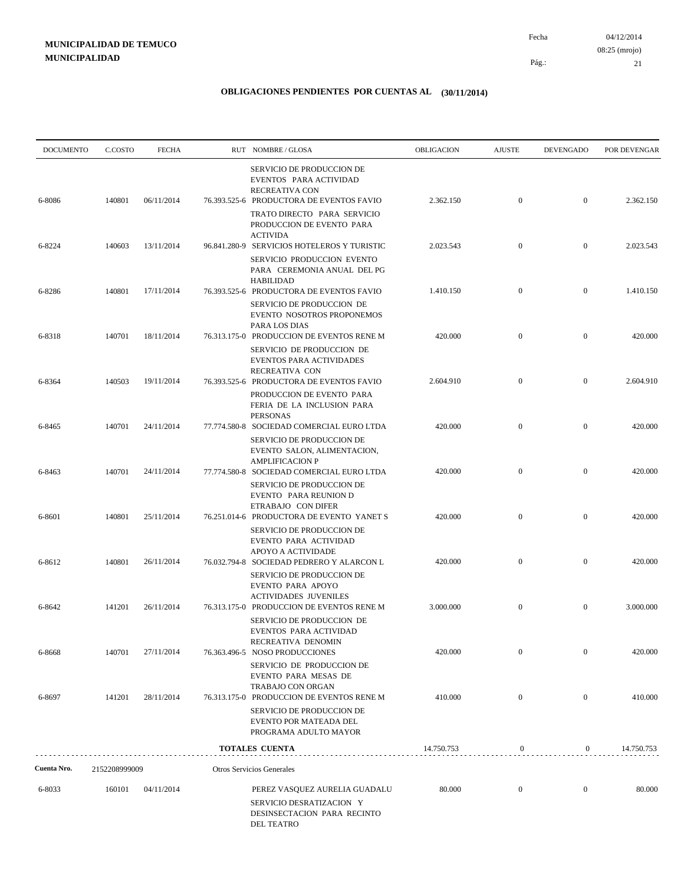**MUNICIPALIDAD DE TEMUCO**
**MUNICIPALIDAD**

Fecha 04/12/2014
08:25 (mrojo)

## OBLIGACIONES PENDIENTES POR CUENTAS AL (30/11/2014)

| DOCUMENTO | C.COSTO | FECHA | RUT | NOMBRE / GLOSA | OBLIGACION | AJUSTE | DEVENGADO | POR DEVENGAR |
|---|---|---|---|---|---|---|---|---|
| | | | | SERVICIO DE PRODUCCION DE EVENTOS PARA ACTIVIDAD RECREATIVA CON | | | | |
| 6-8086 | 140801 | 06/11/2014 | 76.393.525-6 | PRODUCTORA DE EVENTOS FAVIO | 2.362.150 | 0 | 0 | 2.362.150 |
| | | | | TRATO DIRECTO PARA SERVICIO PRODUCCION DE EVENTO PARA ACTIVIDA | | | | |
| 6-8224 | 140603 | 13/11/2014 | 96.841.280-9 | SERVICIOS HOTELEROS Y TURISTIC | 2.023.543 | 0 | 0 | 2.023.543 |
| | | | | SERVICIO PRODUCCION EVENTO PARA CEREMONIA ANUAL DEL PG HABILIDAD | | | | |
| 6-8286 | 140801 | 17/11/2014 | 76.393.525-6 | PRODUCTORA DE EVENTOS FAVIO | 1.410.150 | 0 | 0 | 1.410.150 |
| | | | | SERVICIO DE PRODUCCION DE EVENTO NOSOTROS PROPONEMOS PARA LOS DIAS | | | | |
| 6-8318 | 140701 | 18/11/2014 | 76.313.175-0 | PRODUCCION DE EVENTOS RENE M | 420.000 | 0 | 0 | 420.000 |
| | | | | SERVICIO DE PRODUCCION DE EVENTOS PARA ACTIVIDADES RECREATIVA CON | | | | |
| 6-8364 | 140503 | 19/11/2014 | 76.393.525-6 | PRODUCTORA DE EVENTOS FAVIO | 2.604.910 | 0 | 0 | 2.604.910 |
| | | | | PRODUCCION DE EVENTO PARA FERIA DE LA INCLUSION PARA PERSONAS | | | | |
| 6-8465 | 140701 | 24/11/2014 | 77.774.580-8 | SOCIEDAD COMERCIAL EURO LTDA | 420.000 | 0 | 0 | 420.000 |
| | | | | SERVICIO DE PRODUCCION DE EVENTO SALON, ALIMENTACION, AMPLIFICACION P | | | | |
| 6-8463 | 140701 | 24/11/2014 | 77.774.580-8 | SOCIEDAD COMERCIAL EURO LTDA | 420.000 | 0 | 0 | 420.000 |
| | | | | SERVICIO DE PRODUCCION DE EVENTO PARA REUNION D ETRABAJO CON DIFER | | | | |
| 6-8601 | 140801 | 25/11/2014 | 76.251.014-6 | PRODUCTORA DE EVENTO YANET S | 420.000 | 0 | 0 | 420.000 |
| | | | | SERVICIO DE PRODUCCION DE EVENTO PARA ACTIVIDAD APOYO A ACTIVIDADE | | | | |
| 6-8612 | 140801 | 26/11/2014 | 76.032.794-8 | SOCIEDAD PEDRERO Y ALARCON L | 420.000 | 0 | 0 | 420.000 |
| | | | | SERVICIO DE PRODUCCION DE EVENTO PARA APOYO ACTIVIDADES JUVENILES | | | | |
| 6-8642 | 141201 | 26/11/2014 | 76.313.175-0 | PRODUCCION DE EVENTOS RENE M | 3.000.000 | 0 | 0 | 3.000.000 |
| | | | | SERVICIO DE PRODUCCION DE EVENTOS PARA ACTIVIDAD RECREATIVA DENOMIN | | | | |
| 6-8668 | 140701 | 27/11/2014 | 76.363.496-5 | NOSO PRODUCCIONES | 420.000 | 0 | 0 | 420.000 |
| | | | | SERVICIO DE PRODUCCION DE EVENTO PARA MESAS DE TRABAJO CON ORGAN | | | | |
| 6-8697 | 141201 | 28/11/2014 | 76.313.175-0 | PRODUCCION DE EVENTOS RENE M | 410.000 | 0 | 0 | 410.000 |
| | | | | SERVICIO DE PRODUCCION DE EVENTO POR MATEADA DEL PROGRAMA ADULTO MAYOR | | | | |
| | | | | **TOTALES CUENTA** | 14.750.753 | 0 | 0 | 14.750.753 |

**Cuenta Nro.** 2152208999009 Otros Servicios Generales

| DOCUMENTO | C.COSTO | FECHA | RUT | NOMBRE / GLOSA | OBLIGACION | AJUSTE | DEVENGADO | POR DEVENGAR |
|---|---|---|---|---|---|---|---|---|
| 6-8033 | 160101 | 04/11/2014 | | PEREZ VASQUEZ AURELIA GUADALU | 80.000 | 0 | 0 | 80.000 |
| | | | | SERVICIO DESRATIZACION Y DESINSECTACION PARA RECINTO DEL TEATRO | | | | |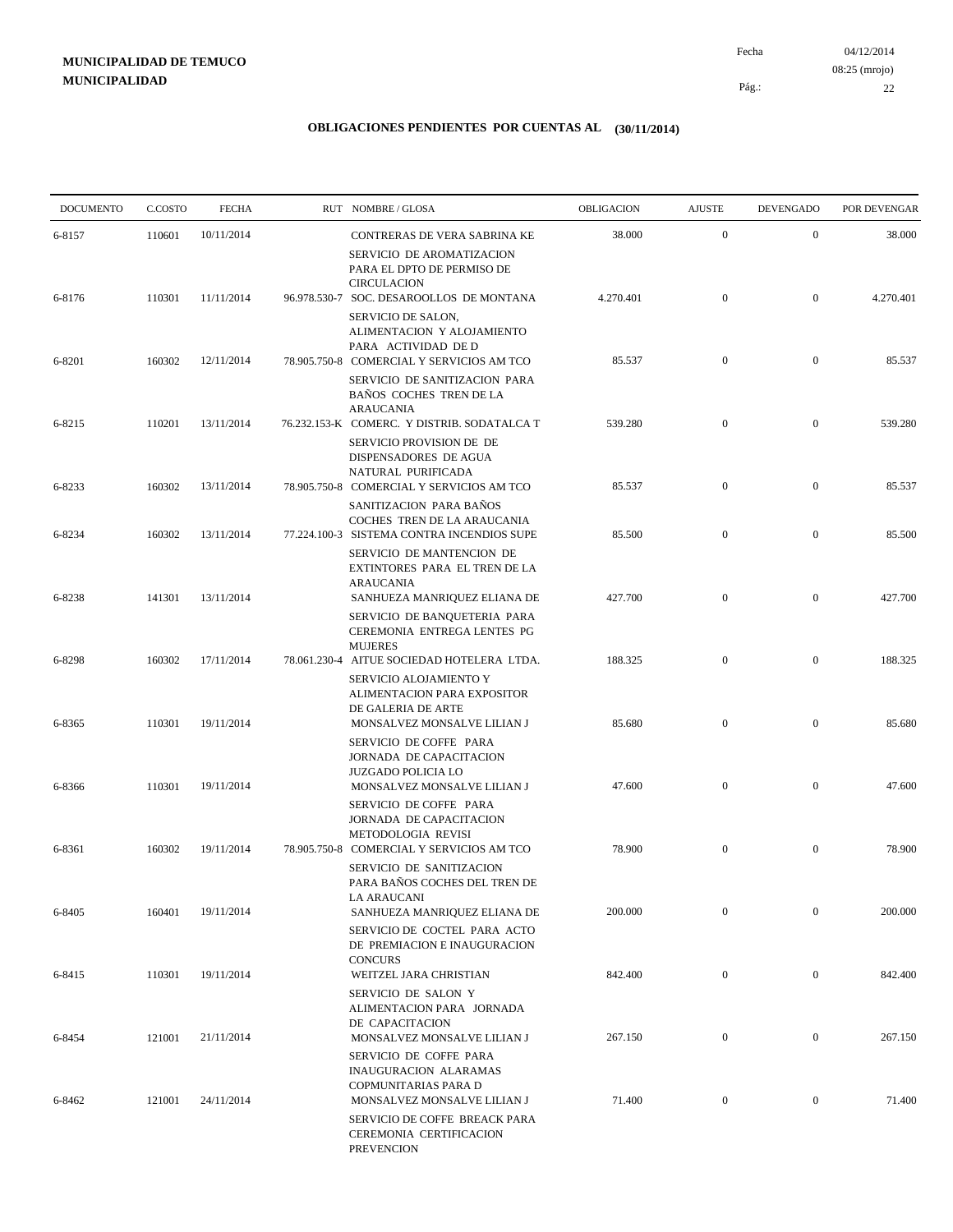**MUNICIPALIDAD DE TEMUCO**
**MUNICIPALIDAD**

Fecha 04/12/2014
08:25 (mrojo)

## OBLIGACIONES PENDIENTES POR CUENTAS AL (30/11/2014)

| DOCUMENTO | C.COSTO | FECHA | RUT | NOMBRE / GLOSA | OBLIGACION | AJUSTE | DEVENGADO | POR DEVENGAR |
|---|---|---|---|---|---|---|---|---|
| 6-8157 | 110601 | 10/11/2014 | | CONTRERAS DE VERA SABRINA KE<br>SERVICIO DE AROMATIZACION PARA EL DPTO DE PERMISO DE CIRCULACION | 38.000 | 0 | 0 | 38.000 |
| 6-8176 | 110301 | 11/11/2014 | 96.978.530-7 | SOC. DESAROOLLOS DE MONTANA<br>SERVICIO DE SALON, ALIMENTACION Y ALOJAMIENTO PARA ACTIVIDAD DE D | 4.270.401 | 0 | 0 | 4.270.401 |
| 6-8201 | 160302 | 12/11/2014 | 78.905.750-8 | COMERCIAL Y SERVICIOS AM TCO<br>SERVICIO DE SANITIZACION PARA BAÑOS COCHES TREN DE LA ARAUCANIA | 85.537 | 0 | 0 | 85.537 |
| 6-8215 | 110201 | 13/11/2014 | 76.232.153-K | COMERC. Y DISTRIB. SODATALCA T<br>SERVICIO PROVISION DE DE DISPENSADORES DE AGUA NATURAL PURIFICADA | 539.280 | 0 | 0 | 539.280 |
| 6-8233 | 160302 | 13/11/2014 | 78.905.750-8 | COMERCIAL Y SERVICIOS AM TCO<br>SANITIZACION PARA BAÑOS COCHES TREN DE LA ARAUCANIA | 85.537 | 0 | 0 | 85.537 |
| 6-8234 | 160302 | 13/11/2014 | 77.224.100-3 | SISTEMA CONTRA INCENDIOS SUPE<br>SERVICIO DE MANTENCION DE EXTINTORES PARA EL TREN DE LA ARAUCANIA | 85.500 | 0 | 0 | 85.500 |
| 6-8238 | 141301 | 13/11/2014 | | SANHUEZA MANRIQUEZ ELIANA DE<br>SERVICIO DE BANQUETERIA PARA CEREMONIA ENTREGA LENTES PG MUJERES | 427.700 | 0 | 0 | 427.700 |
| 6-8298 | 160302 | 17/11/2014 | 78.061.230-4 | AITUE SOCIEDAD HOTELERA LTDA.<br>SERVICIO ALOJAMIENTO Y ALIMENTACION PARA EXPOSITOR DE GALERIA DE ARTE | 188.325 | 0 | 0 | 188.325 |
| 6-8365 | 110301 | 19/11/2014 | | MONSALVEZ MONSALVE LILIAN J<br>SERVICIO DE COFFE PARA JORNADA DE CAPACITACION JUZGADO POLICIA LO | 85.680 | 0 | 0 | 85.680 |
| 6-8366 | 110301 | 19/11/2014 | | MONSALVEZ MONSALVE LILIAN J<br>SERVICIO DE COFFE PARA JORNADA DE CAPACITACION METODOLOGIA REVISI | 47.600 | 0 | 0 | 47.600 |
| 6-8361 | 160302 | 19/11/2014 | 78.905.750-8 | COMERCIAL Y SERVICIOS AM TCO<br>SERVICIO DE SANITIZACION PARA BAÑOS COCHES DEL TREN DE LA ARAUCANI | 78.900 | 0 | 0 | 78.900 |
| 6-8405 | 160401 | 19/11/2014 | | SANHUEZA MANRIQUEZ ELIANA DE<br>SERVICIO DE COCTEL PARA ACTO DE PREMIACION E INAUGURACION CONCURS | 200.000 | 0 | 0 | 200.000 |
| 6-8415 | 110301 | 19/11/2014 | | WEITZEL JARA CHRISTIAN<br>SERVICIO DE SALON Y ALIMENTACION PARA JORNADA DE CAPACITACION | 842.400 | 0 | 0 | 842.400 |
| 6-8454 | 121001 | 21/11/2014 | | MONSALVEZ MONSALVE LILIAN J<br>SERVICIO DE COFFE PARA INAUGURACION ALARAMAS COPMUNITARIAS PARA D | 267.150 | 0 | 0 | 267.150 |
| 6-8462 | 121001 | 24/11/2014 | | MONSALVEZ MONSALVE LILIAN J<br>SERVICIO DE COFFE BREACK PARA CEREMONIA CERTIFICACION PREVENCION | 71.400 | 0 | 0 | 71.400 |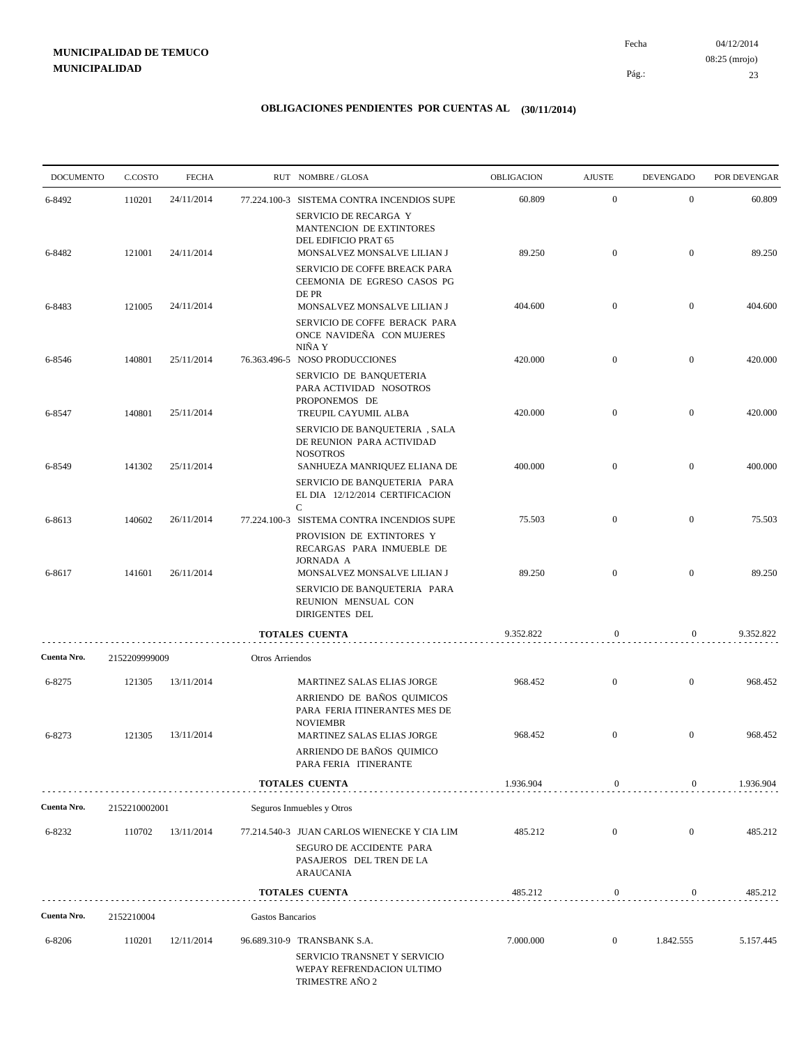**MUNICIPALIDAD DE TEMUCO**
**MUNICIPALIDAD**

Fecha 04/12/2014
08:25 (mrojo)

## OBLIGACIONES PENDIENTES POR CUENTAS AL (30/11/2014)

| DOCUMENTO | C.COSTO | FECHA | RUT NOMBRE / GLOSA | OBLIGACION | AJUSTE | DEVENGADO | POR DEVENGAR |
|---|---|---|---|---|---|---|---|
| 6-8492 | 110201 | 24/11/2014 | 77.224.100-3 SISTEMA CONTRA INCENDIOS SUPE<br>SERVICIO DE RECARGA Y MANTENCION DE EXTINTORES DEL EDIFICIO PRAT 65 | 60.809 | 0 | 0 | 60.809 |
| 6-8482 | 121001 | 24/11/2014 | MONSALVEZ MONSALVE LILIAN J<br>SERVICIO DE COFFE BREACK PARA CEEMONIA DE EGRESO CASOS PG DE PR | 89.250 | 0 | 0 | 89.250 |
| 6-8483 | 121005 | 24/11/2014 | MONSALVEZ MONSALVE LILIAN J<br>SERVICIO DE COFFE BERACK PARA ONCE NAVIDEÑA CON MUJERES NIÑA Y | 404.600 | 0 | 0 | 404.600 |
| 6-8546 | 140801 | 25/11/2014 | 76.363.496-5 NOSO PRODUCCIONES<br>SERVICIO DE BANQUETERIA PARA ACTIVIDAD NOSOTROS PROPONEMOS DE | 420.000 | 0 | 0 | 420.000 |
| 6-8547 | 140801 | 25/11/2014 | TREUPIL CAYUMIL ALBA<br>SERVICIO DE BANQUETERIA , SALA DE REUNION PARA ACTIVIDAD NOSOTROS | 420.000 | 0 | 0 | 420.000 |
| 6-8549 | 141302 | 25/11/2014 | SANHUEZA MANRIQUEZ ELIANA DE<br>SERVICIO DE BANQUETERIA PARA EL DIA 12/12/2014 CERTIFICACION C | 400.000 | 0 | 0 | 400.000 |
| 6-8613 | 140602 | 26/11/2014 | 77.224.100-3 SISTEMA CONTRA INCENDIOS SUPE<br>PROVISION DE EXTINTORES Y RECARGAS PARA INMUEBLE DE JORNADA A | 75.503 | 0 | 0 | 75.503 |
| 6-8617 | 141601 | 26/11/2014 | MONSALVEZ MONSALVE LILIAN J<br>SERVICIO DE BANQUETERIA PARA REUNION MENSUAL CON DIRIGENTES DEL | 89.250 | 0 | 0 | 89.250 |
| | | | **TOTALES CUENTA** | 9.352.822 | 0 | 0 | 9.352.822 |

**Cuenta Nro.** 2152209999009 Otros Arriendos

| DOCUMENTO | C.COSTO | FECHA | RUT NOMBRE / GLOSA | OBLIGACION | AJUSTE | DEVENGADO | POR DEVENGAR |
|---|---|---|---|---|---|---|---|
| 6-8275 | 121305 | 13/11/2014 | MARTINEZ SALAS ELIAS JORGE<br>ARRIENDO DE BAÑOS QUIMICOS PARA FERIA ITINERANTES MES DE NOVIEMBR | 968.452 | 0 | 0 | 968.452 |
| 6-8273 | 121305 | 13/11/2014 | MARTINEZ SALAS ELIAS JORGE<br>ARRIENDO DE BAÑOS QUIMICO PARA FERIA ITINERANTE | 968.452 | 0 | 0 | 968.452 |
| | | | **TOTALES CUENTA** | 1.936.904 | 0 | 0 | 1.936.904 |

**Cuenta Nro.** 2152210002001 Seguros Inmuebles y Otros

| DOCUMENTO | C.COSTO | FECHA | RUT NOMBRE / GLOSA | OBLIGACION | AJUSTE | DEVENGADO | POR DEVENGAR |
|---|---|---|---|---|---|---|---|
| 6-8232 | 110702 | 13/11/2014 | 77.214.540-3 JUAN CARLOS WIENECKE Y CIA LIM<br>SEGURO DE ACCIDENTE PARA PASAJEROS DEL TREN DE LA ARAUCANIA | 485.212 | 0 | 0 | 485.212 |
| | | | **TOTALES CUENTA** | 485.212 | 0 | 0 | 485.212 |

**Cuenta Nro.** 2152210004 Gastos Bancarios

| DOCUMENTO | C.COSTO | FECHA | RUT NOMBRE / GLOSA | OBLIGACION | AJUSTE | DEVENGADO | POR DEVENGAR |
|---|---|---|---|---|---|---|---|
| 6-8206 | 110201 | 12/11/2014 | 96.689.310-9 TRANSBANK S.A.<br>SERVICIO TRANSNET Y SERVICIO WEPAY REFRENDACION ULTIMO TRIMESTRE AÑO 2 | 7.000.000 | 0 | 1.842.555 | 5.157.445 |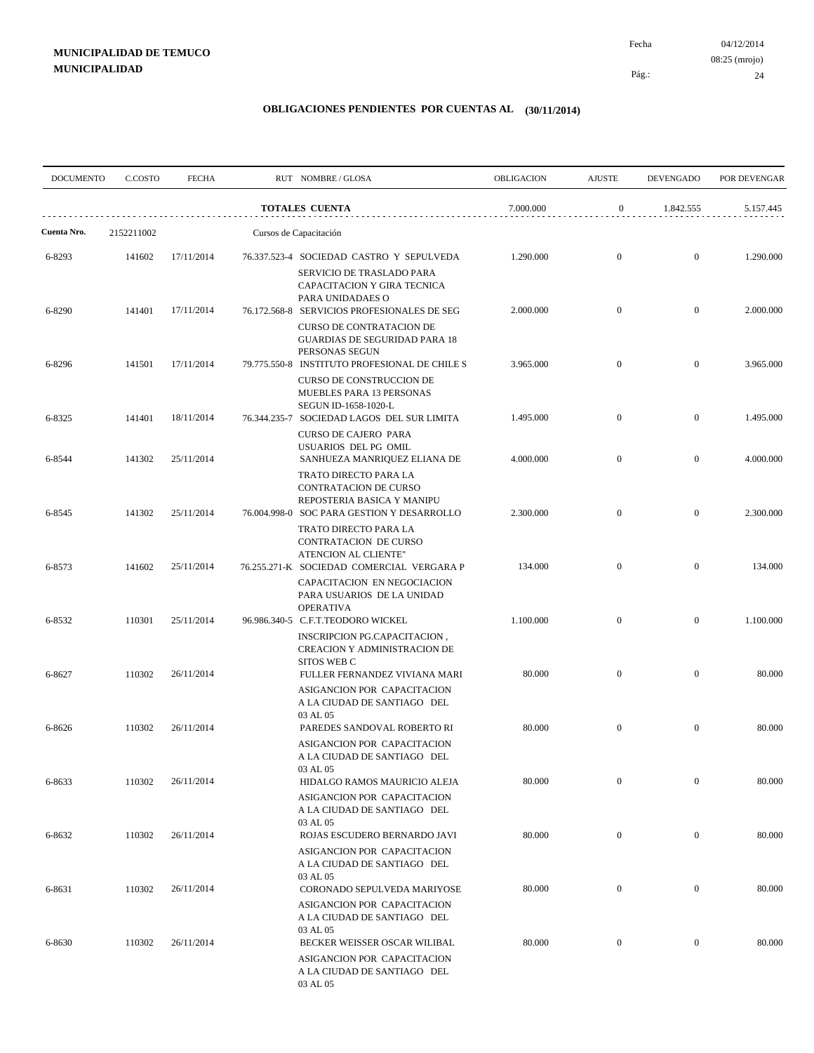**MUNICIPALIDAD DE TEMUCO**
**MUNICIPALIDAD**

Fecha 04/12/2014
08:25 (mrojo)

## OBLIGACIONES PENDIENTES POR CUENTAS AL (30/11/2014)

| DOCUMENTO | C.COSTO | FECHA | RUT NOMBRE / GLOSA | OBLIGACION | AJUSTE | DEVENGADO | POR DEVENGAR |
|---|---|---|---|---|---|---|---|
| | | | **TOTALES CUENTA** | 7.000.000 | 0 | 1.842.555 | 5.157.445 |
| **Cuenta Nro.** | 2152211002 | | Cursos de Capacitación | | | | |
| 6-8293 | 141602 | 17/11/2014 | 76.337.523-4 SOCIEDAD CASTRO Y SEPULVEDA<br>SERVICIO DE TRASLADO PARA CAPACITACION Y GIRA TECNICA PARA UNIDADAES O | 1.290.000 | 0 | 0 | 1.290.000 |
| 6-8290 | 141401 | 17/11/2014 | 76.172.568-8 SERVICIOS PROFESIONALES DE SEG<br>CURSO DE CONTRATACION DE GUARDIAS DE SEGURIDAD PARA 18 PERSONAS SEGUN | 2.000.000 | 0 | 0 | 2.000.000 |
| 6-8296 | 141501 | 17/11/2014 | 79.775.550-8 INSTITUTO PROFESIONAL DE CHILE S<br>CURSO DE CONSTRUCCION DE MUEBLES PARA 13 PERSONAS SEGUN ID-1658-1020-L | 3.965.000 | 0 | 0 | 3.965.000 |
| 6-8325 | 141401 | 18/11/2014 | 76.344.235-7 SOCIEDAD LAGOS DEL SUR LIMITA<br>CURSO DE CAJERO PARA USUARIOS DEL PG OMIL | 1.495.000 | 0 | 0 | 1.495.000 |
| 6-8544 | 141302 | 25/11/2014 | SANHUEZA MANRIQUEZ ELIANA DE<br>TRATO DIRECTO PARA LA CONTRATACION DE CURSO REPOSTERIA BASICA Y MANIPU | 4.000.000 | 0 | 0 | 4.000.000 |
| 6-8545 | 141302 | 25/11/2014 | 76.004.998-0 SOC PARA GESTION Y DESARROLLO<br>TRATO DIRECTO PARA LA CONTRATACION DE CURSO ATENCION AL CLIENTE" | 2.300.000 | 0 | 0 | 2.300.000 |
| 6-8573 | 141602 | 25/11/2014 | 76.255.271-K SOCIEDAD COMERCIAL VERGARA P<br>CAPACITACION EN NEGOCIACION PARA USUARIOS DE LA UNIDAD OPERATIVA | 134.000 | 0 | 0 | 134.000 |
| 6-8532 | 110301 | 25/11/2014 | 96.986.340-5 C.F.T.TEODORO WICKEL<br>INSCRIPCION PG.CAPACITACION , CREACION Y ADMINISTRACION DE SITOS WEB C | 1.100.000 | 0 | 0 | 1.100.000 |
| 6-8627 | 110302 | 26/11/2014 | FULLER FERNANDEZ VIVIANA MARI<br>ASIGANCION POR CAPACITACION A LA CIUDAD DE SANTIAGO DEL 03 AL 05 | 80.000 | 0 | 0 | 80.000 |
| 6-8626 | 110302 | 26/11/2014 | PAREDES SANDOVAL ROBERTO RI<br>ASIGANCION POR CAPACITACION A LA CIUDAD DE SANTIAGO DEL 03 AL 05 | 80.000 | 0 | 0 | 80.000 |
| 6-8633 | 110302 | 26/11/2014 | HIDALGO RAMOS MAURICIO ALEJA<br>ASIGANCION POR CAPACITACION A LA CIUDAD DE SANTIAGO DEL 03 AL 05 | 80.000 | 0 | 0 | 80.000 |
| 6-8632 | 110302 | 26/11/2014 | ROJAS ESCUDERO BERNARDO JAVI<br>ASIGANCION POR CAPACITACION A LA CIUDAD DE SANTIAGO DEL 03 AL 05 | 80.000 | 0 | 0 | 80.000 |
| 6-8631 | 110302 | 26/11/2014 | CORONADO SEPULVEDA MARIYOSE<br>ASIGANCION POR CAPACITACION A LA CIUDAD DE SANTIAGO DEL 03 AL 05 | 80.000 | 0 | 0 | 80.000 |
| 6-8630 | 110302 | 26/11/2014 | BECKER WEISSER OSCAR WILIBAL<br>ASIGANCION POR CAPACITACION A LA CIUDAD DE SANTIAGO DEL 03 AL 05 | 80.000 | 0 | 0 | 80.000 |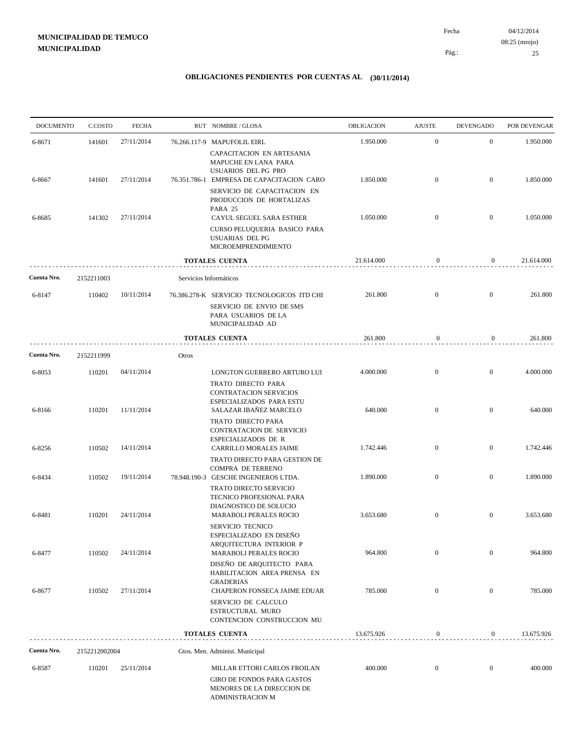**MUNICIPALIDAD DE TEMUCO**
**MUNICIPALIDAD**

Fecha 04/12/2014
08:25 (mrojo)

# OBLIGACIONES PENDIENTES POR CUENTAS AL (30/11/2014)

| DOCUMENTO | C.COSTO | FECHA | RUT | NOMBRE / GLOSA | OBLIGACION | AJUSTE | DEVENGADO | POR DEVENGAR |
|---|---|---|---|---|---|---|---|---|
| 6-8671 | 141601 | 27/11/2014 | 76.266.117-9 | MAPUFOLIL EIRL<br>CAPACITACION EN ARTESANIA MAPUCHE EN LANA PARA USUARIOS DEL PG PRO | 1.950.000 | 0 | 0 | 1.950.000 |
| 6-8667 | 141601 | 27/11/2014 | 76.351.786-1 | EMPRESA DE CAPACITACION CARO<br>SERVICIO DE CAPACITACION EN PRODUCCION DE HORTALIZAS PARA 25 | 1.850.000 | 0 | 0 | 1.850.000 |
| 6-8685 | 141302 | 27/11/2014 | | CAYUL SEGUEL SARA ESTHER<br>CURSO PELUQUERIA BASICO PARA USUARIAS DEL PG MICROEMPRENDIMIENTO | 1.050.000 | 0 | 0 | 1.050.000 |
| | | | | **TOTALES CUENTA** | 21.614.000 | 0 | 0 | 21.614.000 |
| **Cuenta Nro.** | 2152211003 | | | Servicios Informáticos | | | | |
| 6-8147 | 110402 | 10/11/2014 | 76.386.278-K | SERVICIO TECNOLOGICOS ITD CHI<br>SERVICIO DE ENVIO DE SMS PARA USUARIOS DE LA MUNICIPALIDAD AD | 261.800 | 0 | 0 | 261.800 |
| | | | | **TOTALES CUENTA** | 261.800 | 0 | 0 | 261.800 |
| **Cuenta Nro.** | 2152211999 | | | Otros | | | | |
| 6-8053 | 110201 | 04/11/2014 | | LONGTON GUERRERO ARTURO LUI<br>TRATO DIRECTO PARA CONTRATACION SERVICIOS ESPECIALIZADOS PARA ESTU | 4.000.000 | 0 | 0 | 4.000.000 |
| 6-8166 | 110201 | 11/11/2014 | | SALAZAR IBAÑEZ MARCELO<br>TRATO DIRECTO PARA CONTRATACION DE SERVICIO ESPECIALIZADOS DE R | 640.000 | 0 | 0 | 640.000 |
| 6-8256 | 110502 | 14/11/2014 | | CARRILLO MORALES JAIME<br>TRATO DIRECTO PARA GESTION DE COMPRA DE TERRENO | 1.742.446 | 0 | 0 | 1.742.446 |
| 6-8434 | 110502 | 19/11/2014 | 78.948.190-3 | GESCHE INGENIEROS LTDA.<br>TRATO DIRECTO SERVICIO TECNICO PROFESIONAL PARA DIAGNOSTICO DE SOLUCIO | 1.890.000 | 0 | 0 | 1.890.000 |
| 6-8481 | 110201 | 24/11/2014 | | MARABOLI PERALES ROCIO<br>SERVICIO TECNICO ESPECIALIZADO EN DISEÑO ARQUITECTURA INTERIOR P | 3.653.680 | 0 | 0 | 3.653.680 |
| 6-8477 | 110502 | 24/11/2014 | | MARABOLI PERALES ROCIO<br>DISEÑO DE ARQUITECTO PARA HABILITACION AREA PRENSA EN GRADERIAS | 964.800 | 0 | 0 | 964.800 |
| 6-8677 | 110502 | 27/11/2014 | | CHAPERON FONSECA JAIME EDUAR<br>SERVICIO DE CALCULO ESTRUCTURAL MURO CONTENCION CONSTRUCCION MU | 785.000 | 0 | 0 | 785.000 |
| | | | | **TOTALES CUENTA** | 13.675.926 | 0 | 0 | 13.675.926 |
| **Cuenta Nro.** | 2152212002004 | | | Gtos. Men. Administ. Municipal | | | | |
| 6-8587 | 110201 | 25/11/2014 | | MILLAR ETTORI CARLOS FROILAN<br>GIRO DE FONDOS PARA GASTOS MENORES DE LA DIRECCION DE ADMINISTRACION M | 400.000 | 0 | 0 | 400.000 |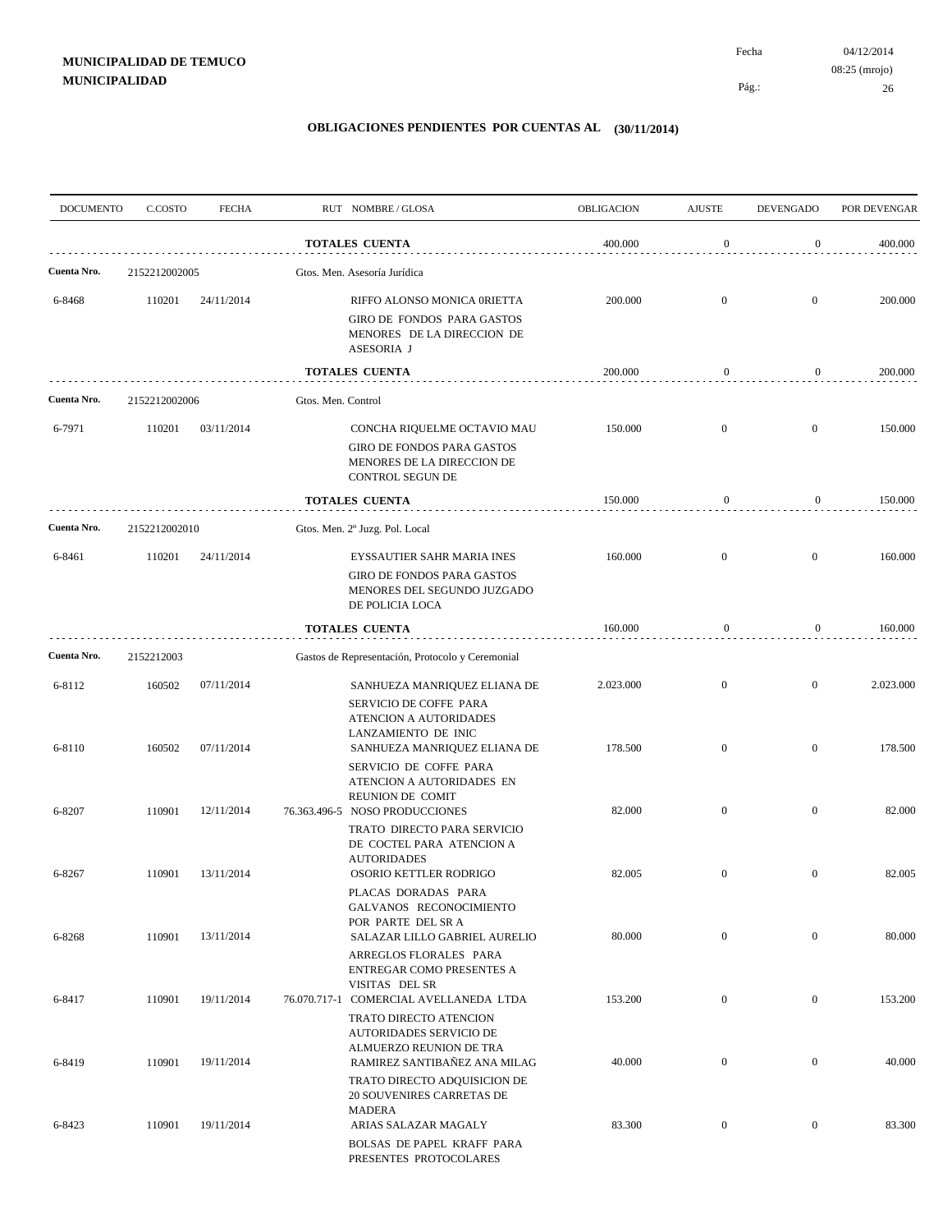**MUNICIPALIDAD DE TEMUCO**
**MUNICIPALIDAD**

Fecha 04/12/2014
08:25 (mrojo)

## OBLIGACIONES PENDIENTES POR CUENTAS AL (30/11/2014)

| DOCUMENTO | C.COSTO | FECHA | RUT NOMBRE / GLOSA | OBLIGACION | AJUSTE | DEVENGADO | POR DEVENGAR |
|---|---|---|---|---|---|---|---|
| | | | **TOTALES CUENTA** | 400.000 | 0 | 0 | 400.000 |
| **Cuenta Nro.** | 2152212002005 | | Gtos. Men. Asesoría Jurídica | | | | |
| 6-8468 | 110201 | 24/11/2014 | RIFFO ALONSO MONICA 0RIETTA GIRO DE FONDOS PARA GASTOS MENORES DE LA DIRECCION DE ASESORIA J | 200.000 | 0 | 0 | 200.000 |
| | | | **TOTALES CUENTA** | 200.000 | 0 | 0 | 200.000 |
| **Cuenta Nro.** | 2152212002006 | | Gtos. Men. Control | | | | |
| 6-7971 | 110201 | 03/11/2014 | CONCHA RIQUELME OCTAVIO MAU GIRO DE FONDOS PARA GASTOS MENORES DE LA DIRECCION DE CONTROL SEGUN DE | 150.000 | 0 | 0 | 150.000 |
| | | | **TOTALES CUENTA** | 150.000 | 0 | 0 | 150.000 |
| **Cuenta Nro.** | 2152212002010 | | Gtos. Men. 2º Juzg. Pol. Local | | | | |
| 6-8461 | 110201 | 24/11/2014 | EYSSAUTIER SAHR MARIA INES GIRO DE FONDOS PARA GASTOS MENORES DEL SEGUNDO JUZGADO DE POLICIA LOCA | 160.000 | 0 | 0 | 160.000 |
| | | | **TOTALES CUENTA** | 160.000 | 0 | 0 | 160.000 |
| **Cuenta Nro.** | 2152212003 | | Gastos de Representación, Protocolo y Ceremonial | | | | |
| 6-8112 | 160502 | 07/11/2014 | SANHUEZA MANRIQUEZ ELIANA DE SERVICIO DE COFFE PARA ATENCION A AUTORIDADES LANZAMIENTO DE INIC | 2.023.000 | 0 | 0 | 2.023.000 |
| 6-8110 | 160502 | 07/11/2014 | SANHUEZA MANRIQUEZ ELIANA DE SERVICIO DE COFFE PARA ATENCION A AUTORIDADES EN REUNION DE COMIT | 178.500 | 0 | 0 | 178.500 |
| 6-8207 | 110901 | 12/11/2014 | 76.363.496-5 NOSO PRODUCCIONES TRATO DIRECTO PARA SERVICIO DE COCTEL PARA ATENCION A AUTORIDADES | 82.000 | 0 | 0 | 82.000 |
| 6-8267 | 110901 | 13/11/2014 | OSORIO KETTLER RODRIGO PLACAS DORADAS PARA GALVANOS RECONOCIMIENTO POR PARTE DEL SR A | 82.005 | 0 | 0 | 82.005 |
| 6-8268 | 110901 | 13/11/2014 | SALAZAR LILLO GABRIEL AURELIO ARREGLOS FLORALES PARA ENTREGAR COMO PRESENTES A VISITAS DEL SR | 80.000 | 0 | 0 | 80.000 |
| 6-8417 | 110901 | 19/11/2014 | 76.070.717-1 COMERCIAL AVELLANEDA LTDA TRATO DIRECTO ATENCION AUTORIDADES SERVICIO DE ALMUERZO REUNION DE TRA | 153.200 | 0 | 0 | 153.200 |
| 6-8419 | 110901 | 19/11/2014 | RAMIREZ SANTIBAÑEZ ANA MILAG TRATO DIRECTO ADQUISICION DE 20 SOUVENIRES CARRETAS DE MADERA | 40.000 | 0 | 0 | 40.000 |
| 6-8423 | 110901 | 19/11/2014 | ARIAS SALAZAR MAGALY BOLSAS DE PAPEL KRAFF PARA PRESENTES PROTOCOLARES | 83.300 | 0 | 0 | 83.300 |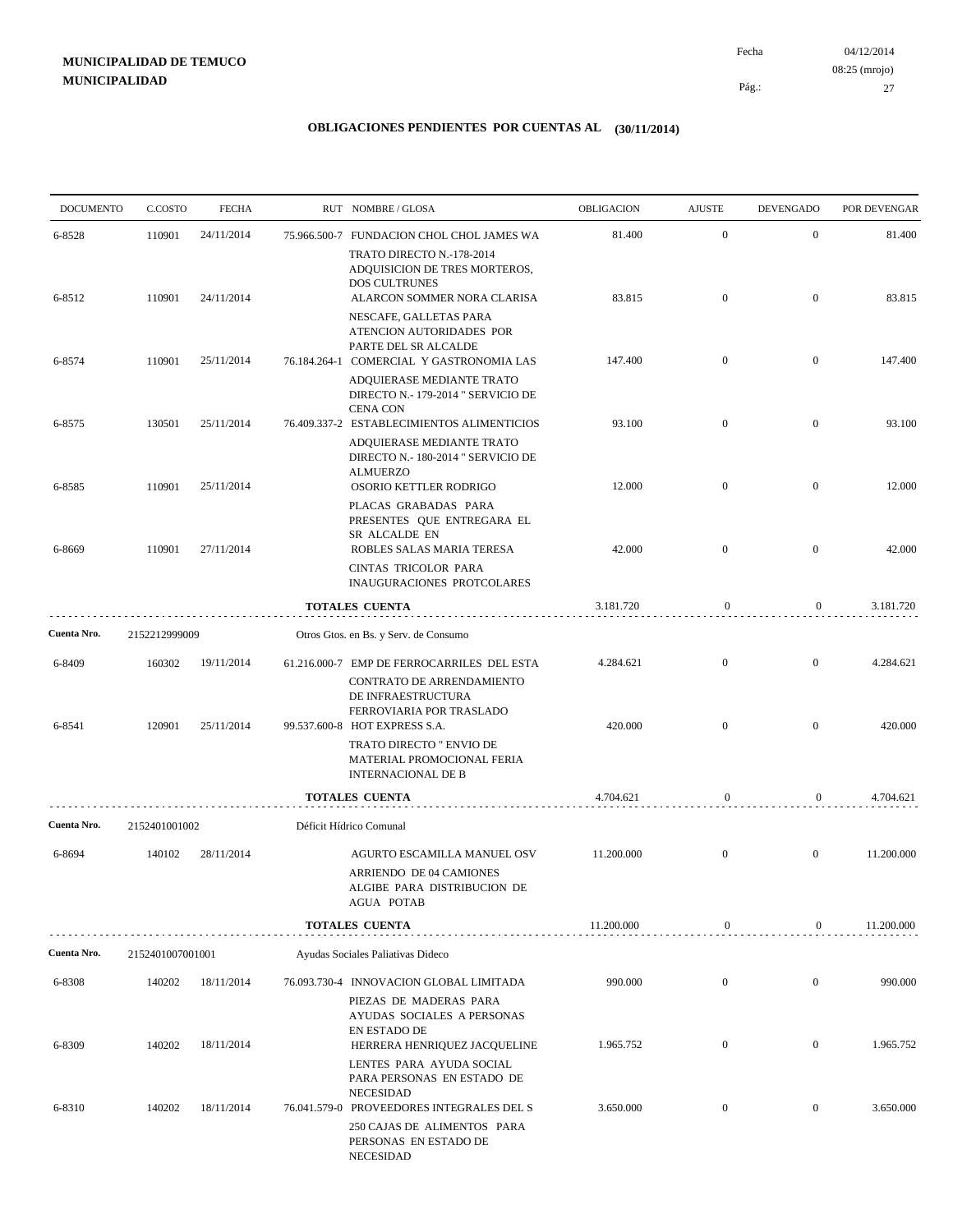**MUNICIPALIDAD DE TEMUCO**
**MUNICIPALIDAD**

Fecha 04/12/2014
08:25 (mrojo)

## OBLIGACIONES PENDIENTES POR CUENTAS AL (30/11/2014)

| DOCUMENTO | C.COSTO | FECHA | RUT | NOMBRE / GLOSA | OBLIGACION | AJUSTE | DEVENGADO | POR DEVENGAR |
|---|---|---|---|---|---|---|---|---|
| 6-8528 | 110901 | 24/11/2014 | 75.966.500-7 | FUNDACION CHOL CHOL JAMES WA<br>TRATO DIRECTO N.-178-2014 ADQUISICION DE TRES MORTEROS, DOS CULTRUNES | 81.400 | 0 | 0 | 81.400 |
| 6-8512 | 110901 | 24/11/2014 | | ALARCON SOMMER NORA CLARISA<br>NESCAFE, GALLETAS PARA ATENCION AUTORIDADES POR PARTE DEL SR ALCALDE | 83.815 | 0 | 0 | 83.815 |
| 6-8574 | 110901 | 25/11/2014 | 76.184.264-1 | COMERCIAL Y GASTRONOMIA LAS<br>ADQUIERASE MEDIANTE TRATO DIRECTO N.- 179-2014 " SERVICIO DE CENA CON | 147.400 | 0 | 0 | 147.400 |
| 6-8575 | 130501 | 25/11/2014 | 76.409.337-2 | ESTABLECIMIENTOS ALIMENTICIOS<br>ADQUIERASE MEDIANTE TRATO DIRECTO N.- 180-2014 " SERVICIO DE ALMUERZO | 93.100 | 0 | 0 | 93.100 |
| 6-8585 | 110901 | 25/11/2014 | | OSORIO KETTLER RODRIGO<br>PLACAS GRABADAS PARA PRESENTES QUE ENTREGARA EL SR ALCALDE EN | 12.000 | 0 | 0 | 12.000 |
| 6-8669 | 110901 | 27/11/2014 | | ROBLES SALAS MARIA TERESA<br>CINTAS TRICOLOR PARA INAUGURACIONES PROTCOLARES | 42.000 | 0 | 0 | 42.000 |
| | | | | **TOTALES CUENTA** | 3.181.720 | 0 | 0 | 3.181.720 |
| **Cuenta Nro.** | 2152212999009 | | | Otros Gtos. en Bs. y Serv. de Consumo | | | | |
| 6-8409 | 160302 | 19/11/2014 | 61.216.000-7 | EMP DE FERROCARRILES DEL ESTA<br>CONTRATO DE ARRENDAMIENTO DE INFRAESTRUCTURA FERROVIARIA POR TRASLADO | 4.284.621 | 0 | 0 | 4.284.621 |
| 6-8541 | 120901 | 25/11/2014 | 99.537.600-8 | HOT EXPRESS S.A.<br>TRATO DIRECTO " ENVIO DE MATERIAL PROMOCIONAL FERIA INTERNACIONAL DE B | 420.000 | 0 | 0 | 420.000 |
| | | | | **TOTALES CUENTA** | 4.704.621 | 0 | 0 | 4.704.621 |
| **Cuenta Nro.** | 2152401001002 | | | Déficit Hídrico Comunal | | | | |
| 6-8694 | 140102 | 28/11/2014 | | AGURTO ESCAMILLA MANUEL OSV<br>ARRIENDO DE 04 CAMIONES ALGIBE PARA DISTRIBUCION DE AGUA POTAB | 11.200.000 | 0 | 0 | 11.200.000 |
| | | | | **TOTALES CUENTA** | 11.200.000 | 0 | 0 | 11.200.000 |
| **Cuenta Nro.** | 2152401007001001 | | | Ayudas Sociales Paliativas Dideco | | | | |
| 6-8308 | 140202 | 18/11/2014 | 76.093.730-4 | INNOVACION GLOBAL LIMITADA<br>PIEZAS DE MADERAS PARA AYUDAS SOCIALES A PERSONAS EN ESTADO DE | 990.000 | 0 | 0 | 990.000 |
| 6-8309 | 140202 | 18/11/2014 | | HERRERA HENRIQUEZ JACQUELINE<br>LENTES PARA AYUDA SOCIAL PARA PERSONAS EN ESTADO DE NECESIDAD | 1.965.752 | 0 | 0 | 1.965.752 |
| 6-8310 | 140202 | 18/11/2014 | 76.041.579-0 | PROVEEDORES INTEGRALES DEL S<br>250 CAJAS DE ALIMENTOS PARA PERSONAS EN ESTADO DE NECESIDAD | 3.650.000 | 0 | 0 | 3.650.000 |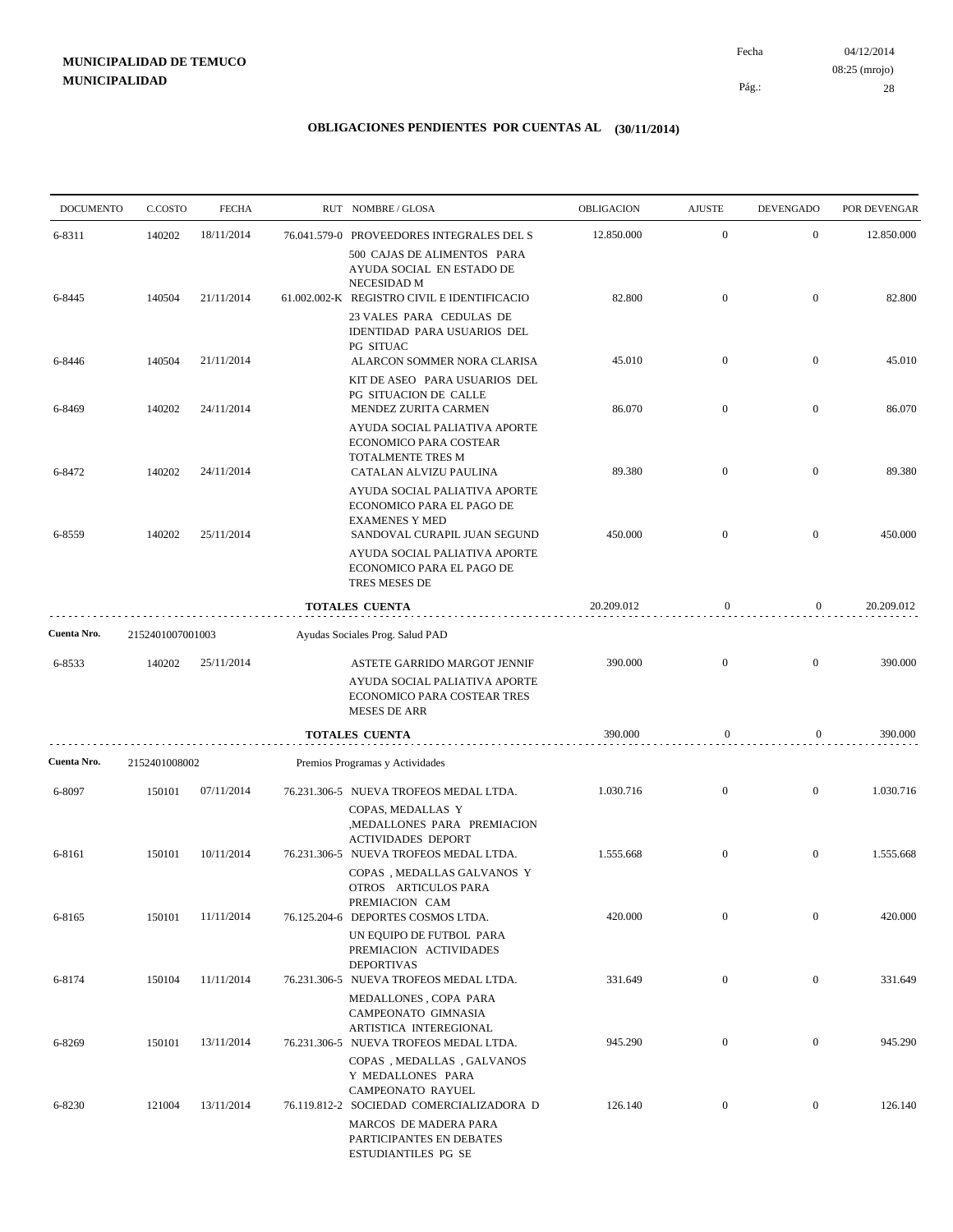**MUNICIPALIDAD DE TEMUCO**
**MUNICIPALIDAD**

Fecha 04/12/2014
08:25 (mrojo)

## OBLIGACIONES PENDIENTES POR CUENTAS AL (30/11/2014)

| DOCUMENTO | C.COSTO | FECHA | RUT | NOMBRE / GLOSA | OBLIGACION | AJUSTE | DEVENGADO | POR DEVENGAR |
|---|---|---|---|---|---|---|---|---|
| 6-8311 | 140202 | 18/11/2014 | 76.041.579-0 | PROVEEDORES INTEGRALES DEL S<br>500 CAJAS DE ALIMENTOS PARA AYUDA SOCIAL EN ESTADO DE NECESIDAD M | 12.850.000 | 0 | 0 | 12.850.000 |
| 6-8445 | 140504 | 21/11/2014 | 61.002.002-K | REGISTRO CIVIL E IDENTIFICACIO<br>23 VALES PARA CEDULAS DE IDENTIDAD PARA USUARIOS DEL PG SITUAC | 82.800 | 0 | 0 | 82.800 |
| 6-8446 | 140504 | 21/11/2014 | | ALARCON SOMMER NORA CLARISA<br>KIT DE ASEO PARA USUARIOS DEL PG SITUACION DE CALLE | 45.010 | 0 | 0 | 45.010 |
| 6-8469 | 140202 | 24/11/2014 | | MENDEZ ZURITA CARMEN<br>AYUDA SOCIAL PALIATIVA APORTE ECONOMICO PARA COSTEAR TOTALMENTE TRES M | 86.070 | 0 | 0 | 86.070 |
| 6-8472 | 140202 | 24/11/2014 | | CATALAN ALVIZU PAULINA<br>AYUDA SOCIAL PALIATIVA APORTE ECONOMICO PARA EL PAGO DE EXAMENES Y MED | 89.380 | 0 | 0 | 89.380 |
| 6-8559 | 140202 | 25/11/2014 | | SANDOVAL CURAPIL JUAN SEGUND<br>AYUDA SOCIAL PALIATIVA APORTE ECONOMICO PARA EL PAGO DE TRES MESES DE | 450.000 | 0 | 0 | 450.000 |
| | | | | **TOTALES CUENTA** | 20.209.012 | 0 | 0 | 20.209.012 |

**Cuenta Nro.** 2152401007001003 — Ayudas Sociales Prog. Salud PAD

| DOCUMENTO | C.COSTO | FECHA | RUT | NOMBRE / GLOSA | OBLIGACION | AJUSTE | DEVENGADO | POR DEVENGAR |
|---|---|---|---|---|---|---|---|---|
| 6-8533 | 140202 | 25/11/2014 | | ASTETE GARRIDO MARGOT JENNIF<br>AYUDA SOCIAL PALIATIVA APORTE ECONOMICO PARA COSTEAR TRES MESES DE ARR | 390.000 | 0 | 0 | 390.000 |
| | | | | **TOTALES CUENTA** | 390.000 | 0 | 0 | 390.000 |

**Cuenta Nro.** 2152401008002 — Premios Programas y Actividades

| DOCUMENTO | C.COSTO | FECHA | RUT | NOMBRE / GLOSA | OBLIGACION | AJUSTE | DEVENGADO | POR DEVENGAR |
|---|---|---|---|---|---|---|---|---|
| 6-8097 | 150101 | 07/11/2014 | 76.231.306-5 | NUEVA TROFEOS MEDAL LTDA.<br>COPAS, MEDALLAS Y ,MEDALLONES PARA PREMIACION ACTIVIDADES DEPORT | 1.030.716 | 0 | 0 | 1.030.716 |
| 6-8161 | 150101 | 10/11/2014 | 76.231.306-5 | NUEVA TROFEOS MEDAL LTDA.<br>COPAS , MEDALLAS GALVANOS Y OTROS ARTICULOS PARA PREMIACION CAM | 1.555.668 | 0 | 0 | 1.555.668 |
| 6-8165 | 150101 | 11/11/2014 | 76.125.204-6 | DEPORTES COSMOS LTDA.<br>UN EQUIPO DE FUTBOL PARA PREMIACION ACTIVIDADES DEPORTIVAS | 420.000 | 0 | 0 | 420.000 |
| 6-8174 | 150104 | 11/11/2014 | 76.231.306-5 | NUEVA TROFEOS MEDAL LTDA.<br>MEDALLONES , COPA PARA CAMPEONATO GIMNASIA ARTISTICA INTEREGIONAL | 331.649 | 0 | 0 | 331.649 |
| 6-8269 | 150101 | 13/11/2014 | 76.231.306-5 | NUEVA TROFEOS MEDAL LTDA.<br>COPAS , MEDALLAS , GALVANOS Y MEDALLONES PARA CAMPEONATO RAYUEL | 945.290 | 0 | 0 | 945.290 |
| 6-8230 | 121004 | 13/11/2014 | 76.119.812-2 | SOCIEDAD COMERCIALIZADORA D<br>MARCOS DE MADERA PARA PARTICIPANTES EN DEBATES ESTUDIANTILES PG SE | 126.140 | 0 | 0 | 126.140 |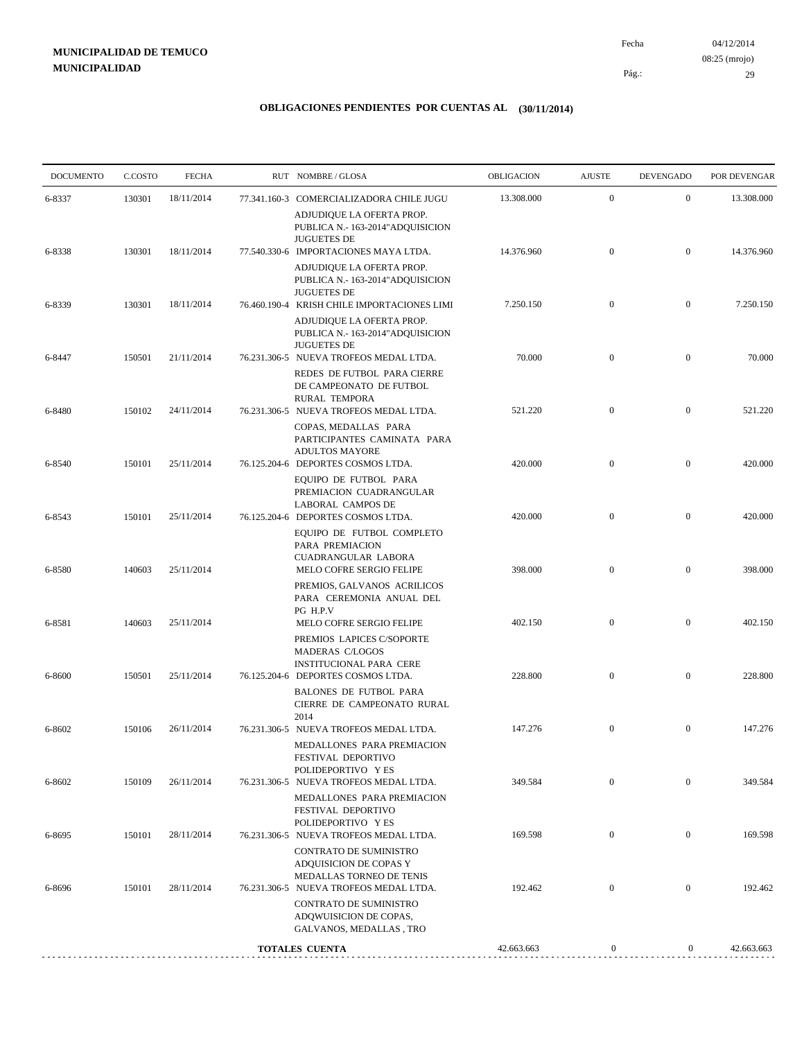**MUNICIPALIDAD DE TEMUCO**
**MUNICIPALIDAD**

Fecha 04/12/2014
08:25 (mrojo)

## OBLIGACIONES PENDIENTES POR CUENTAS AL (30/11/2014)

| DOCUMENTO | C.COSTO | FECHA | RUT | NOMBRE / GLOSA | OBLIGACION | AJUSTE | DEVENGADO | POR DEVENGAR |
|---|---|---|---|---|---|---|---|---|
| 6-8337 | 130301 | 18/11/2014 | 77.341.160-3 | COMERCIALIZADORA CHILE JUGU<br>ADJUDIQUE LA OFERTA PROP. PUBLICA N.- 163-2014"ADQUISICION JUGUETES DE | 13.308.000 | 0 | 0 | 13.308.000 |
| 6-8338 | 130301 | 18/11/2014 | 77.540.330-6 | IMPORTACIONES MAYA LTDA.<br>ADJUDIQUE LA OFERTA PROP. PUBLICA N.- 163-2014"ADQUISICION JUGUETES DE | 14.376.960 | 0 | 0 | 14.376.960 |
| 6-8339 | 130301 | 18/11/2014 | 76.460.190-4 | KRISH CHILE IMPORTACIONES LIMI<br>ADJUDIQUE LA OFERTA PROP. PUBLICA N.- 163-2014"ADQUISICION JUGUETES DE | 7.250.150 | 0 | 0 | 7.250.150 |
| 6-8447 | 150501 | 21/11/2014 | 76.231.306-5 | NUEVA TROFEOS MEDAL LTDA.<br>REDES DE FUTBOL PARA CIERRE DE CAMPEONATO DE FUTBOL RURAL TEMPORA | 70.000 | 0 | 0 | 70.000 |
| 6-8480 | 150102 | 24/11/2014 | 76.231.306-5 | NUEVA TROFEOS MEDAL LTDA.<br>COPAS, MEDALLAS PARA PARTICIPANTES CAMINATA PARA ADULTOS MAYORE | 521.220 | 0 | 0 | 521.220 |
| 6-8540 | 150101 | 25/11/2014 | 76.125.204-6 | DEPORTES COSMOS LTDA.<br>EQUIPO DE FUTBOL PARA PREMIACION CUADRANGULAR LABORAL CAMPOS DE | 420.000 | 0 | 0 | 420.000 |
| 6-8543 | 150101 | 25/11/2014 | 76.125.204-6 | DEPORTES COSMOS LTDA.<br>EQUIPO DE FUTBOL COMPLETO PARA PREMIACION CUADRANGULAR LABORA | 420.000 | 0 | 0 | 420.000 |
| 6-8580 | 140603 | 25/11/2014 | | MELO COFRE SERGIO FELIPE<br>PREMIOS, GALVANOS ACRILICOS PARA CEREMONIA ANUAL DEL PG H.P.V | 398.000 | 0 | 0 | 398.000 |
| 6-8581 | 140603 | 25/11/2014 | | MELO COFRE SERGIO FELIPE<br>PREMIOS LAPICES C/SOPORTE MADERAS C/LOGOS INSTITUCIONAL PARA CERE | 402.150 | 0 | 0 | 402.150 |
| 6-8600 | 150501 | 25/11/2014 | 76.125.204-6 | DEPORTES COSMOS LTDA.<br>BALONES DE FUTBOL PARA CIERRE DE CAMPEONATO RURAL 2014 | 228.800 | 0 | 0 | 228.800 |
| 6-8602 | 150106 | 26/11/2014 | 76.231.306-5 | NUEVA TROFEOS MEDAL LTDA.<br>MEDALLONES PARA PREMIACION FESTIVAL DEPORTIVO POLIDEPORTIVO Y ES | 147.276 | 0 | 0 | 147.276 |
| 6-8602 | 150109 | 26/11/2014 | 76.231.306-5 | NUEVA TROFEOS MEDAL LTDA.<br>MEDALLONES PARA PREMIACION FESTIVAL DEPORTIVO POLIDEPORTIVO Y ES | 349.584 | 0 | 0 | 349.584 |
| 6-8695 | 150101 | 28/11/2014 | 76.231.306-5 | NUEVA TROFEOS MEDAL LTDA.<br>CONTRATO DE SUMINISTRO ADQUISICION DE COPAS Y MEDALLAS TORNEO DE TENIS | 169.598 | 0 | 0 | 169.598 |
| 6-8696 | 150101 | 28/11/2014 | 76.231.306-5 | NUEVA TROFEOS MEDAL LTDA.<br>CONTRATO DE SUMINISTRO ADQWUISICION DE COPAS, GALVANOS, MEDALLAS , TRO | 192.462 | 0 | 0 | 192.462 |
| | | | | **TOTALES CUENTA** | 42.663.663 | 0 | 0 | 42.663.663 |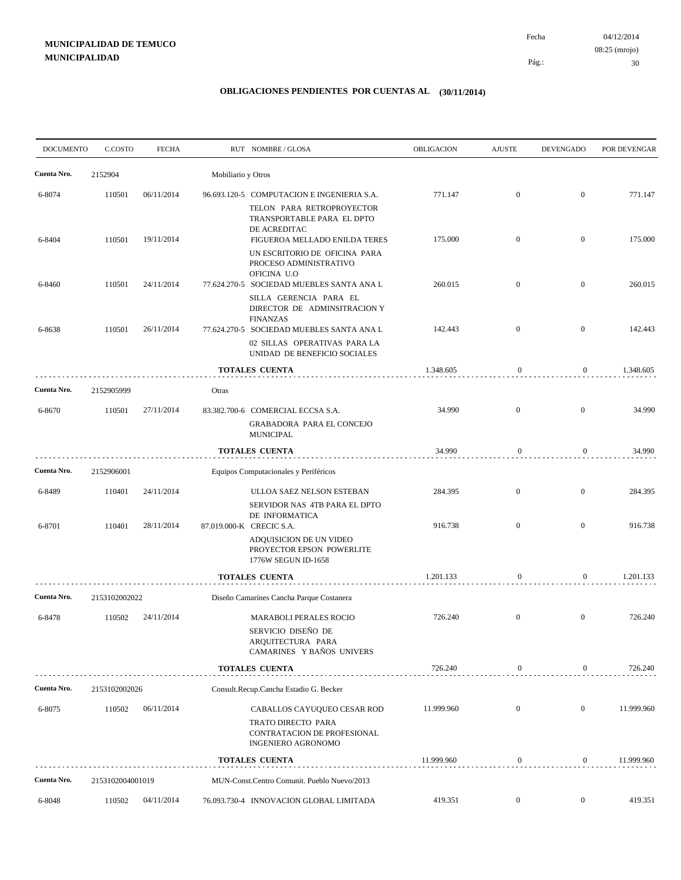**MUNICIPALIDAD DE TEMUCO**
**MUNICIPALIDAD**

Fecha 04/12/2014
08:25 (mrojo)

# OBLIGACIONES PENDIENTES POR CUENTAS AL (30/11/2014)

| DOCUMENTO | C.COSTO | FECHA | RUT NOMBRE / GLOSA | OBLIGACION | AJUSTE | DEVENGADO | POR DEVENGAR |
|---|---|---|---|---|---|---|---|
| **Cuenta Nro.** | 2152904 | | Mobiliario y Otros | | | | |
| 6-8074 | 110501 | 06/11/2014 | 96.693.120-5 COMPUTACION E INGENIERIA S.A. TELON PARA RETROPROYECTOR TRANSPORTABLE PARA EL DPTO DE ACREDITAC | 771.147 | 0 | 0 | 771.147 |
| 6-8404 | 110501 | 19/11/2014 | FIGUEROA MELLADO ENILDA TERES UN ESCRITORIO DE OFICINA PARA PROCESO ADMINISTRATIVO OFICINA U.O | 175.000 | 0 | 0 | 175.000 |
| 6-8460 | 110501 | 24/11/2014 | 77.624.270-5 SOCIEDAD MUEBLES SANTA ANA L SILLA GERENCIA PARA EL DIRECTOR DE ADMINSITRACION Y FINANZAS | 260.015 | 0 | 0 | 260.015 |
| 6-8638 | 110501 | 26/11/2014 | 77.624.270-5 SOCIEDAD MUEBLES SANTA ANA L 02 SILLAS OPERATIVAS PARA LA UNIDAD DE BENEFICIO SOCIALES | 142.443 | 0 | 0 | 142.443 |
| | | | **TOTALES CUENTA** | 1.348.605 | 0 | 0 | 1.348.605 |
| **Cuenta Nro.** | 2152905999 | | Otras | | | | |
| 6-8670 | 110501 | 27/11/2014 | 83.382.700-6 COMERCIAL ECCSA S.A. GRABADORA PARA EL CONCEJO MUNICIPAL | 34.990 | 0 | 0 | 34.990 |
| | | | **TOTALES CUENTA** | 34.990 | 0 | 0 | 34.990 |
| **Cuenta Nro.** | 2152906001 | | Equipos Computacionales y Periféricos | | | | |
| 6-8489 | 110401 | 24/11/2014 | ULLOA SAEZ NELSON ESTEBAN SERVIDOR NAS 4TB PARA EL DPTO DE INFORMATICA | 284.395 | 0 | 0 | 284.395 |
| 6-8701 | 110401 | 28/11/2014 | 87.019.000-K CRECIC S.A. ADQUISICION DE UN VIDEO PROYECTOR EPSON POWERLITE 1776W SEGUN ID-1658 | 916.738 | 0 | 0 | 916.738 |
| | | | **TOTALES CUENTA** | 1.201.133 | 0 | 0 | 1.201.133 |
| **Cuenta Nro.** | 2153102002022 | | Diseño Camarines Cancha Parque Costanera | | | | |
| 6-8478 | 110502 | 24/11/2014 | MARABOLI PERALES ROCIO SERVICIO DISEÑO DE ARQUITECTURA PARA CAMARINES Y BAÑOS UNIVERS | 726.240 | 0 | 0 | 726.240 |
| | | | **TOTALES CUENTA** | 726.240 | 0 | 0 | 726.240 |
| **Cuenta Nro.** | 2153102002026 | | Consult.Recup.Cancha Estadio G. Becker | | | | |
| 6-8075 | 110502 | 06/11/2014 | CABALLOS CAYUQUEO CESAR ROD TRATO DIRECTO PARA CONTRATACION DE PROFESIONAL INGENIERO AGRONOMO | 11.999.960 | 0 | 0 | 11.999.960 |
| | | | **TOTALES CUENTA** | 11.999.960 | 0 | 0 | 11.999.960 |
| **Cuenta Nro.** | 2153102004001019 | | MUN-Const.Centro Comunit. Pueblo Nuevo/2013 | | | | |
| 6-8048 | 110502 | 04/11/2014 | 76.093.730-4 INNOVACION GLOBAL LIMITADA | 419.351 | 0 | 0 | 419.351 |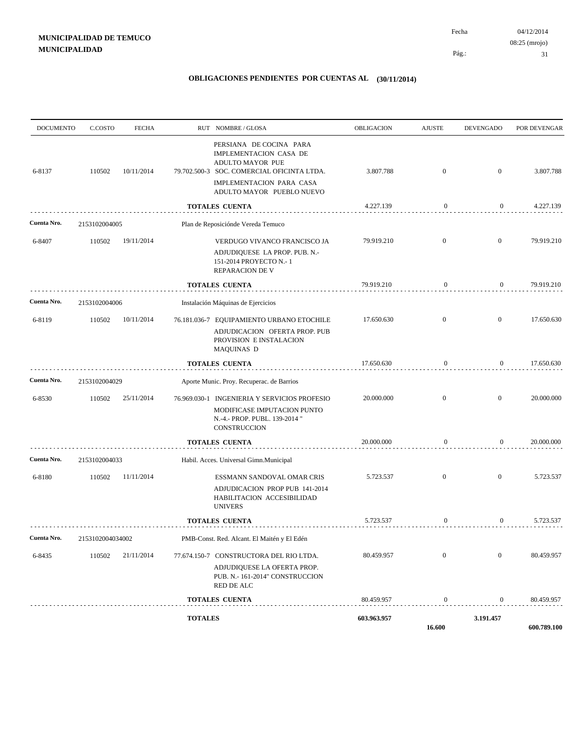**MUNICIPALIDAD DE TEMUCO**
**MUNICIPALIDAD**

Fecha 04/12/2014
08:25 (mrojo)

# OBLIGACIONES PENDIENTES POR CUENTAS AL (30/11/2014)

| DOCUMENTO | C.COSTO | FECHA | RUT NOMBRE / GLOSA | OBLIGACION | AJUSTE | DEVENGADO | POR DEVENGAR |
|---|---|---|---|---|---|---|---|
| 6-8137 | 110502 | 10/11/2014 | PERSIANA DE COCINA PARA IMPLEMENTACION CASA DE ADULTO MAYOR PUE 79.702.500-3 SOC. COMERCIAL OFICINTA LTDA. IMPLEMENTACION PARA CASA ADULTO MAYOR PUEBLO NUEVO | 3.807.788 | 0 | 0 | 3.807.788 |
| | | | **TOTALES CUENTA** | 4.227.139 | 0 | 0 | 4.227.139 |
| **Cuenta Nro.** | 2153102004005 | | Plan de Reposiciónde Vereda Temuco | | | | |
| 6-8407 | 110502 | 19/11/2014 | VERDUGO VIVANCO FRANCISCO JA ADJUDIQUESE LA PROP. PUB. N.- 151-2014 PROYECTO N.- 1 REPARACION DE V | 79.919.210 | 0 | 0 | 79.919.210 |
| | | | **TOTALES CUENTA** | 79.919.210 | 0 | 0 | 79.919.210 |
| **Cuenta Nro.** | 2153102004006 | | Instalación Máquinas de Ejercicios | | | | |
| 6-8119 | 110502 | 10/11/2014 | 76.181.036-7 EQUIPAMIENTO URBANO ETOCHILE ADJUDICACION OFERTA PROP. PUB PROVISION E INSTALACION MAQUINAS D | 17.650.630 | 0 | 0 | 17.650.630 |
| | | | **TOTALES CUENTA** | 17.650.630 | 0 | 0 | 17.650.630 |
| **Cuenta Nro.** | 2153102004029 | | Aporte Munic. Proy. Recuperac. de Barrios | | | | |
| 6-8530 | 110502 | 25/11/2014 | 76.969.030-1 INGENIERIA Y SERVICIOS PROFESIO MODIFICASE IMPUTACION PUNTO N.-4.- PROP. PUBL. 139-2014 " CONSTRUCCION | 20.000.000 | 0 | 0 | 20.000.000 |
| | | | **TOTALES CUENTA** | 20.000.000 | 0 | 0 | 20.000.000 |
| **Cuenta Nro.** | 2153102004033 | | Habil. Acces. Universal Gimn.Municipal | | | | |
| 6-8180 | 110502 | 11/11/2014 | ESSMANN SANDOVAL OMAR CRIS ADJUDICACION PROP PUB 141-2014 HABILITACION ACCESIBILIDAD UNIVERS | 5.723.537 | 0 | 0 | 5.723.537 |
| | | | **TOTALES CUENTA** | 5.723.537 | 0 | 0 | 5.723.537 |
| **Cuenta Nro.** | 2153102004034002 | | PMB-Const. Red. Alcant. El Maitén y El Edén | | | | |
| 6-8435 | 110502 | 21/11/2014 | 77.674.150-7 CONSTRUCTORA DEL RIO LTDA. ADJUDIQUESE LA OFERTA PROP. PUB. N.- 161-2014" CONSTRUCCION RED DE ALC | 80.459.957 | 0 | 0 | 80.459.957 |
| | | | **TOTALES CUENTA** | 80.459.957 | 0 | 0 | 80.459.957 |
| | | | **TOTALES** | **603.963.957** | **16.600** | **3.191.457** | **600.789.100** |